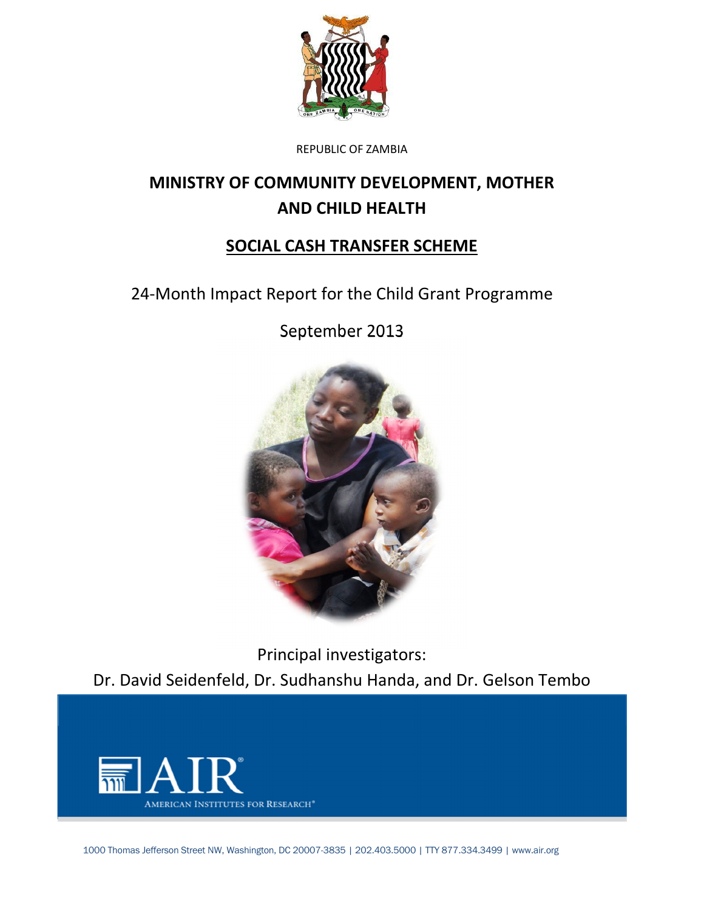REPUBLIC OF ZAMBIA

# MINISTRY OF COMMUNITY DEVELOPMENT, MOTHER AND CHILD HEALTH

## SOCIAL CASH TRANSFER SCHEME

24-Month Impact Report for the Child Grant Programme

September 2013

Principal investigators:

Dr. David Seidenfeld, Dr. Sudhanshu Handa, and Dr. Gelson Tembo

AIR

AMERICAN INSTITUTES FOR RESEARCH®

1000 Thomas Jefferson Street NW, Washington, DC 20007-3835 | 202.403.5000 | TTY 877.334.3499 | www.air.org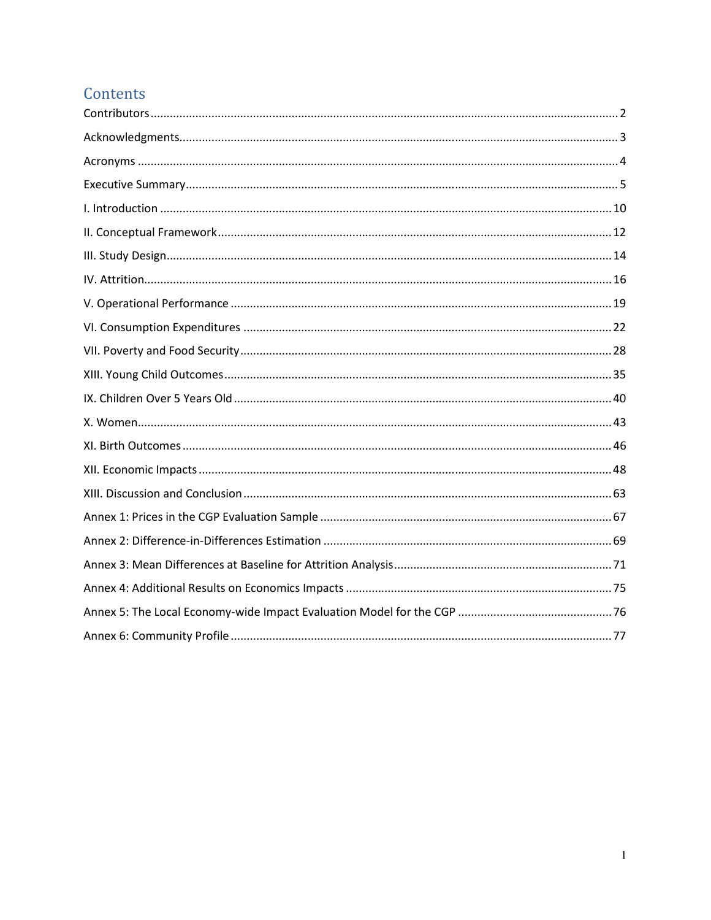## Contents

Contributors ........................................................................................................................................ 2

Acknowledgments ................................................................................................................................ 3

Acronyms ............................................................................................................................................. 4

Executive Summary ............................................................................................................................. 5

I. Introduction ..................................................................................................................................... 10

II. Conceptual Framework ................................................................................................................. 12

III. Study Design ................................................................................................................................ 14

IV. Attrition ........................................................................................................................................ 16

V. Operational Performance ............................................................................................................. 19

VI. Consumption Expenditures ......................................................................................................... 22

VII. Poverty and Food Security .......................................................................................................... 28

XIII. Young Child Outcomes ............................................................................................................... 35

IX. Children Over 5 Years Old ............................................................................................................ 40

X. Women ........................................................................................................................................... 43

XI. Birth Outcomes ............................................................................................................................ 46

XII. Economic Impacts ....................................................................................................................... 48

XIII. Discussion and Conclusion ......................................................................................................... 63

Annex 1: Prices in the CGP Evaluation Sample .................................................................................. 67

Annex 2: Difference-in-Differences Estimation .................................................................................. 69

Annex 3: Mean Differences at Baseline for Attrition Analysis ............................................................ 71

Annex 4: Additional Results on Economics Impacts ........................................................................... 75

Annex 5: The Local Economy-wide Impact Evaluation Model for the CGP ......................................... 76

Annex 6: Community Profile ............................................................................................................... 77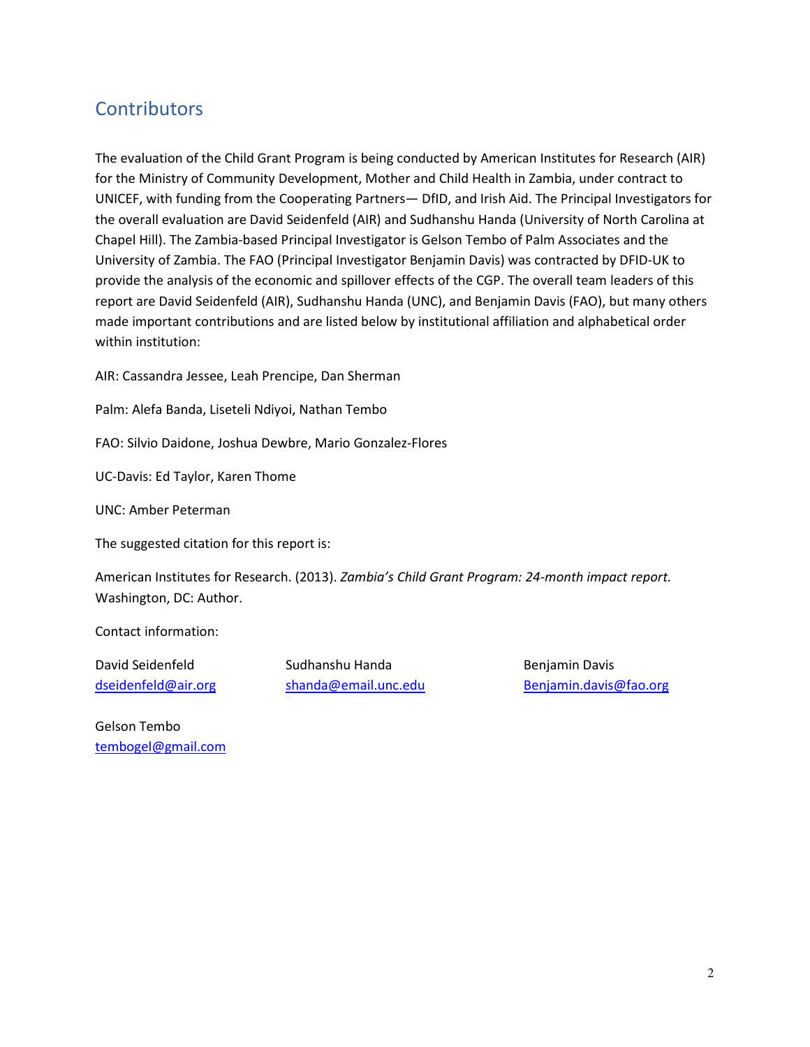## Contributors

The evaluation of the Child Grant Program is being conducted by American Institutes for Research (AIR) for the Ministry of Community Development, Mother and Child Health in Zambia, under contract to UNICEF, with funding from the Cooperating Partners— DfID, and Irish Aid. The Principal Investigators for the overall evaluation are David Seidenfeld (AIR) and Sudhanshu Handa (University of North Carolina at Chapel Hill). The Zambia-based Principal Investigator is Gelson Tembo of Palm Associates and the University of Zambia. The FAO (Principal Investigator Benjamin Davis) was contracted by DFID-UK to provide the analysis of the economic and spillover effects of the CGP. The overall team leaders of this report are David Seidenfeld (AIR), Sudhanshu Handa (UNC), and Benjamin Davis (FAO), but many others made important contributions and are listed below by institutional affiliation and alphabetical order within institution:

AIR: Cassandra Jessee, Leah Prencipe, Dan Sherman

Palm: Alefa Banda, Liseteli Ndiyoi, Nathan Tembo

FAO: Silvio Daidone, Joshua Dewbre, Mario Gonzalez-Flores

UC-Davis: Ed Taylor, Karen Thome

UNC: Amber Peterman

The suggested citation for this report is:

American Institutes for Research. (2013). *Zambia's Child Grant Program: 24-month impact report.* Washington, DC: Author.

Contact information:

David Seidenfeld
dseidenfeld@air.org

Sudhanshu Handa
shanda@email.unc.edu

Benjamin Davis
Benjamin.davis@fao.org

Gelson Tembo
tembogel@gmail.com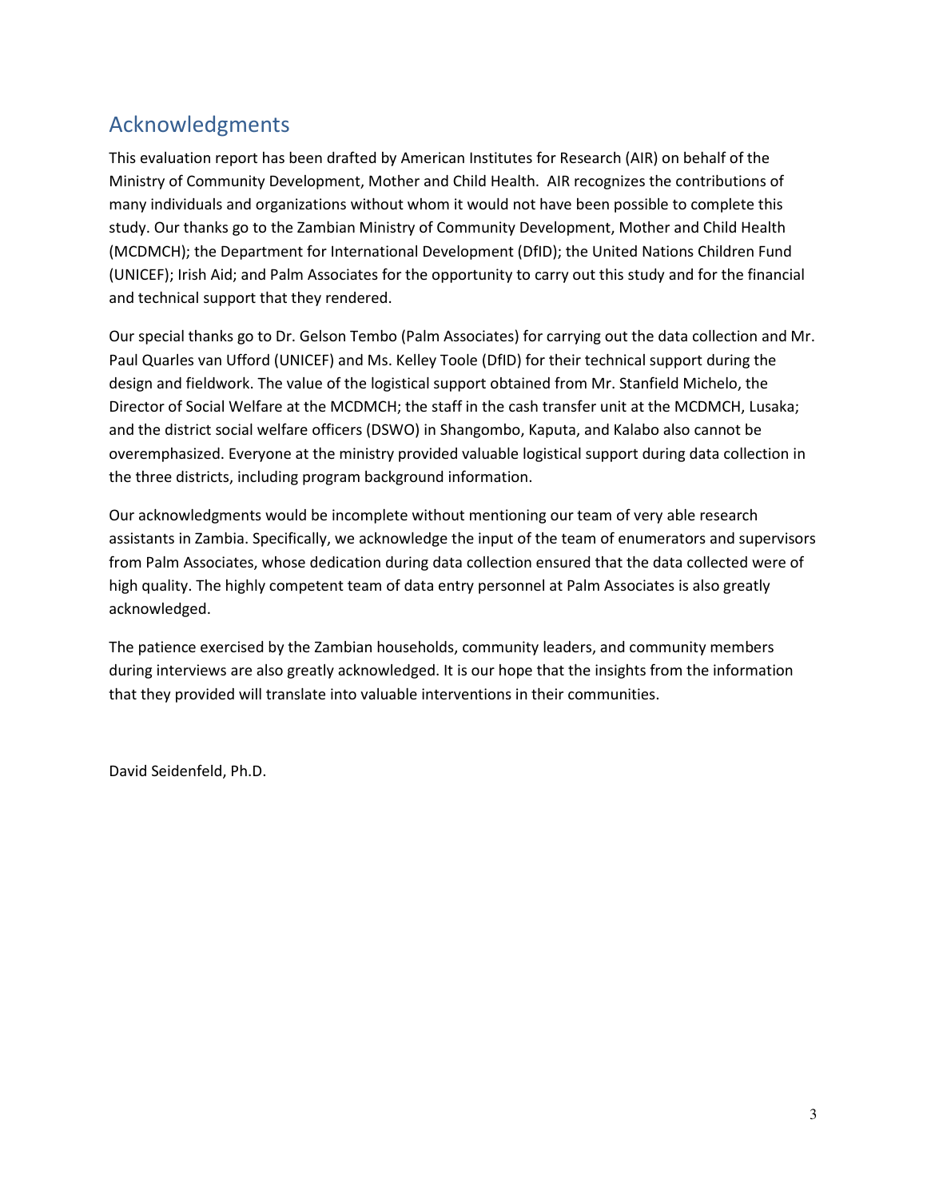## Acknowledgments

This evaluation report has been drafted by American Institutes for Research (AIR) on behalf of the Ministry of Community Development, Mother and Child Health. AIR recognizes the contributions of many individuals and organizations without whom it would not have been possible to complete this study. Our thanks go to the Zambian Ministry of Community Development, Mother and Child Health (MCDMCH); the Department for International Development (DfID); the United Nations Children Fund (UNICEF); Irish Aid; and Palm Associates for the opportunity to carry out this study and for the financial and technical support that they rendered.

Our special thanks go to Dr. Gelson Tembo (Palm Associates) for carrying out the data collection and Mr. Paul Quarles van Ufford (UNICEF) and Ms. Kelley Toole (DfID) for their technical support during the design and fieldwork. The value of the logistical support obtained from Mr. Stanfield Michelo, the Director of Social Welfare at the MCDMCH; the staff in the cash transfer unit at the MCDMCH, Lusaka; and the district social welfare officers (DSWO) in Shangombo, Kaputa, and Kalabo also cannot be overemphasized. Everyone at the ministry provided valuable logistical support during data collection in the three districts, including program background information.

Our acknowledgments would be incomplete without mentioning our team of very able research assistants in Zambia. Specifically, we acknowledge the input of the team of enumerators and supervisors from Palm Associates, whose dedication during data collection ensured that the data collected were of high quality. The highly competent team of data entry personnel at Palm Associates is also greatly acknowledged.

The patience exercised by the Zambian households, community leaders, and community members during interviews are also greatly acknowledged. It is our hope that the insights from the information that they provided will translate into valuable interventions in their communities.

David Seidenfeld, Ph.D.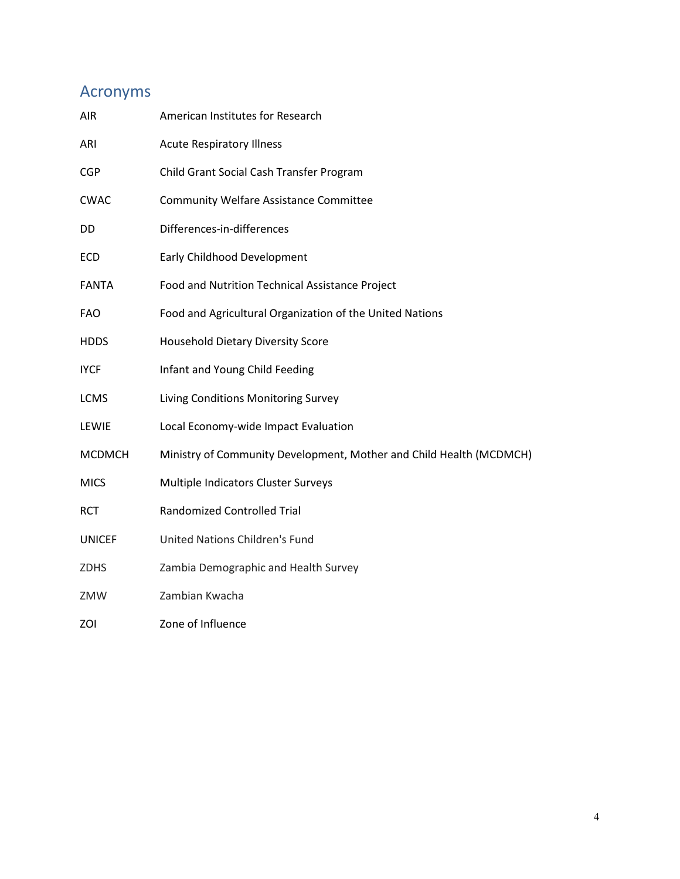## Acronyms

| | |
|---|---|
| AIR | American Institutes for Research |
| ARI | Acute Respiratory Illness |
| CGP | Child Grant Social Cash Transfer Program |
| CWAC | Community Welfare Assistance Committee |
| DD | Differences-in-differences |
| ECD | Early Childhood Development |
| FANTA | Food and Nutrition Technical Assistance Project |
| FAO | Food and Agricultural Organization of the United Nations |
| HDDS | Household Dietary Diversity Score |
| IYCF | Infant and Young Child Feeding |
| LCMS | Living Conditions Monitoring Survey |
| LEWIE | Local Economy-wide Impact Evaluation |
| MCDMCH | Ministry of Community Development, Mother and Child Health (MCDMCH) |
| MICS | Multiple Indicators Cluster Surveys |
| RCT | Randomized Controlled Trial |
| UNICEF | United Nations Children's Fund |
| ZDHS | Zambia Demographic and Health Survey |
| ZMW | Zambian Kwacha |
| ZOI | Zone of Influence |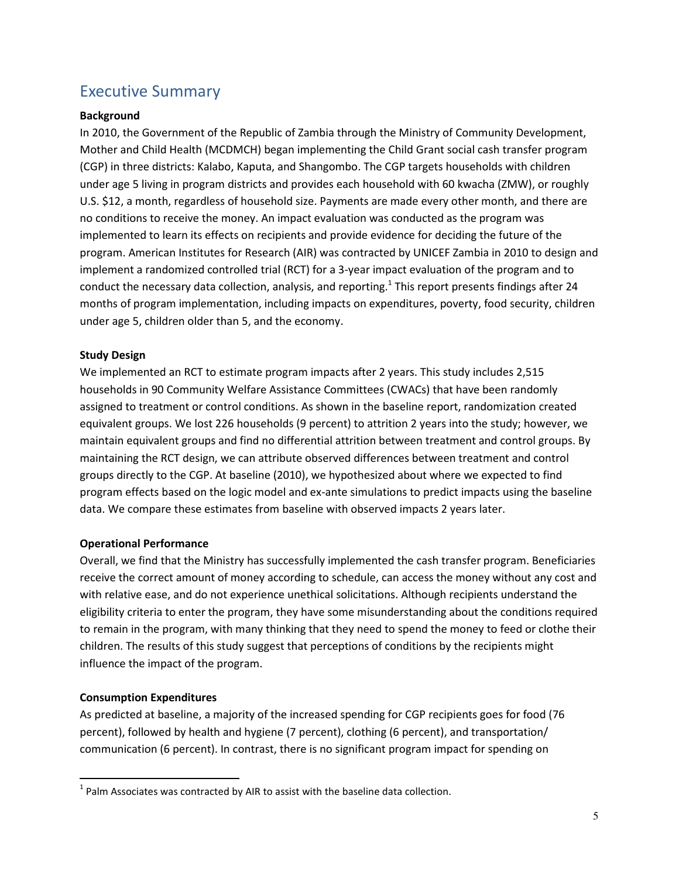# Executive Summary

**Background**

In 2010, the Government of the Republic of Zambia through the Ministry of Community Development, Mother and Child Health (MCDMCH) began implementing the Child Grant social cash transfer program (CGP) in three districts: Kalabo, Kaputa, and Shangombo. The CGP targets households with children under age 5 living in program districts and provides each household with 60 kwacha (ZMW), or roughly U.S. $12, a month, regardless of household size. Payments are made every other month, and there are no conditions to receive the money. An impact evaluation was conducted as the program was implemented to learn its effects on recipients and provide evidence for deciding the future of the program. American Institutes for Research (AIR) was contracted by UNICEF Zambia in 2010 to design and implement a randomized controlled trial (RCT) for a 3-year impact evaluation of the program and to conduct the necessary data collection, analysis, and reporting.[1] This report presents findings after 24 months of program implementation, including impacts on expenditures, poverty, food security, children under age 5, children older than 5, and the economy.

**Study Design**

We implemented an RCT to estimate program impacts after 2 years. This study includes 2,515 households in 90 Community Welfare Assistance Committees (CWACs) that have been randomly assigned to treatment or control conditions. As shown in the baseline report, randomization created equivalent groups. We lost 226 households (9 percent) to attrition 2 years into the study; however, we maintain equivalent groups and find no differential attrition between treatment and control groups. By maintaining the RCT design, we can attribute observed differences between treatment and control groups directly to the CGP. At baseline (2010), we hypothesized about where we expected to find program effects based on the logic model and ex-ante simulations to predict impacts using the baseline data. We compare these estimates from baseline with observed impacts 2 years later.

**Operational Performance**

Overall, we find that the Ministry has successfully implemented the cash transfer program. Beneficiaries receive the correct amount of money according to schedule, can access the money without any cost and with relative ease, and do not experience unethical solicitations. Although recipients understand the eligibility criteria to enter the program, they have some misunderstanding about the conditions required to remain in the program, with many thinking that they need to spend the money to feed or clothe their children. The results of this study suggest that perceptions of conditions by the recipients might influence the impact of the program.

**Consumption Expenditures**

As predicted at baseline, a majority of the increased spending for CGP recipients goes for food (76 percent), followed by health and hygiene (7 percent), clothing (6 percent), and transportation/ communication (6 percent). In contrast, there is no significant program impact for spending on

[1] Palm Associates was contracted by AIR to assist with the baseline data collection.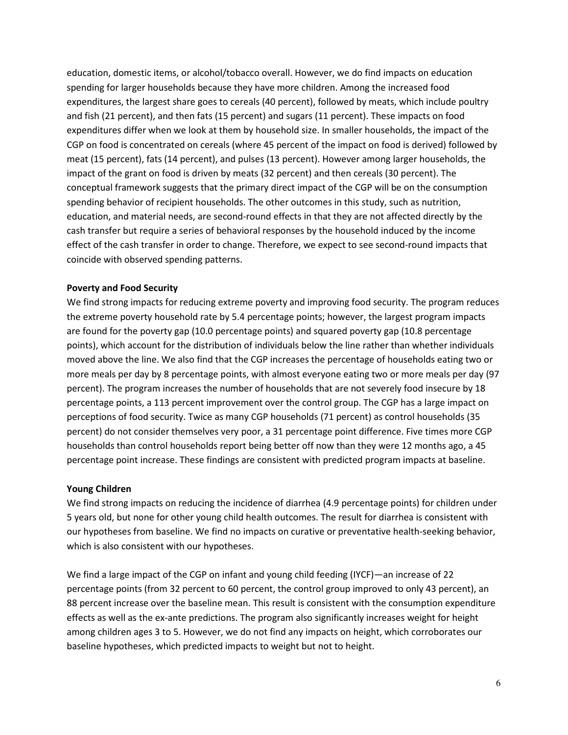education, domestic items, or alcohol/tobacco overall. However, we do find impacts on education spending for larger households because they have more children. Among the increased food expenditures, the largest share goes to cereals (40 percent), followed by meats, which include poultry and fish (21 percent), and then fats (15 percent) and sugars (11 percent). These impacts on food expenditures differ when we look at them by household size. In smaller households, the impact of the CGP on food is concentrated on cereals (where 45 percent of the impact on food is derived) followed by meat (15 percent), fats (14 percent), and pulses (13 percent). However among larger households, the impact of the grant on food is driven by meats (32 percent) and then cereals (30 percent). The conceptual framework suggests that the primary direct impact of the CGP will be on the consumption spending behavior of recipient households. The other outcomes in this study, such as nutrition, education, and material needs, are second-round effects in that they are not affected directly by the cash transfer but require a series of behavioral responses by the household induced by the income effect of the cash transfer in order to change. Therefore, we expect to see second-round impacts that coincide with observed spending patterns.

**Poverty and Food Security**

We find strong impacts for reducing extreme poverty and improving food security. The program reduces the extreme poverty household rate by 5.4 percentage points; however, the largest program impacts are found for the poverty gap (10.0 percentage points) and squared poverty gap (10.8 percentage points), which account for the distribution of individuals below the line rather than whether individuals moved above the line. We also find that the CGP increases the percentage of households eating two or more meals per day by 8 percentage points, with almost everyone eating two or more meals per day (97 percent). The program increases the number of households that are not severely food insecure by 18 percentage points, a 113 percent improvement over the control group. The CGP has a large impact on perceptions of food security. Twice as many CGP households (71 percent) as control households (35 percent) do not consider themselves very poor, a 31 percentage point difference. Five times more CGP households than control households report being better off now than they were 12 months ago, a 45 percentage point increase. These findings are consistent with predicted program impacts at baseline.

**Young Children**

We find strong impacts on reducing the incidence of diarrhea (4.9 percentage points) for children under 5 years old, but none for other young child health outcomes. The result for diarrhea is consistent with our hypotheses from baseline. We find no impacts on curative or preventative health-seeking behavior, which is also consistent with our hypotheses.

We find a large impact of the CGP on infant and young child feeding (IYCF)—an increase of 22 percentage points (from 32 percent to 60 percent, the control group improved to only 43 percent), an 88 percent increase over the baseline mean. This result is consistent with the consumption expenditure effects as well as the ex-ante predictions. The program also significantly increases weight for height among children ages 3 to 5. However, we do not find any impacts on height, which corroborates our baseline hypotheses, which predicted impacts to weight but not to height.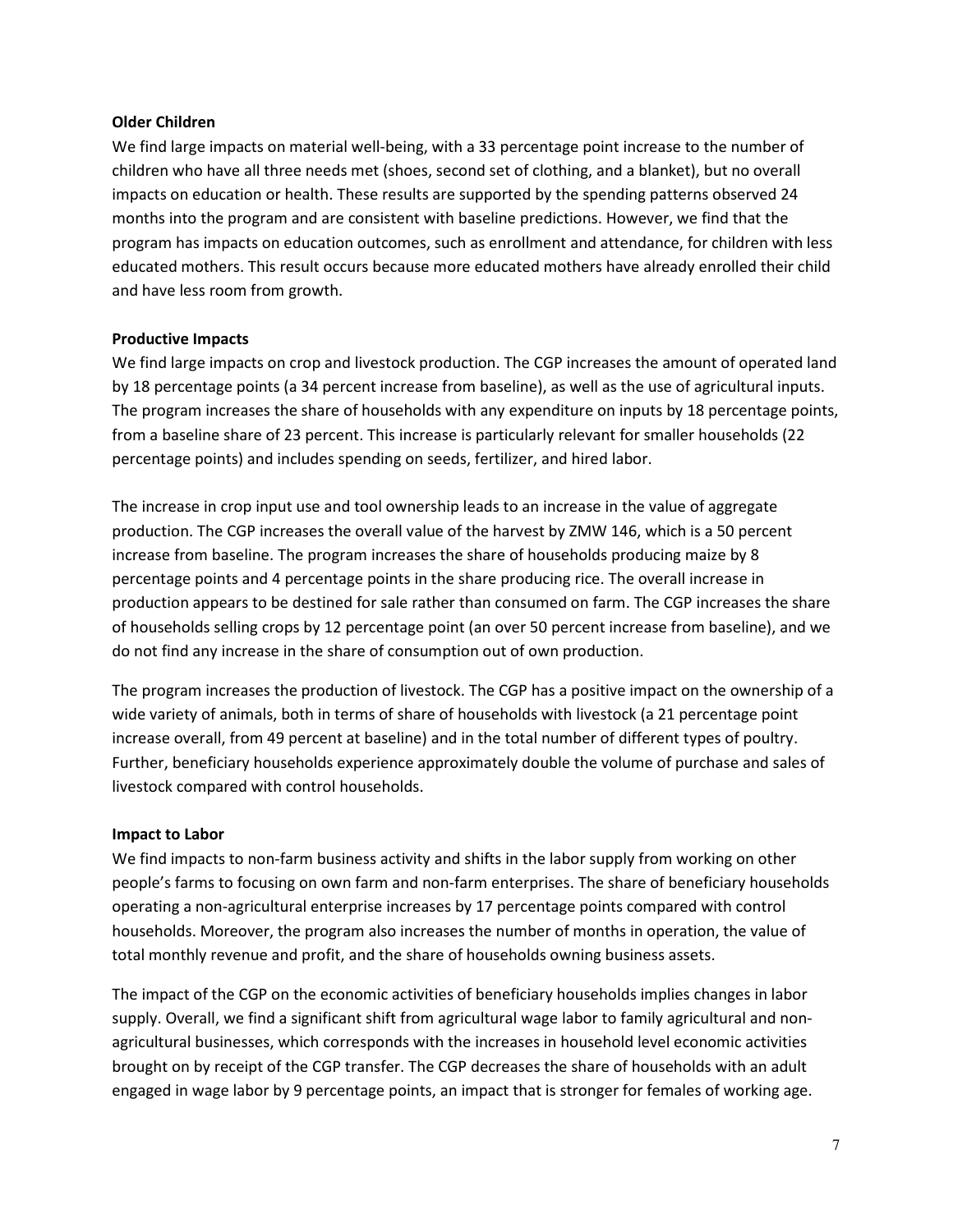**Older Children**

We find large impacts on material well-being, with a 33 percentage point increase to the number of children who have all three needs met (shoes, second set of clothing, and a blanket), but no overall impacts on education or health. These results are supported by the spending patterns observed 24 months into the program and are consistent with baseline predictions. However, we find that the program has impacts on education outcomes, such as enrollment and attendance, for children with less educated mothers. This result occurs because more educated mothers have already enrolled their child and have less room from growth.

**Productive Impacts**

We find large impacts on crop and livestock production. The CGP increases the amount of operated land by 18 percentage points (a 34 percent increase from baseline), as well as the use of agricultural inputs. The program increases the share of households with any expenditure on inputs by 18 percentage points, from a baseline share of 23 percent. This increase is particularly relevant for smaller households (22 percentage points) and includes spending on seeds, fertilizer, and hired labor.

The increase in crop input use and tool ownership leads to an increase in the value of aggregate production. The CGP increases the overall value of the harvest by ZMW 146, which is a 50 percent increase from baseline. The program increases the share of households producing maize by 8 percentage points and 4 percentage points in the share producing rice. The overall increase in production appears to be destined for sale rather than consumed on farm. The CGP increases the share of households selling crops by 12 percentage point (an over 50 percent increase from baseline), and we do not find any increase in the share of consumption out of own production.

The program increases the production of livestock. The CGP has a positive impact on the ownership of a wide variety of animals, both in terms of share of households with livestock (a 21 percentage point increase overall, from 49 percent at baseline) and in the total number of different types of poultry. Further, beneficiary households experience approximately double the volume of purchase and sales of livestock compared with control households.

**Impact to Labor**

We find impacts to non-farm business activity and shifts in the labor supply from working on other people's farms to focusing on own farm and non-farm enterprises. The share of beneficiary households operating a non-agricultural enterprise increases by 17 percentage points compared with control households. Moreover, the program also increases the number of months in operation, the value of total monthly revenue and profit, and the share of households owning business assets.

The impact of the CGP on the economic activities of beneficiary households implies changes in labor supply. Overall, we find a significant shift from agricultural wage labor to family agricultural and non-agricultural businesses, which corresponds with the increases in household level economic activities brought on by receipt of the CGP transfer. The CGP decreases the share of households with an adult engaged in wage labor by 9 percentage points, an impact that is stronger for females of working age.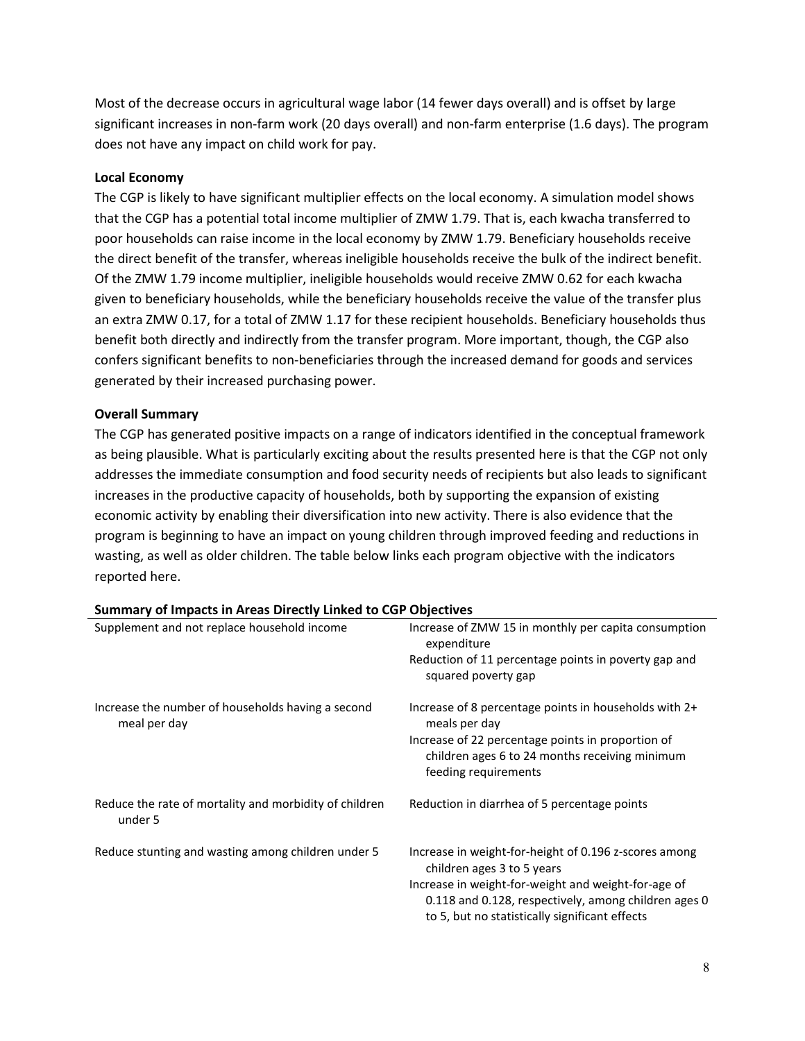Most of the decrease occurs in agricultural wage labor (14 fewer days overall) and is offset by large significant increases in non-farm work (20 days overall) and non-farm enterprise (1.6 days). The program does not have any impact on child work for pay.

**Local Economy**

The CGP is likely to have significant multiplier effects on the local economy. A simulation model shows that the CGP has a potential total income multiplier of ZMW 1.79. That is, each kwacha transferred to poor households can raise income in the local economy by ZMW 1.79. Beneficiary households receive the direct benefit of the transfer, whereas ineligible households receive the bulk of the indirect benefit. Of the ZMW 1.79 income multiplier, ineligible households would receive ZMW 0.62 for each kwacha given to beneficiary households, while the beneficiary households receive the value of the transfer plus an extra ZMW 0.17, for a total of ZMW 1.17 for these recipient households. Beneficiary households thus benefit both directly and indirectly from the transfer program. More important, though, the CGP also confers significant benefits to non-beneficiaries through the increased demand for goods and services generated by their increased purchasing power.

**Overall Summary**

The CGP has generated positive impacts on a range of indicators identified in the conceptual framework as being plausible. What is particularly exciting about the results presented here is that the CGP not only addresses the immediate consumption and food security needs of recipients but also leads to significant increases in the productive capacity of households, both by supporting the expansion of existing economic activity by enabling their diversification into new activity. There is also evidence that the program is beginning to have an impact on young children through improved feeding and reductions in wasting, as well as older children. The table below links each program objective with the indicators reported here.

**Summary of Impacts in Areas Directly Linked to CGP Objectives**

| | |
|---|---|
| Supplement and not replace household income | Increase of ZMW 15 in monthly per capita consumption expenditure<br>Reduction of 11 percentage points in poverty gap and squared poverty gap |
| Increase the number of households having a second meal per day | Increase of 8 percentage points in households with 2+ meals per day<br>Increase of 22 percentage points in proportion of children ages 6 to 24 months receiving minimum feeding requirements |
| Reduce the rate of mortality and morbidity of children under 5 | Reduction in diarrhea of 5 percentage points |
| Reduce stunting and wasting among children under 5 | Increase in weight-for-height of 0.196 z-scores among children ages 3 to 5 years<br>Increase in weight-for-weight and weight-for-age of 0.118 and 0.128, respectively, among children ages 0 to 5, but no statistically significant effects |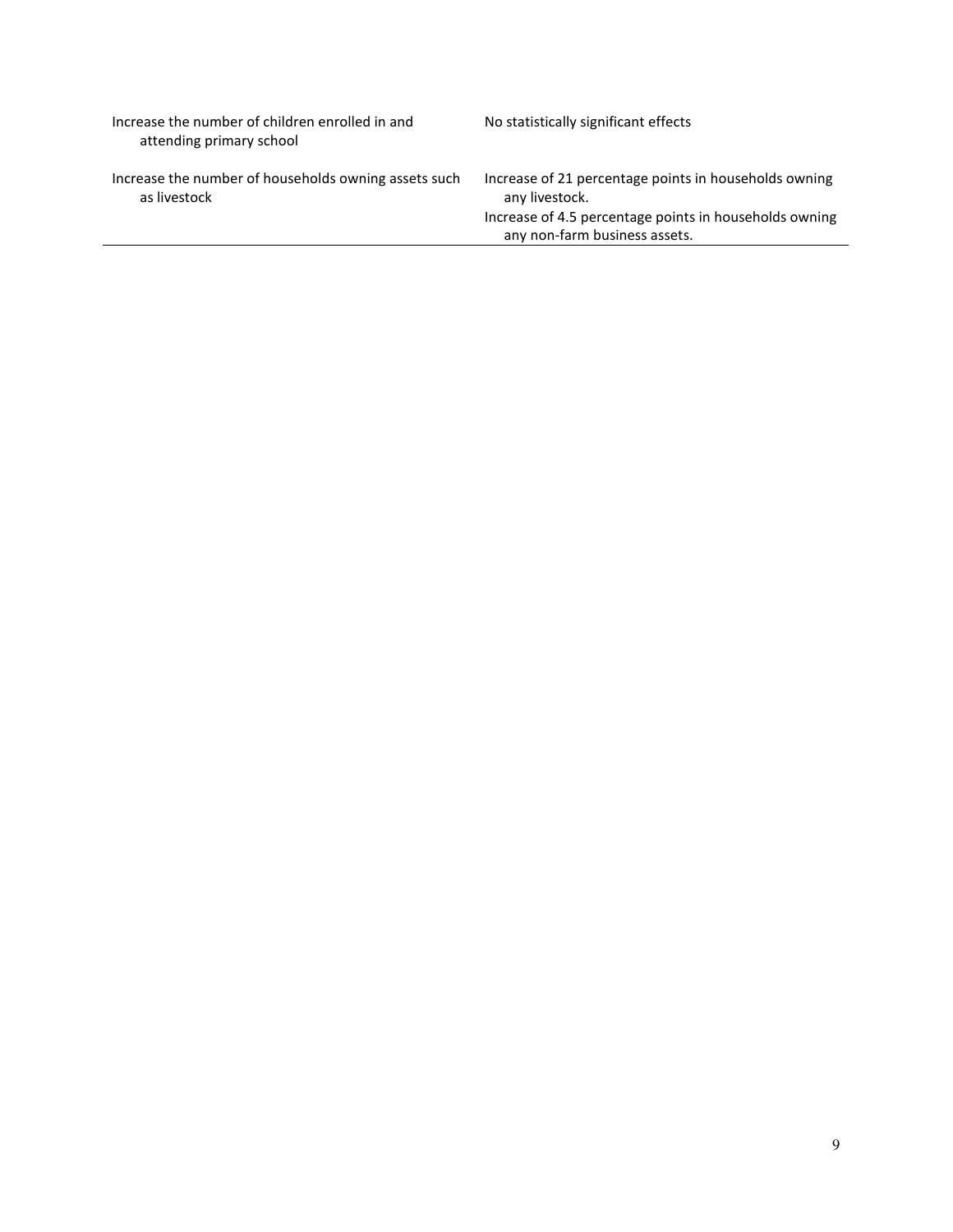| | |
| --- | --- |
| Increase the number of children enrolled in and attending primary school | No statistically significant effects |
| Increase the number of households owning assets such as livestock | Increase of 21 percentage points in households owning any livestock.<br>Increase of 4.5 percentage points in households owning any non-farm business assets. |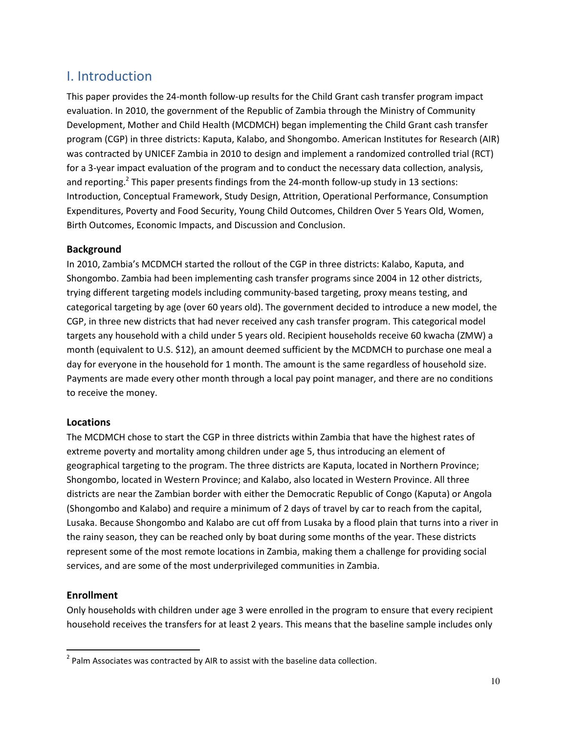# I. Introduction

This paper provides the 24-month follow-up results for the Child Grant cash transfer program impact evaluation. In 2010, the government of the Republic of Zambia through the Ministry of Community Development, Mother and Child Health (MCDMCH) began implementing the Child Grant cash transfer program (CGP) in three districts: Kaputa, Kalabo, and Shongombo. American Institutes for Research (AIR) was contracted by UNICEF Zambia in 2010 to design and implement a randomized controlled trial (RCT) for a 3-year impact evaluation of the program and to conduct the necessary data collection, analysis, and reporting.[2] This paper presents findings from the 24-month follow-up study in 13 sections: Introduction, Conceptual Framework, Study Design, Attrition, Operational Performance, Consumption Expenditures, Poverty and Food Security, Young Child Outcomes, Children Over 5 Years Old, Women, Birth Outcomes, Economic Impacts, and Discussion and Conclusion.

### Background

In 2010, Zambia's MCDMCH started the rollout of the CGP in three districts: Kalabo, Kaputa, and Shongombo. Zambia had been implementing cash transfer programs since 2004 in 12 other districts, trying different targeting models including community-based targeting, proxy means testing, and categorical targeting by age (over 60 years old). The government decided to introduce a new model, the CGP, in three new districts that had never received any cash transfer program. This categorical model targets any household with a child under 5 years old. Recipient households receive 60 kwacha (ZMW) a month (equivalent to U.S. $12), an amount deemed sufficient by the MCDMCH to purchase one meal a day for everyone in the household for 1 month. The amount is the same regardless of household size. Payments are made every other month through a local pay point manager, and there are no conditions to receive the money.

### Locations

The MCDMCH chose to start the CGP in three districts within Zambia that have the highest rates of extreme poverty and mortality among children under age 5, thus introducing an element of geographical targeting to the program. The three districts are Kaputa, located in Northern Province; Shongombo, located in Western Province; and Kalabo, also located in Western Province. All three districts are near the Zambian border with either the Democratic Republic of Congo (Kaputa) or Angola (Shongombo and Kalabo) and require a minimum of 2 days of travel by car to reach from the capital, Lusaka. Because Shongombo and Kalabo are cut off from Lusaka by a flood plain that turns into a river in the rainy season, they can be reached only by boat during some months of the year. These districts represent some of the most remote locations in Zambia, making them a challenge for providing social services, and are some of the most underprivileged communities in Zambia.

### Enrollment

Only households with children under age 3 were enrolled in the program to ensure that every recipient household receives the transfers for at least 2 years. This means that the baseline sample includes only

[2] Palm Associates was contracted by AIR to assist with the baseline data collection.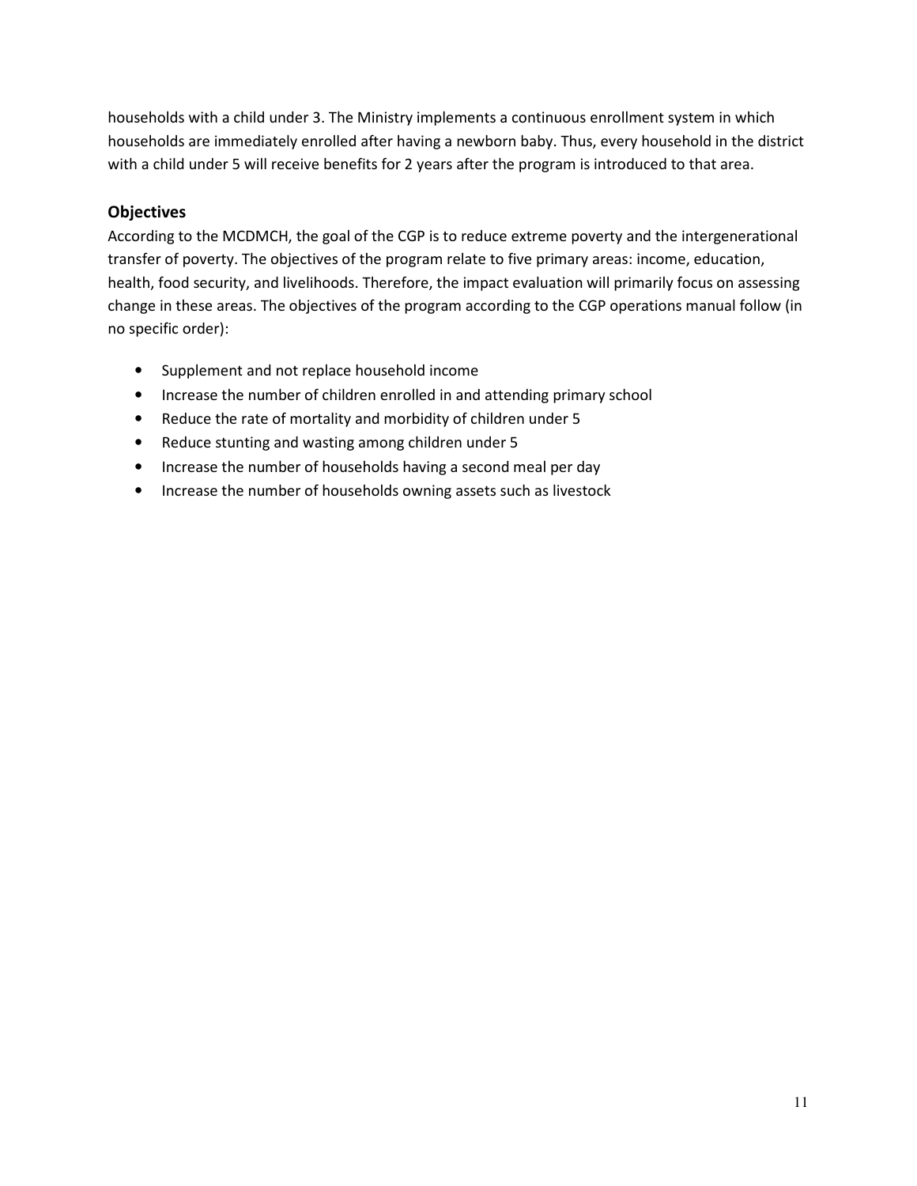households with a child under 3. The Ministry implements a continuous enrollment system in which households are immediately enrolled after having a newborn baby. Thus, every household in the district with a child under 5 will receive benefits for 2 years after the program is introduced to that area.

### Objectives

According to the MCDMCH, the goal of the CGP is to reduce extreme poverty and the intergenerational transfer of poverty. The objectives of the program relate to five primary areas: income, education, health, food security, and livelihoods. Therefore, the impact evaluation will primarily focus on assessing change in these areas. The objectives of the program according to the CGP operations manual follow (in no specific order):

- Supplement and not replace household income
- Increase the number of children enrolled in and attending primary school
- Reduce the rate of mortality and morbidity of children under 5
- Reduce stunting and wasting among children under 5
- Increase the number of households having a second meal per day
- Increase the number of households owning assets such as livestock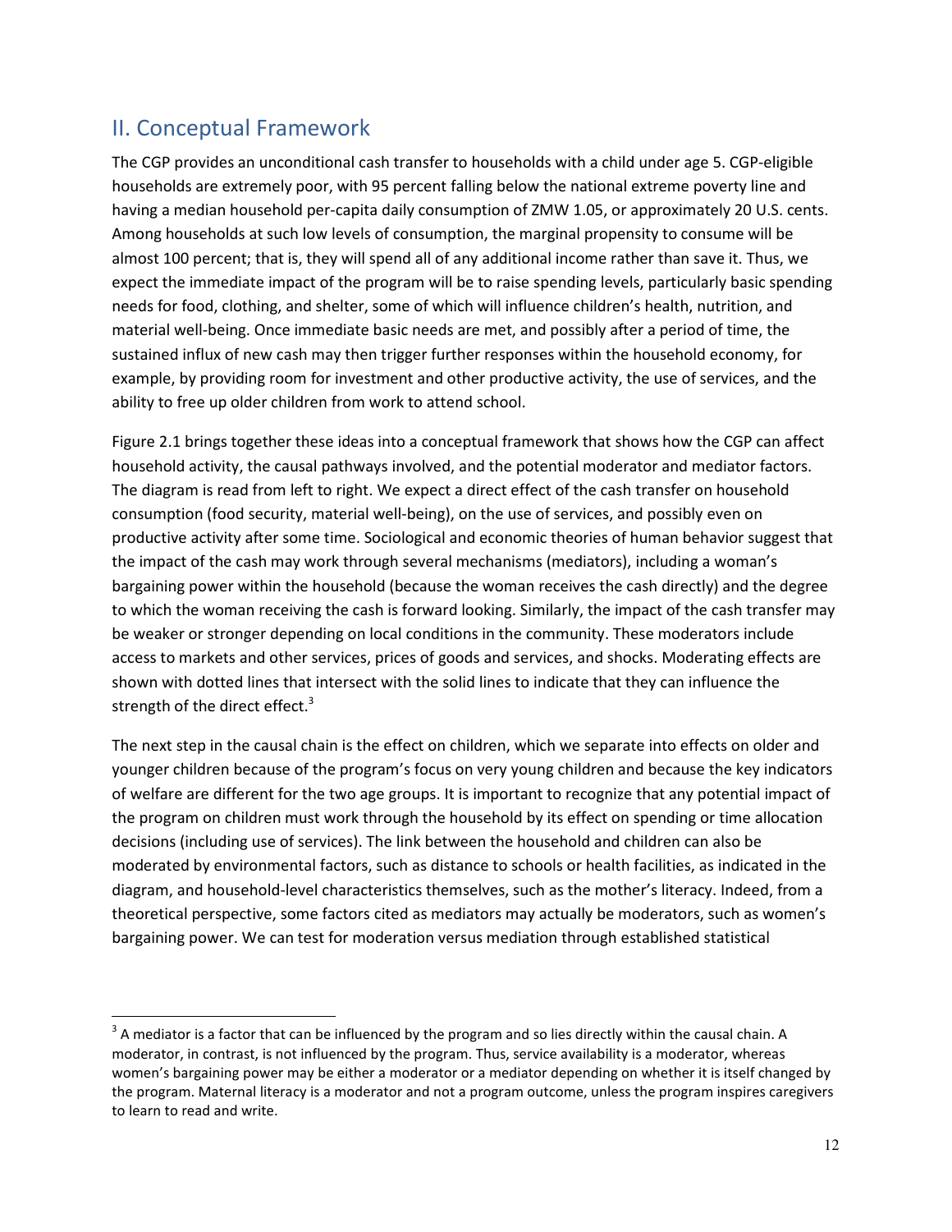## II. Conceptual Framework

The CGP provides an unconditional cash transfer to households with a child under age 5. CGP-eligible households are extremely poor, with 95 percent falling below the national extreme poverty line and having a median household per-capita daily consumption of ZMW 1.05, or approximately 20 U.S. cents. Among households at such low levels of consumption, the marginal propensity to consume will be almost 100 percent; that is, they will spend all of any additional income rather than save it. Thus, we expect the immediate impact of the program will be to raise spending levels, particularly basic spending needs for food, clothing, and shelter, some of which will influence children's health, nutrition, and material well-being. Once immediate basic needs are met, and possibly after a period of time, the sustained influx of new cash may then trigger further responses within the household economy, for example, by providing room for investment and other productive activity, the use of services, and the ability to free up older children from work to attend school.

Figure 2.1 brings together these ideas into a conceptual framework that shows how the CGP can affect household activity, the causal pathways involved, and the potential moderator and mediator factors. The diagram is read from left to right. We expect a direct effect of the cash transfer on household consumption (food security, material well-being), on the use of services, and possibly even on productive activity after some time. Sociological and economic theories of human behavior suggest that the impact of the cash may work through several mechanisms (mediators), including a woman's bargaining power within the household (because the woman receives the cash directly) and the degree to which the woman receiving the cash is forward looking. Similarly, the impact of the cash transfer may be weaker or stronger depending on local conditions in the community. These moderators include access to markets and other services, prices of goods and services, and shocks. Moderating effects are shown with dotted lines that intersect with the solid lines to indicate that they can influence the strength of the direct effect.[3]

The next step in the causal chain is the effect on children, which we separate into effects on older and younger children because of the program's focus on very young children and because the key indicators of welfare are different for the two age groups. It is important to recognize that any potential impact of the program on children must work through the household by its effect on spending or time allocation decisions (including use of services). The link between the household and children can also be moderated by environmental factors, such as distance to schools or health facilities, as indicated in the diagram, and household-level characteristics themselves, such as the mother's literacy. Indeed, from a theoretical perspective, some factors cited as mediators may actually be moderators, such as women's bargaining power. We can test for moderation versus mediation through established statistical

[3] A mediator is a factor that can be influenced by the program and so lies directly within the causal chain. A moderator, in contrast, is not influenced by the program. Thus, service availability is a moderator, whereas women's bargaining power may be either a moderator or a mediator depending on whether it is itself changed by the program. Maternal literacy is a moderator and not a program outcome, unless the program inspires caregivers to learn to read and write.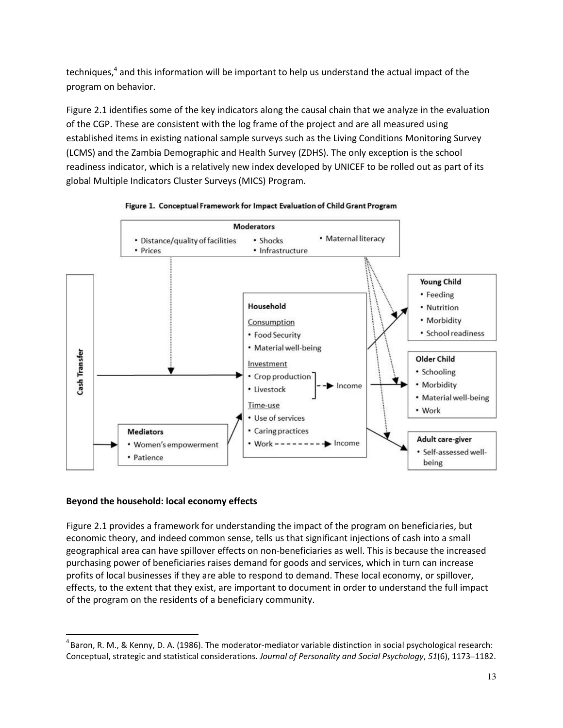techniques,[4] and this information will be important to help us understand the actual impact of the program on behavior.

Figure 2.1 identifies some of the key indicators along the causal chain that we analyze in the evaluation of the CGP. These are consistent with the log frame of the project and are all measured using established items in existing national sample surveys such as the Living Conditions Monitoring Survey (LCMS) and the Zambia Demographic and Health Survey (ZDHS). The only exception is the school readiness indicator, which is a relatively new index developed by UNICEF to be rolled out as part of its global Multiple Indicators Cluster Surveys (MICS) Program.

**Figure 1. Conceptual Framework for Impact Evaluation of Child Grant Program**

Moderators
- Distance/quality of facilities
- Prices
- Shocks
- Infrastructure
- Maternal literacy

Cash Transfer

Mediators
- Women's empowerment
- Patience

Household

Consumption
- Food Security
- Material well-being

Investment
- Crop production
- Livestock

Income

Time-use
- Use of services
- Caring practices
- Work

Income

Young Child
- Feeding
- Nutrition
- Morbidity
- School readiness

Older Child
- Schooling
- Morbidity
- Material well-being
- Work

Adult care-giver
- Self-assessed well-being

**Beyond the household: local economy effects**

Figure 2.1 provides a framework for understanding the impact of the program on beneficiaries, but economic theory, and indeed common sense, tells us that significant injections of cash into a small geographical area can have spillover effects on non-beneficiaries as well. This is because the increased purchasing power of beneficiaries raises demand for goods and services, which in turn can increase profits of local businesses if they are able to respond to demand. These local economy, or spillover, effects, to the extent that they exist, are important to document in order to understand the full impact of the program on the residents of a beneficiary community.

[4] Baron, R. M., & Kenny, D. A. (1986). The moderator-mediator variable distinction in social psychological research: Conceptual, strategic and statistical considerations. *Journal of Personality and Social Psychology*, *51*(6), 1173–1182.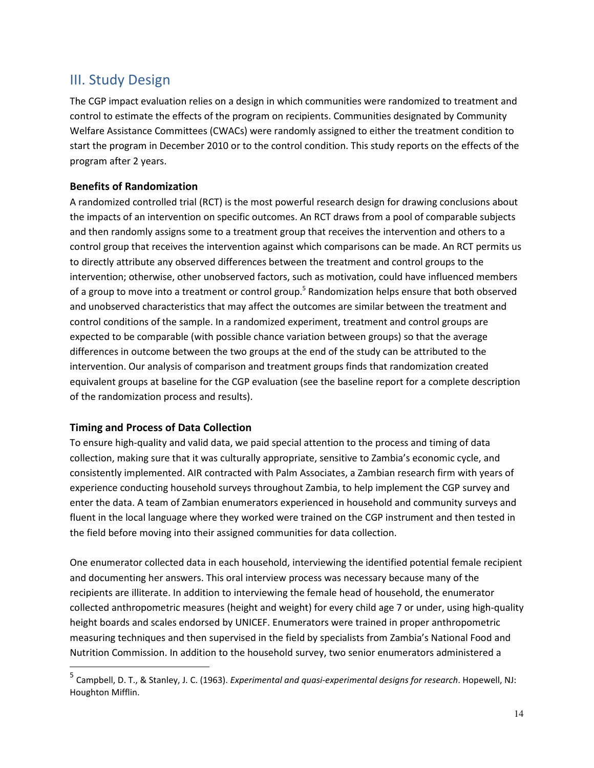## III. Study Design

The CGP impact evaluation relies on a design in which communities were randomized to treatment and control to estimate the effects of the program on recipients. Communities designated by Community Welfare Assistance Committees (CWACs) were randomly assigned to either the treatment condition to start the program in December 2010 or to the control condition. This study reports on the effects of the program after 2 years.

### Benefits of Randomization

A randomized controlled trial (RCT) is the most powerful research design for drawing conclusions about the impacts of an intervention on specific outcomes. An RCT draws from a pool of comparable subjects and then randomly assigns some to a treatment group that receives the intervention and others to a control group that receives the intervention against which comparisons can be made. An RCT permits us to directly attribute any observed differences between the treatment and control groups to the intervention; otherwise, other unobserved factors, such as motivation, could have influenced members of a group to move into a treatment or control group.[5] Randomization helps ensure that both observed and unobserved characteristics that may affect the outcomes are similar between the treatment and control conditions of the sample. In a randomized experiment, treatment and control groups are expected to be comparable (with possible chance variation between groups) so that the average differences in outcome between the two groups at the end of the study can be attributed to the intervention. Our analysis of comparison and treatment groups finds that randomization created equivalent groups at baseline for the CGP evaluation (see the baseline report for a complete description of the randomization process and results).

### Timing and Process of Data Collection

To ensure high-quality and valid data, we paid special attention to the process and timing of data collection, making sure that it was culturally appropriate, sensitive to Zambia's economic cycle, and consistently implemented. AIR contracted with Palm Associates, a Zambian research firm with years of experience conducting household surveys throughout Zambia, to help implement the CGP survey and enter the data. A team of Zambian enumerators experienced in household and community surveys and fluent in the local language where they worked were trained on the CGP instrument and then tested in the field before moving into their assigned communities for data collection.

One enumerator collected data in each household, interviewing the identified potential female recipient and documenting her answers. This oral interview process was necessary because many of the recipients are illiterate. In addition to interviewing the female head of household, the enumerator collected anthropometric measures (height and weight) for every child age 7 or under, using high-quality height boards and scales endorsed by UNICEF. Enumerators were trained in proper anthropometric measuring techniques and then supervised in the field by specialists from Zambia's National Food and Nutrition Commission. In addition to the household survey, two senior enumerators administered a

[5] Campbell, D. T., & Stanley, J. C. (1963). *Experimental and quasi-experimental designs for research*. Hopewell, NJ: Houghton Mifflin.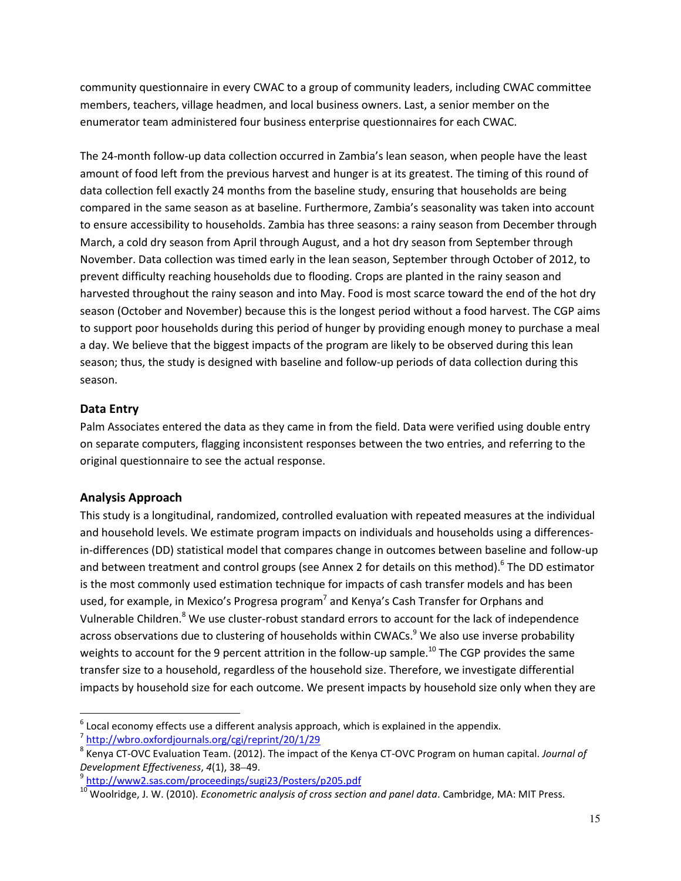community questionnaire in every CWAC to a group of community leaders, including CWAC committee members, teachers, village headmen, and local business owners. Last, a senior member on the enumerator team administered four business enterprise questionnaires for each CWAC.

The 24-month follow-up data collection occurred in Zambia's lean season, when people have the least amount of food left from the previous harvest and hunger is at its greatest. The timing of this round of data collection fell exactly 24 months from the baseline study, ensuring that households are being compared in the same season as at baseline. Furthermore, Zambia's seasonality was taken into account to ensure accessibility to households. Zambia has three seasons: a rainy season from December through March, a cold dry season from April through August, and a hot dry season from September through November. Data collection was timed early in the lean season, September through October of 2012, to prevent difficulty reaching households due to flooding. Crops are planted in the rainy season and harvested throughout the rainy season and into May. Food is most scarce toward the end of the hot dry season (October and November) because this is the longest period without a food harvest. The CGP aims to support poor households during this period of hunger by providing enough money to purchase a meal a day. We believe that the biggest impacts of the program are likely to be observed during this lean season; thus, the study is designed with baseline and follow-up periods of data collection during this season.

### Data Entry

Palm Associates entered the data as they came in from the field. Data were verified using double entry on separate computers, flagging inconsistent responses between the two entries, and referring to the original questionnaire to see the actual response.

### Analysis Approach

This study is a longitudinal, randomized, controlled evaluation with repeated measures at the individual and household levels. We estimate program impacts on individuals and households using a differences-in-differences (DD) statistical model that compares change in outcomes between baseline and follow-up and between treatment and control groups (see Annex 2 for details on this method).[6] The DD estimator is the most commonly used estimation technique for impacts of cash transfer models and has been used, for example, in Mexico's Progresa program[7] and Kenya's Cash Transfer for Orphans and Vulnerable Children.[8] We use cluster-robust standard errors to account for the lack of independence across observations due to clustering of households within CWACs.[9] We also use inverse probability weights to account for the 9 percent attrition in the follow-up sample.[10] The CGP provides the same transfer size to a household, regardless of the household size. Therefore, we investigate differential impacts by household size for each outcome. We present impacts by household size only when they are

---

[6] Local economy effects use a different analysis approach, which is explained in the appendix.

[7] http://wbro.oxfordjournals.org/cgi/reprint/20/1/29

[8] Kenya CT-OVC Evaluation Team. (2012). The impact of the Kenya CT-OVC Program on human capital. *Journal of Development Effectiveness*, *4*(1), 38–49.

[9] http://www2.sas.com/proceedings/sugi23/Posters/p205.pdf

[10] Woolridge, J. W. (2010). *Econometric analysis of cross section and panel data*. Cambridge, MA: MIT Press.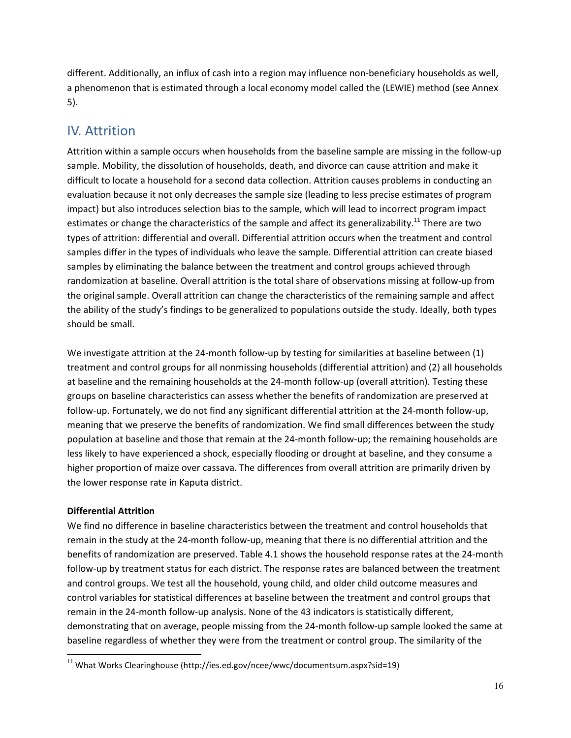different. Additionally, an influx of cash into a region may influence non-beneficiary households as well, a phenomenon that is estimated through a local economy model called the (LEWIE) method (see Annex 5).

## IV. Attrition

Attrition within a sample occurs when households from the baseline sample are missing in the follow-up sample. Mobility, the dissolution of households, death, and divorce can cause attrition and make it difficult to locate a household for a second data collection. Attrition causes problems in conducting an evaluation because it not only decreases the sample size (leading to less precise estimates of program impact) but also introduces selection bias to the sample, which will lead to incorrect program impact estimates or change the characteristics of the sample and affect its generalizability.[11] There are two types of attrition: differential and overall. Differential attrition occurs when the treatment and control samples differ in the types of individuals who leave the sample. Differential attrition can create biased samples by eliminating the balance between the treatment and control groups achieved through randomization at baseline. Overall attrition is the total share of observations missing at follow-up from the original sample. Overall attrition can change the characteristics of the remaining sample and affect the ability of the study's findings to be generalized to populations outside the study. Ideally, both types should be small.

We investigate attrition at the 24-month follow-up by testing for similarities at baseline between (1) treatment and control groups for all nonmissing households (differential attrition) and (2) all households at baseline and the remaining households at the 24-month follow-up (overall attrition). Testing these groups on baseline characteristics can assess whether the benefits of randomization are preserved at follow-up. Fortunately, we do not find any significant differential attrition at the 24-month follow-up, meaning that we preserve the benefits of randomization. We find small differences between the study population at baseline and those that remain at the 24-month follow-up; the remaining households are less likely to have experienced a shock, especially flooding or drought at baseline, and they consume a higher proportion of maize over cassava. The differences from overall attrition are primarily driven by the lower response rate in Kaputa district.

**Differential Attrition**

We find no difference in baseline characteristics between the treatment and control households that remain in the study at the 24-month follow-up, meaning that there is no differential attrition and the benefits of randomization are preserved. Table 4.1 shows the household response rates at the 24-month follow-up by treatment status for each district. The response rates are balanced between the treatment and control groups. We test all the household, young child, and older child outcome measures and control variables for statistical differences at baseline between the treatment and control groups that remain in the 24-month follow-up analysis. None of the 43 indicators is statistically different, demonstrating that on average, people missing from the 24-month follow-up sample looked the same at baseline regardless of whether they were from the treatment or control group. The similarity of the

[11] What Works Clearinghouse (http://ies.ed.gov/ncee/wwc/documentsum.aspx?sid=19)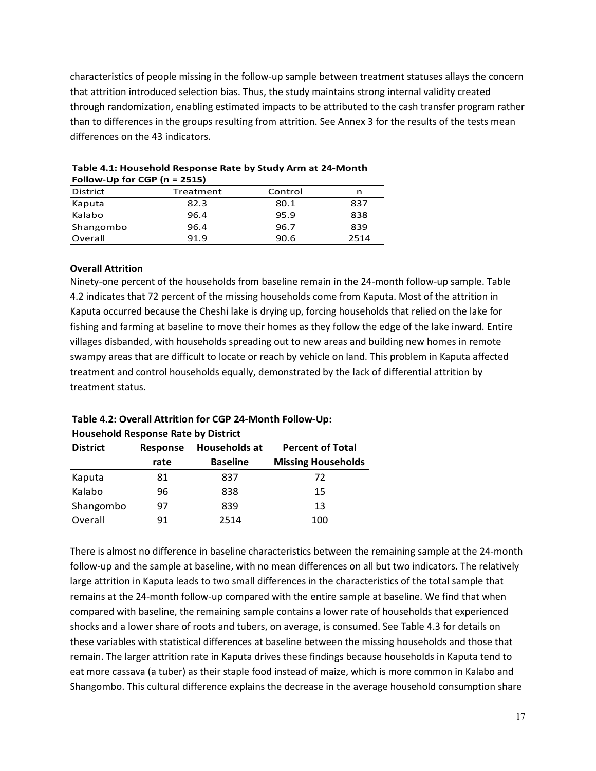characteristics of people missing in the follow-up sample between treatment statuses allays the concern that attrition introduced selection bias. Thus, the study maintains strong internal validity created through randomization, enabling estimated impacts to be attributed to the cash transfer program rather than to differences in the groups resulting from attrition. See Annex 3 for the results of the tests mean differences on the 43 indicators.

**Table 4.1: Household Response Rate by Study Arm at 24-Month Follow-Up for CGP (n = 2515)**

| District | Treatment | Control | n |
|---|---|---|---|
| Kaputa | 82.3 | 80.1 | 837 |
| Kalabo | 96.4 | 95.9 | 838 |
| Shangombo | 96.4 | 96.7 | 839 |
| Overall | 91.9 | 90.6 | 2514 |

**Overall Attrition**

Ninety-one percent of the households from baseline remain in the 24-month follow-up sample. Table 4.2 indicates that 72 percent of the missing households come from Kaputa. Most of the attrition in Kaputa occurred because the Cheshi lake is drying up, forcing households that relied on the lake for fishing and farming at baseline to move their homes as they follow the edge of the lake inward. Entire villages disbanded, with households spreading out to new areas and building new homes in remote swampy areas that are difficult to locate or reach by vehicle on land. This problem in Kaputa affected treatment and control households equally, demonstrated by the lack of differential attrition by treatment status.

**Table 4.2: Overall Attrition for CGP 24-Month Follow-Up: Household Response Rate by District**

| District | Response rate | Households at Baseline | Percent of Total Missing Households |
|---|---|---|---|
| Kaputa | 81 | 837 | 72 |
| Kalabo | 96 | 838 | 15 |
| Shangombo | 97 | 839 | 13 |
| Overall | 91 | 2514 | 100 |

There is almost no difference in baseline characteristics between the remaining sample at the 24-month follow-up and the sample at baseline, with no mean differences on all but two indicators. The relatively large attrition in Kaputa leads to two small differences in the characteristics of the total sample that remains at the 24-month follow-up compared with the entire sample at baseline. We find that when compared with baseline, the remaining sample contains a lower rate of households that experienced shocks and a lower share of roots and tubers, on average, is consumed. See Table 4.3 for details on these variables with statistical differences at baseline between the missing households and those that remain. The larger attrition rate in Kaputa drives these findings because households in Kaputa tend to eat more cassava (a tuber) as their staple food instead of maize, which is more common in Kalabo and Shangombo. This cultural difference explains the decrease in the average household consumption share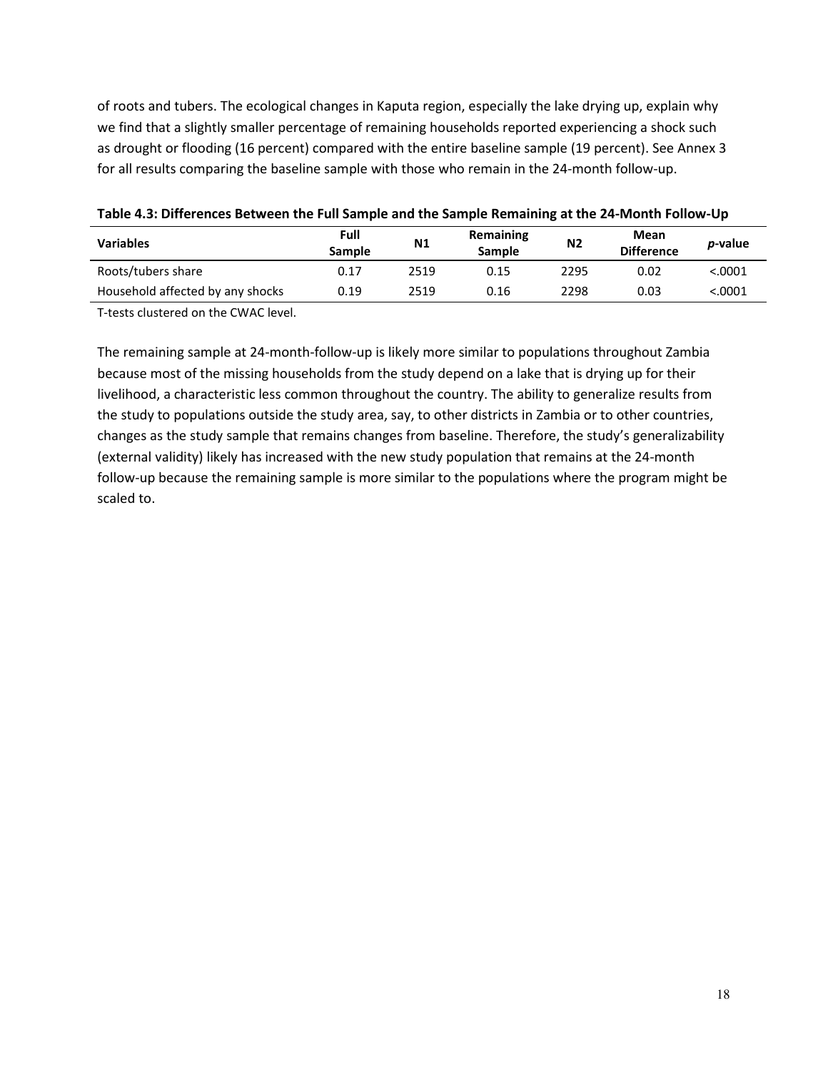of roots and tubers. The ecological changes in Kaputa region, especially the lake drying up, explain why we find that a slightly smaller percentage of remaining households reported experiencing a shock such as drought or flooding (16 percent) compared with the entire baseline sample (19 percent). See Annex 3 for all results comparing the baseline sample with those who remain in the 24-month follow-up.

**Table 4.3: Differences Between the Full Sample and the Sample Remaining at the 24-Month Follow-Up**

| Variables | Full Sample | N1 | Remaining Sample | N2 | Mean Difference | *p*-value |
|---|---|---|---|---|---|---|
| Roots/tubers share | 0.17 | 2519 | 0.15 | 2295 | 0.02 | <.0001 |
| Household affected by any shocks | 0.19 | 2519 | 0.16 | 2298 | 0.03 | <.0001 |

T-tests clustered on the CWAC level.

The remaining sample at 24-month-follow-up is likely more similar to populations throughout Zambia because most of the missing households from the study depend on a lake that is drying up for their livelihood, a characteristic less common throughout the country. The ability to generalize results from the study to populations outside the study area, say, to other districts in Zambia or to other countries, changes as the study sample that remains changes from baseline. Therefore, the study's generalizability (external validity) likely has increased with the new study population that remains at the 24-month follow-up because the remaining sample is more similar to the populations where the program might be scaled to.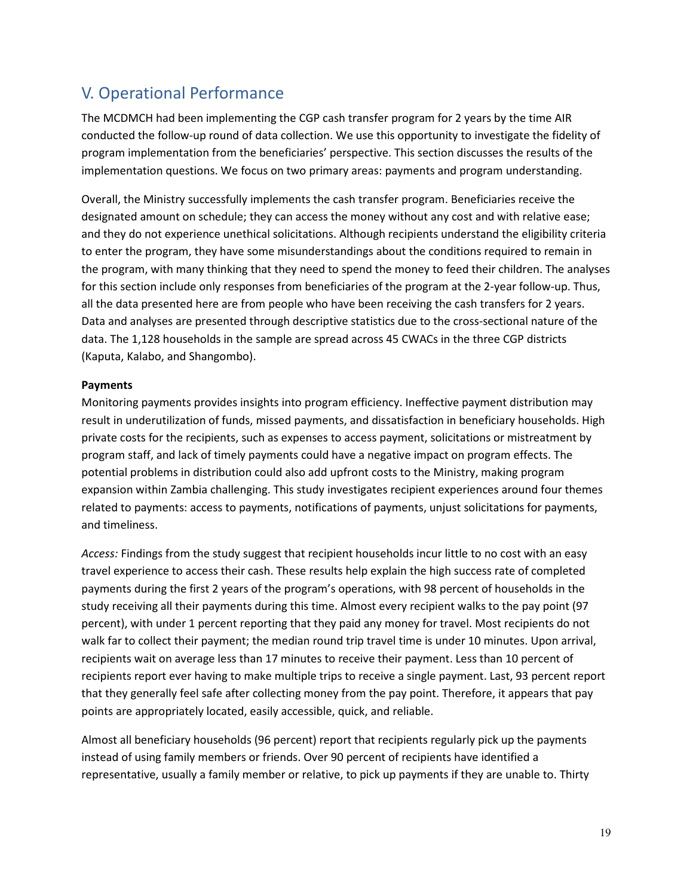## V. Operational Performance

The MCDMCH had been implementing the CGP cash transfer program for 2 years by the time AIR conducted the follow-up round of data collection. We use this opportunity to investigate the fidelity of program implementation from the beneficiaries' perspective. This section discusses the results of the implementation questions. We focus on two primary areas: payments and program understanding.

Overall, the Ministry successfully implements the cash transfer program. Beneficiaries receive the designated amount on schedule; they can access the money without any cost and with relative ease; and they do not experience unethical solicitations. Although recipients understand the eligibility criteria to enter the program, they have some misunderstandings about the conditions required to remain in the program, with many thinking that they need to spend the money to feed their children. The analyses for this section include only responses from beneficiaries of the program at the 2-year follow-up. Thus, all the data presented here are from people who have been receiving the cash transfers for 2 years. Data and analyses are presented through descriptive statistics due to the cross-sectional nature of the data. The 1,128 households in the sample are spread across 45 CWACs in the three CGP districts (Kaputa, Kalabo, and Shangombo).

**Payments**

Monitoring payments provides insights into program efficiency. Ineffective payment distribution may result in underutilization of funds, missed payments, and dissatisfaction in beneficiary households. High private costs for the recipients, such as expenses to access payment, solicitations or mistreatment by program staff, and lack of timely payments could have a negative impact on program effects. The potential problems in distribution could also add upfront costs to the Ministry, making program expansion within Zambia challenging. This study investigates recipient experiences around four themes related to payments: access to payments, notifications of payments, unjust solicitations for payments, and timeliness.

*Access:* Findings from the study suggest that recipient households incur little to no cost with an easy travel experience to access their cash. These results help explain the high success rate of completed payments during the first 2 years of the program's operations, with 98 percent of households in the study receiving all their payments during this time. Almost every recipient walks to the pay point (97 percent), with under 1 percent reporting that they paid any money for travel. Most recipients do not walk far to collect their payment; the median round trip travel time is under 10 minutes. Upon arrival, recipients wait on average less than 17 minutes to receive their payment. Less than 10 percent of recipients report ever having to make multiple trips to receive a single payment. Last, 93 percent report that they generally feel safe after collecting money from the pay point. Therefore, it appears that pay points are appropriately located, easily accessible, quick, and reliable.

Almost all beneficiary households (96 percent) report that recipients regularly pick up the payments instead of using family members or friends. Over 90 percent of recipients have identified a representative, usually a family member or relative, to pick up payments if they are unable to. Thirty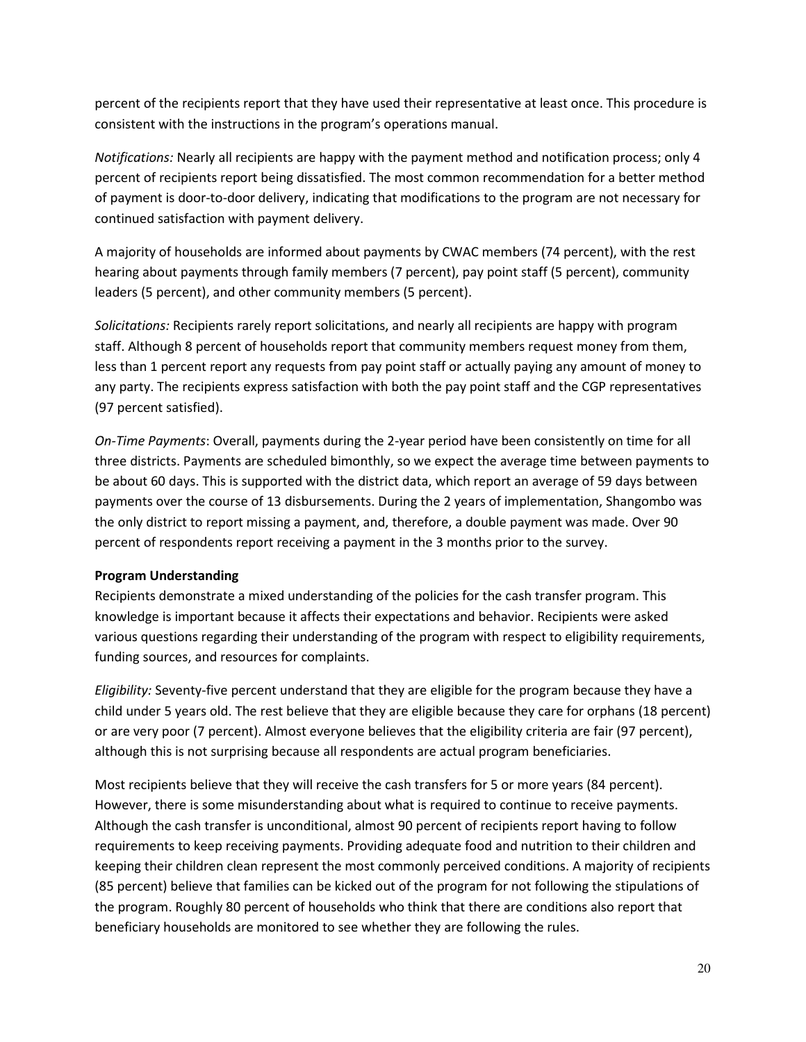percent of the recipients report that they have used their representative at least once. This procedure is consistent with the instructions in the program's operations manual.

*Notifications:* Nearly all recipients are happy with the payment method and notification process; only 4 percent of recipients report being dissatisfied. The most common recommendation for a better method of payment is door-to-door delivery, indicating that modifications to the program are not necessary for continued satisfaction with payment delivery.

A majority of households are informed about payments by CWAC members (74 percent), with the rest hearing about payments through family members (7 percent), pay point staff (5 percent), community leaders (5 percent), and other community members (5 percent).

*Solicitations:* Recipients rarely report solicitations, and nearly all recipients are happy with program staff. Although 8 percent of households report that community members request money from them, less than 1 percent report any requests from pay point staff or actually paying any amount of money to any party. The recipients express satisfaction with both the pay point staff and the CGP representatives (97 percent satisfied).

*On-Time Payments*: Overall, payments during the 2-year period have been consistently on time for all three districts. Payments are scheduled bimonthly, so we expect the average time between payments to be about 60 days. This is supported with the district data, which report an average of 59 days between payments over the course of 13 disbursements. During the 2 years of implementation, Shangombo was the only district to report missing a payment, and, therefore, a double payment was made. Over 90 percent of respondents report receiving a payment in the 3 months prior to the survey.

**Program Understanding**

Recipients demonstrate a mixed understanding of the policies for the cash transfer program. This knowledge is important because it affects their expectations and behavior. Recipients were asked various questions regarding their understanding of the program with respect to eligibility requirements, funding sources, and resources for complaints.

*Eligibility:* Seventy-five percent understand that they are eligible for the program because they have a child under 5 years old. The rest believe that they are eligible because they care for orphans (18 percent) or are very poor (7 percent). Almost everyone believes that the eligibility criteria are fair (97 percent), although this is not surprising because all respondents are actual program beneficiaries.

Most recipients believe that they will receive the cash transfers for 5 or more years (84 percent). However, there is some misunderstanding about what is required to continue to receive payments. Although the cash transfer is unconditional, almost 90 percent of recipients report having to follow requirements to keep receiving payments. Providing adequate food and nutrition to their children and keeping their children clean represent the most commonly perceived conditions. A majority of recipients (85 percent) believe that families can be kicked out of the program for not following the stipulations of the program. Roughly 80 percent of households who think that there are conditions also report that beneficiary households are monitored to see whether they are following the rules.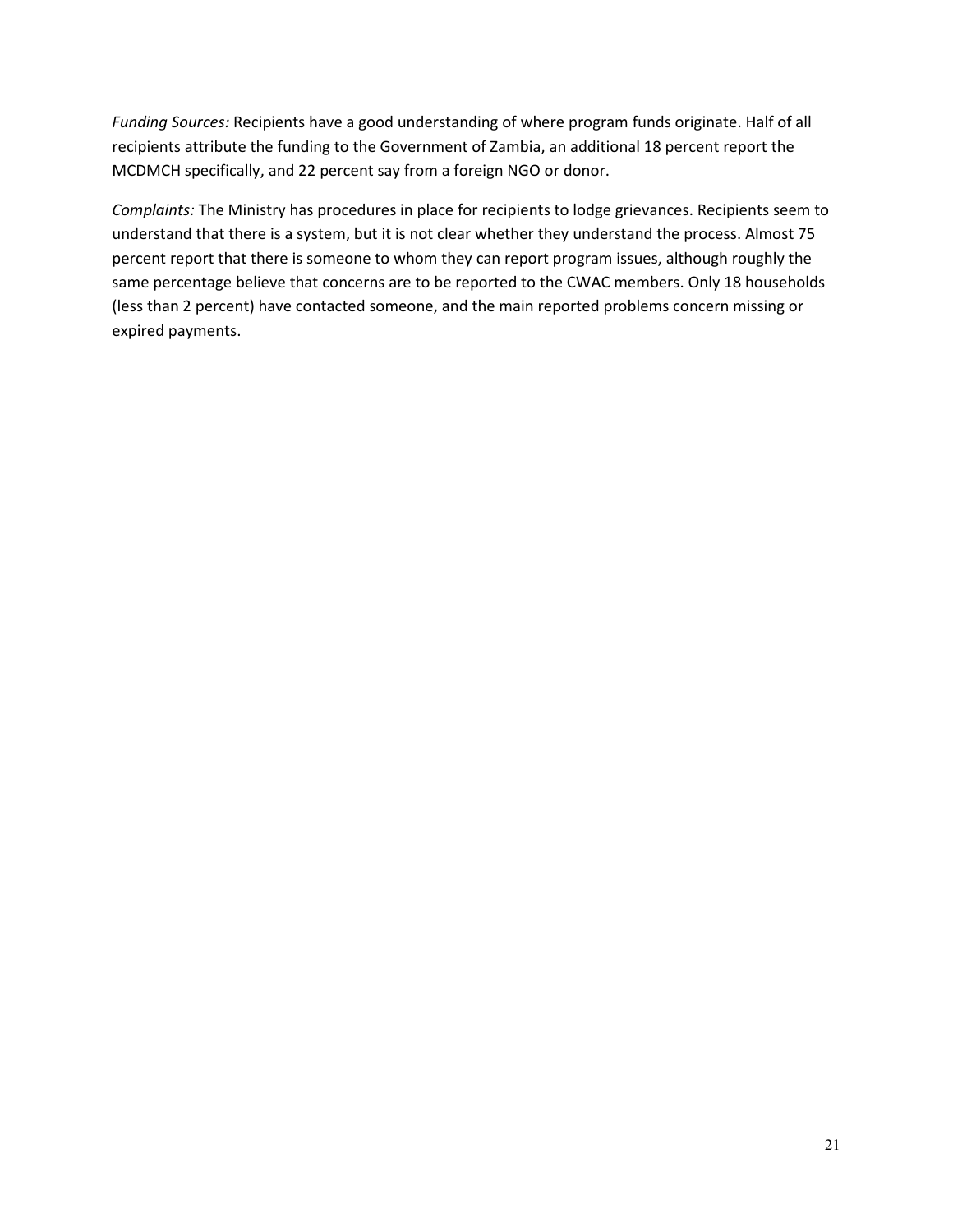*Funding Sources:* Recipients have a good understanding of where program funds originate. Half of all recipients attribute the funding to the Government of Zambia, an additional 18 percent report the MCDMCH specifically, and 22 percent say from a foreign NGO or donor.

*Complaints:* The Ministry has procedures in place for recipients to lodge grievances. Recipients seem to understand that there is a system, but it is not clear whether they understand the process. Almost 75 percent report that there is someone to whom they can report program issues, although roughly the same percentage believe that concerns are to be reported to the CWAC members. Only 18 households (less than 2 percent) have contacted someone, and the main reported problems concern missing or expired payments.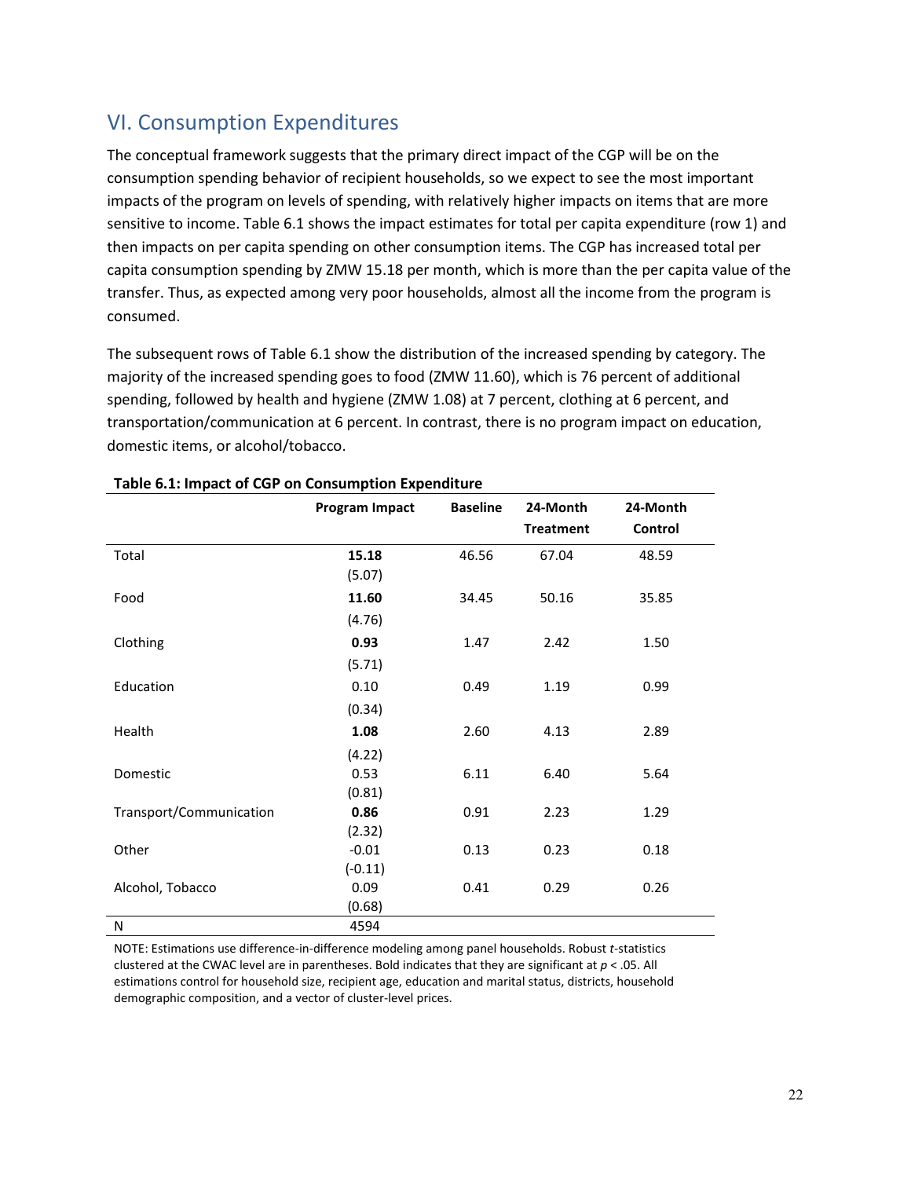## VI. Consumption Expenditures

The conceptual framework suggests that the primary direct impact of the CGP will be on the consumption spending behavior of recipient households, so we expect to see the most important impacts of the program on levels of spending, with relatively higher impacts on items that are more sensitive to income. Table 6.1 shows the impact estimates for total per capita expenditure (row 1) and then impacts on per capita spending on other consumption items. The CGP has increased total per capita consumption spending by ZMW 15.18 per month, which is more than the per capita value of the transfer. Thus, as expected among very poor households, almost all the income from the program is consumed.

The subsequent rows of Table 6.1 show the distribution of the increased spending by category. The majority of the increased spending goes to food (ZMW 11.60), which is 76 percent of additional spending, followed by health and hygiene (ZMW 1.08) at 7 percent, clothing at 6 percent, and transportation/communication at 6 percent. In contrast, there is no program impact on education, domestic items, or alcohol/tobacco.

**Table 6.1: Impact of CGP on Consumption Expenditure**

| | Program Impact | Baseline | 24-Month Treatment | 24-Month Control |
|---|---|---|---|---|
| Total | **15.18** | 46.56 | 67.04 | 48.59 |
| | (5.07) | | | |
| Food | **11.60** | 34.45 | 50.16 | 35.85 |
| | (4.76) | | | |
| Clothing | **0.93** | 1.47 | 2.42 | 1.50 |
| | (5.71) | | | |
| Education | 0.10 | 0.49 | 1.19 | 0.99 |
| | (0.34) | | | |
| Health | **1.08** | 2.60 | 4.13 | 2.89 |
| | (4.22) | | | |
| Domestic | 0.53 | 6.11 | 6.40 | 5.64 |
| | (0.81) | | | |
| Transport/Communication | **0.86** | 0.91 | 2.23 | 1.29 |
| | (2.32) | | | |
| Other | -0.01 | 0.13 | 0.23 | 0.18 |
| | (-0.11) | | | |
| Alcohol, Tobacco | 0.09 | 0.41 | 0.29 | 0.26 |
| | (0.68) | | | |
| N | 4594 | | | |

NOTE: Estimations use difference-in-difference modeling among panel households. Robust *t*-statistics clustered at the CWAC level are in parentheses. Bold indicates that they are significant at $p < .05$. All estimations control for household size, recipient age, education and marital status, districts, household demographic composition, and a vector of cluster-level prices.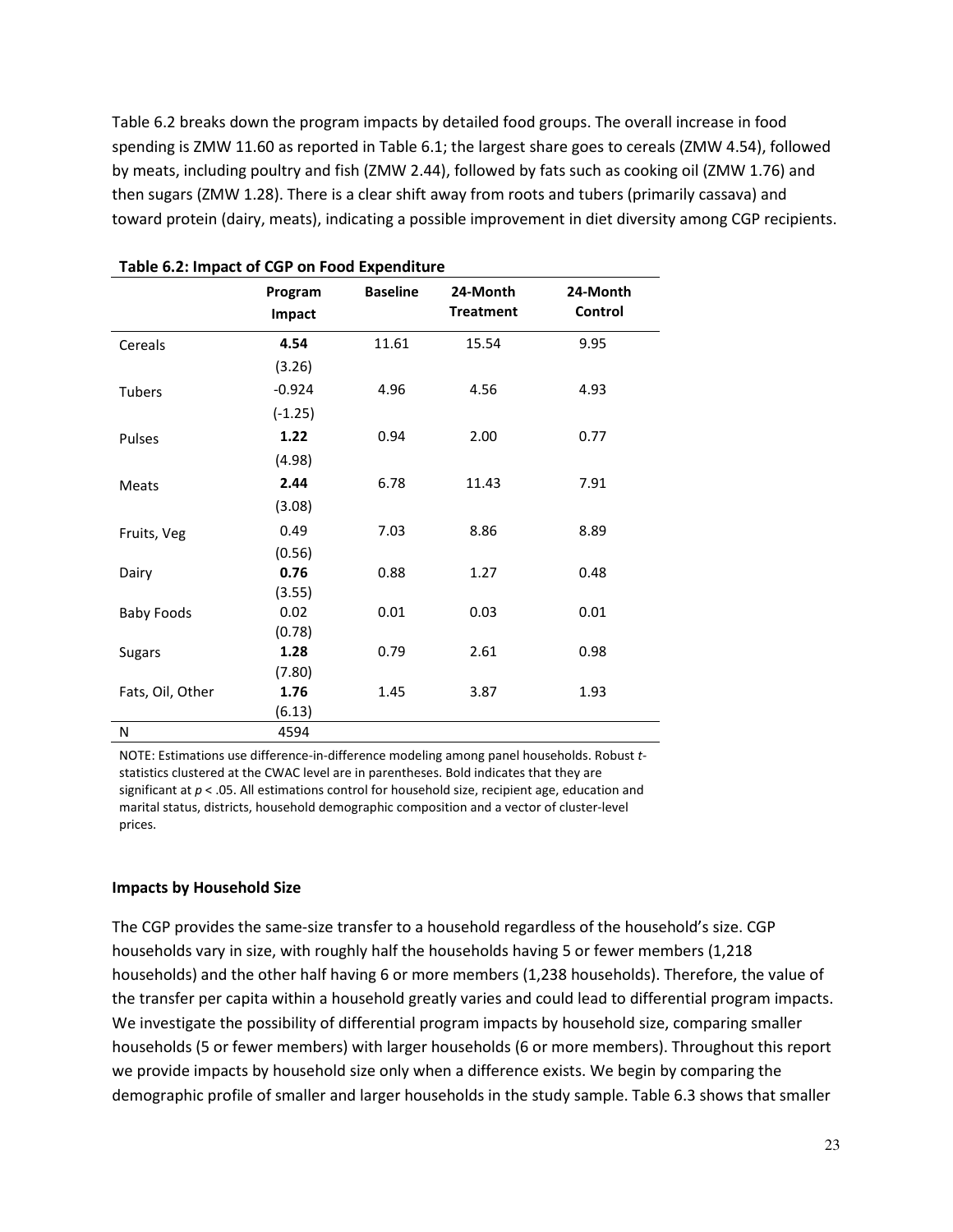Table 6.2 breaks down the program impacts by detailed food groups. The overall increase in food spending is ZMW 11.60 as reported in Table 6.1; the largest share goes to cereals (ZMW 4.54), followed by meats, including poultry and fish (ZMW 2.44), followed by fats such as cooking oil (ZMW 1.76) and then sugars (ZMW 1.28). There is a clear shift away from roots and tubers (primarily cassava) and toward protein (dairy, meats), indicating a possible improvement in diet diversity among CGP recipients.

**Table 6.2: Impact of CGP on Food Expenditure**

| | Program Impact | Baseline | 24-Month Treatment | 24-Month Control |
|---|---|---|---|---|
| Cereals | **4.54** | 11.61 | 15.54 | 9.95 |
| | (3.26) | | | |
| Tubers | -0.924 | 4.96 | 4.56 | 4.93 |
| | (-1.25) | | | |
| Pulses | **1.22** | 0.94 | 2.00 | 0.77 |
| | (4.98) | | | |
| Meats | **2.44** | 6.78 | 11.43 | 7.91 |
| | (3.08) | | | |
| Fruits, Veg | 0.49 | 7.03 | 8.86 | 8.89 |
| | (0.56) | | | |
| Dairy | **0.76** | 0.88 | 1.27 | 0.48 |
| | (3.55) | | | |
| Baby Foods | 0.02 | 0.01 | 0.03 | 0.01 |
| | (0.78) | | | |
| Sugars | **1.28** | 0.79 | 2.61 | 0.98 |
| | (7.80) | | | |
| Fats, Oil, Other | **1.76** | 1.45 | 3.87 | 1.93 |
| | (6.13) | | | |
| N | 4594 | | | |

NOTE: Estimations use difference-in-difference modeling among panel households. Robust *t*-statistics clustered at the CWAC level are in parentheses. Bold indicates that they are significant at $p < .05$. All estimations control for household size, recipient age, education and marital status, districts, household demographic composition and a vector of cluster-level prices.

### Impacts by Household Size

The CGP provides the same-size transfer to a household regardless of the household's size. CGP households vary in size, with roughly half the households having 5 or fewer members (1,218 households) and the other half having 6 or more members (1,238 households). Therefore, the value of the transfer per capita within a household greatly varies and could lead to differential program impacts. We investigate the possibility of differential program impacts by household size, comparing smaller households (5 or fewer members) with larger households (6 or more members). Throughout this report we provide impacts by household size only when a difference exists. We begin by comparing the demographic profile of smaller and larger households in the study sample. Table 6.3 shows that smaller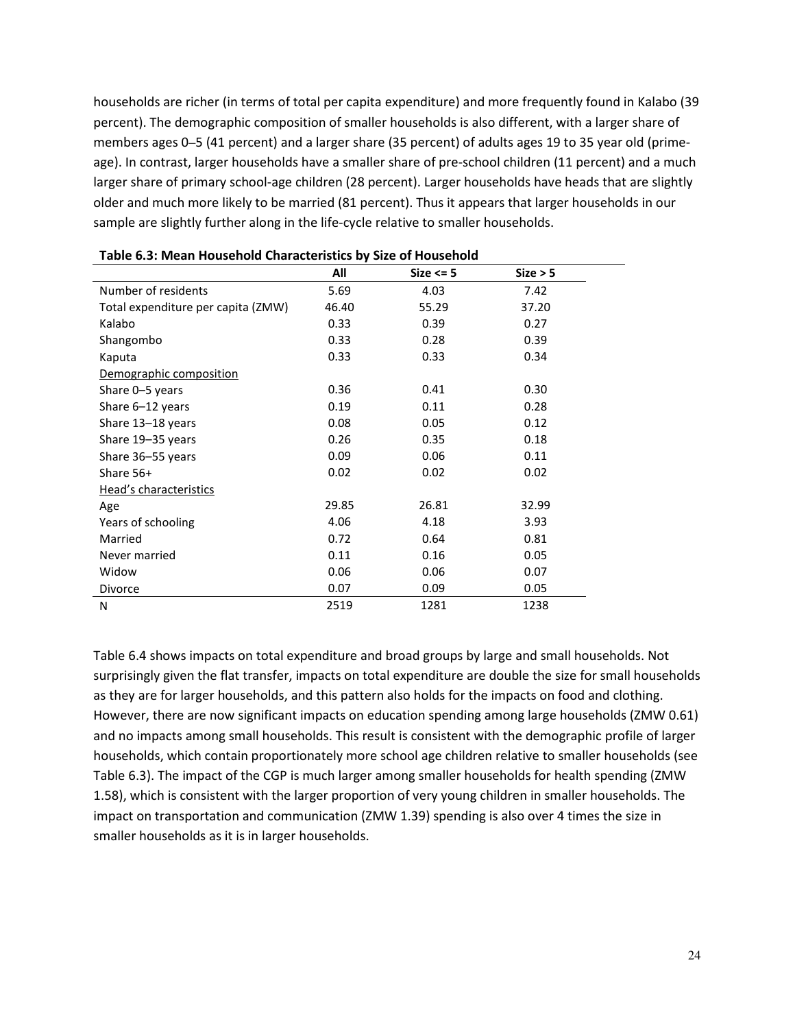households are richer (in terms of total per capita expenditure) and more frequently found in Kalabo (39 percent). The demographic composition of smaller households is also different, with a larger share of members ages 0–5 (41 percent) and a larger share (35 percent) of adults ages 19 to 35 year old (prime-age). In contrast, larger households have a smaller share of pre-school children (11 percent) and a much larger share of primary school-age children (28 percent). Larger households have heads that are slightly older and much more likely to be married (81 percent). Thus it appears that larger households in our sample are slightly further along in the life-cycle relative to smaller households.

**Table 6.3: Mean Household Characteristics by Size of Household**

| | All | Size <= 5 | Size > 5 |
|---|---|---|---|
| Number of residents | 5.69 | 4.03 | 7.42 |
| Total expenditure per capita (ZMW) | 46.40 | 55.29 | 37.20 |
| Kalabo | 0.33 | 0.39 | 0.27 |
| Shangombo | 0.33 | 0.28 | 0.39 |
| Kaputa | 0.33 | 0.33 | 0.34 |
| Demographic composition | | | |
| Share 0–5 years | 0.36 | 0.41 | 0.30 |
| Share 6–12 years | 0.19 | 0.11 | 0.28 |
| Share 13–18 years | 0.08 | 0.05 | 0.12 |
| Share 19–35 years | 0.26 | 0.35 | 0.18 |
| Share 36–55 years | 0.09 | 0.06 | 0.11 |
| Share 56+ | 0.02 | 0.02 | 0.02 |
| Head's characteristics | | | |
| Age | 29.85 | 26.81 | 32.99 |
| Years of schooling | 4.06 | 4.18 | 3.93 |
| Married | 0.72 | 0.64 | 0.81 |
| Never married | 0.11 | 0.16 | 0.05 |
| Widow | 0.06 | 0.06 | 0.07 |
| Divorce | 0.07 | 0.09 | 0.05 |
| N | 2519 | 1281 | 1238 |

Table 6.4 shows impacts on total expenditure and broad groups by large and small households. Not surprisingly given the flat transfer, impacts on total expenditure are double the size for small households as they are for larger households, and this pattern also holds for the impacts on food and clothing. However, there are now significant impacts on education spending among large households (ZMW 0.61) and no impacts among small households. This result is consistent with the demographic profile of larger households, which contain proportionately more school age children relative to smaller households (see Table 6.3). The impact of the CGP is much larger among smaller households for health spending (ZMW 1.58), which is consistent with the larger proportion of very young children in smaller households. The impact on transportation and communication (ZMW 1.39) spending is also over 4 times the size in smaller households as it is in larger households.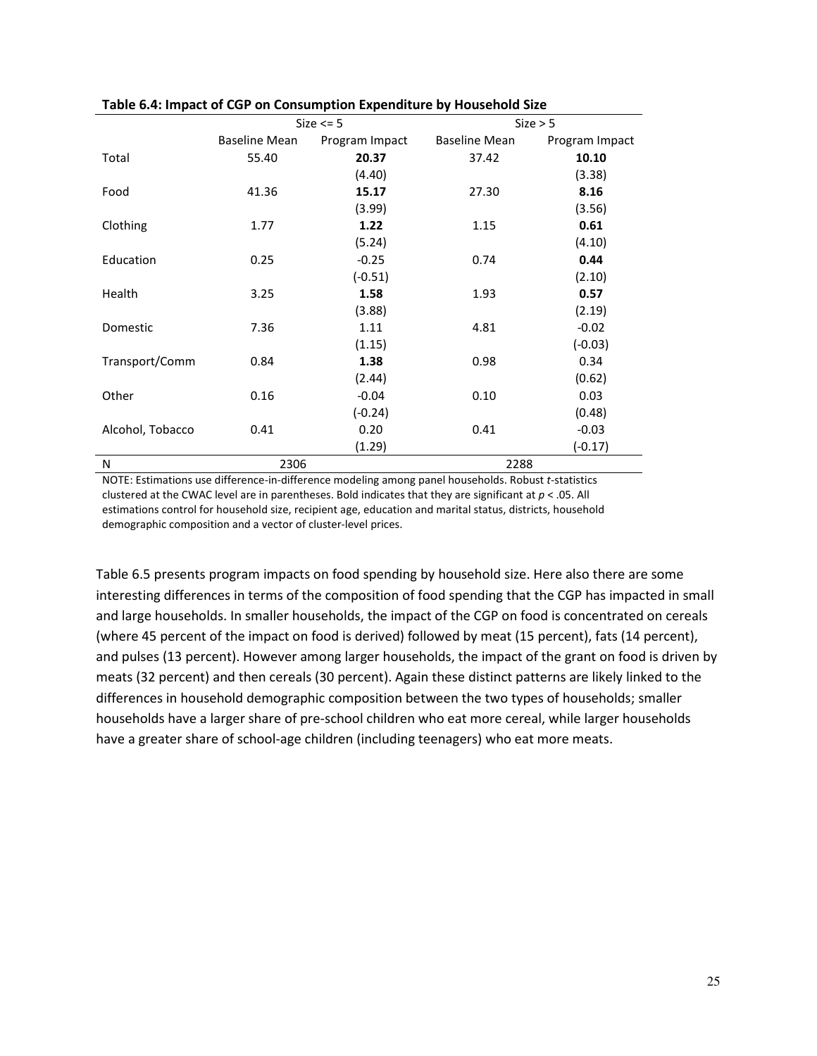**Table 6.4: Impact of CGP on Consumption Expenditure by Household Size**

| | Size <= 5 | | Size > 5 | |
|---|---|---|---|---|
| | Baseline Mean | Program Impact | Baseline Mean | Program Impact |
| Total | 55.40 | **20.37** | 37.42 | **10.10** |
| | | (4.40) | | (3.38) |
| Food | 41.36 | **15.17** | 27.30 | **8.16** |
| | | (3.99) | | (3.56) |
| Clothing | 1.77 | **1.22** | 1.15 | **0.61** |
| | | (5.24) | | (4.10) |
| Education | 0.25 | -0.25 | 0.74 | **0.44** |
| | | (-0.51) | | (2.10) |
| Health | 3.25 | **1.58** | 1.93 | **0.57** |
| | | (3.88) | | (2.19) |
| Domestic | 7.36 | 1.11 | 4.81 | -0.02 |
| | | (1.15) | | (-0.03) |
| Transport/Comm | 0.84 | **1.38** | 0.98 | 0.34 |
| | | (2.44) | | (0.62) |
| Other | 0.16 | -0.04 | 0.10 | 0.03 |
| | | (-0.24) | | (0.48) |
| Alcohol, Tobacco | 0.41 | 0.20 | 0.41 | -0.03 |
| | | (1.29) | | (-0.17) |
| N | 2306 | | 2288 | |

NOTE: Estimations use difference-in-difference modeling among panel households. Robust *t*-statistics clustered at the CWAC level are in parentheses. Bold indicates that they are significant at $p < .05$. All estimations control for household size, recipient age, education and marital status, districts, household demographic composition and a vector of cluster-level prices.

Table 6.5 presents program impacts on food spending by household size. Here also there are some interesting differences in terms of the composition of food spending that the CGP has impacted in small and large households. In smaller households, the impact of the CGP on food is concentrated on cereals (where 45 percent of the impact on food is derived) followed by meat (15 percent), fats (14 percent), and pulses (13 percent). However among larger households, the impact of the grant on food is driven by meats (32 percent) and then cereals (30 percent). Again these distinct patterns are likely linked to the differences in household demographic composition between the two types of households; smaller households have a larger share of pre-school children who eat more cereal, while larger households have a greater share of school-age children (including teenagers) who eat more meats.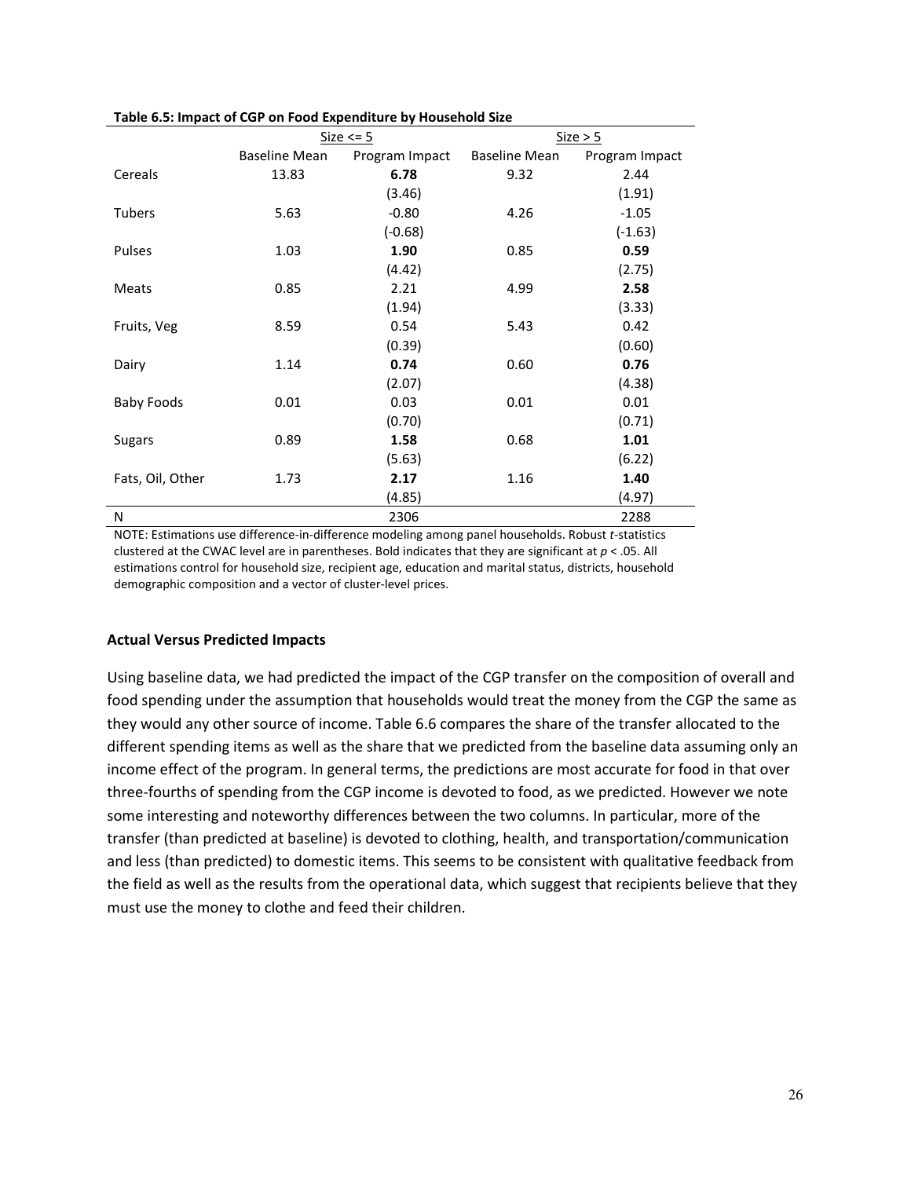**Table 6.5: Impact of CGP on Food Expenditure by Household Size**

| | Size <= 5 | | Size > 5 | |
|---|---|---|---|---|
| | Baseline Mean | Program Impact | Baseline Mean | Program Impact |
| Cereals | 13.83 | **6.78** | 9.32 | 2.44 |
| | | (3.46) | | (1.91) |
| Tubers | 5.63 | -0.80 | 4.26 | -1.05 |
| | | (-0.68) | | (-1.63) |
| Pulses | 1.03 | **1.90** | 0.85 | **0.59** |
| | | (4.42) | | (2.75) |
| Meats | 0.85 | 2.21 | 4.99 | **2.58** |
| | | (1.94) | | (3.33) |
| Fruits, Veg | 8.59 | 0.54 | 5.43 | 0.42 |
| | | (0.39) | | (0.60) |
| Dairy | 1.14 | **0.74** | 0.60 | **0.76** |
| | | (2.07) | | (4.38) |
| Baby Foods | 0.01 | 0.03 | 0.01 | 0.01 |
| | | (0.70) | | (0.71) |
| Sugars | 0.89 | **1.58** | 0.68 | **1.01** |
| | | (5.63) | | (6.22) |
| Fats, Oil, Other | 1.73 | **2.17** | 1.16 | **1.40** |
| | | (4.85) | | (4.97) |
| N | | 2306 | | 2288 |

NOTE: Estimations use difference-in-difference modeling among panel households. Robust *t*-statistics clustered at the CWAC level are in parentheses. Bold indicates that they are significant at $p < .05$. All estimations control for household size, recipient age, education and marital status, districts, household demographic composition and a vector of cluster-level prices.

### Actual Versus Predicted Impacts

Using baseline data, we had predicted the impact of the CGP transfer on the composition of overall and food spending under the assumption that households would treat the money from the CGP the same as they would any other source of income. Table 6.6 compares the share of the transfer allocated to the different spending items as well as the share that we predicted from the baseline data assuming only an income effect of the program. In general terms, the predictions are most accurate for food in that over three-fourths of spending from the CGP income is devoted to food, as we predicted. However we note some interesting and noteworthy differences between the two columns. In particular, more of the transfer (than predicted at baseline) is devoted to clothing, health, and transportation/communication and less (than predicted) to domestic items. This seems to be consistent with qualitative feedback from the field as well as the results from the operational data, which suggest that recipients believe that they must use the money to clothe and feed their children.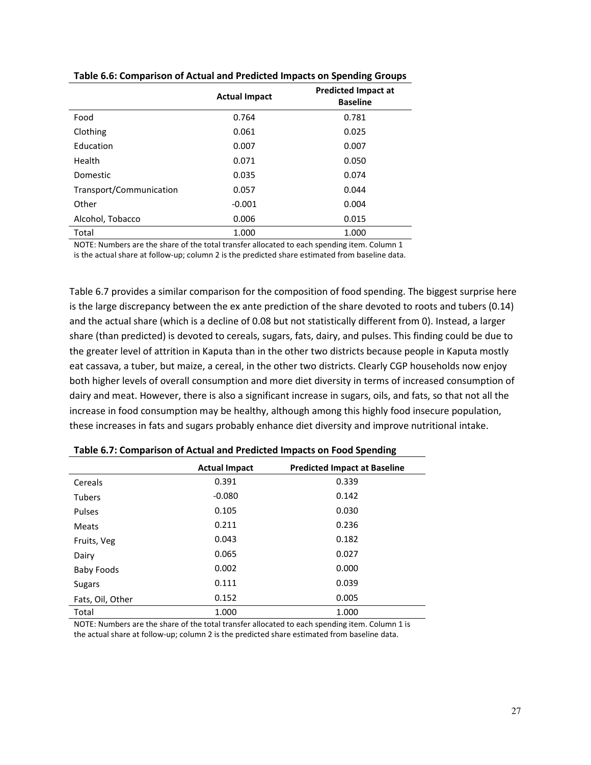**Table 6.6: Comparison of Actual and Predicted Impacts on Spending Groups**

| | Actual Impact | Predicted Impact at Baseline |
|---|---|---|
| Food | 0.764 | 0.781 |
| Clothing | 0.061 | 0.025 |
| Education | 0.007 | 0.007 |
| Health | 0.071 | 0.050 |
| Domestic | 0.035 | 0.074 |
| Transport/Communication | 0.057 | 0.044 |
| Other | -0.001 | 0.004 |
| Alcohol, Tobacco | 0.006 | 0.015 |
| Total | 1.000 | 1.000 |

NOTE: Numbers are the share of the total transfer allocated to each spending item. Column 1 is the actual share at follow-up; column 2 is the predicted share estimated from baseline data.

Table 6.7 provides a similar comparison for the composition of food spending. The biggest surprise here is the large discrepancy between the ex ante prediction of the share devoted to roots and tubers (0.14) and the actual share (which is a decline of 0.08 but not statistically different from 0). Instead, a larger share (than predicted) is devoted to cereals, sugars, fats, dairy, and pulses. This finding could be due to the greater level of attrition in Kaputa than in the other two districts because people in Kaputa mostly eat cassava, a tuber, but maize, a cereal, in the other two districts. Clearly CGP households now enjoy both higher levels of overall consumption and more diet diversity in terms of increased consumption of dairy and meat. However, there is also a significant increase in sugars, oils, and fats, so that not all the increase in food consumption may be healthy, although among this highly food insecure population, these increases in fats and sugars probably enhance diet diversity and improve nutritional intake.

**Table 6.7: Comparison of Actual and Predicted Impacts on Food Spending**

| | Actual Impact | Predicted Impact at Baseline |
|---|---|---|
| Cereals | 0.391 | 0.339 |
| Tubers | -0.080 | 0.142 |
| Pulses | 0.105 | 0.030 |
| Meats | 0.211 | 0.236 |
| Fruits, Veg | 0.043 | 0.182 |
| Dairy | 0.065 | 0.027 |
| Baby Foods | 0.002 | 0.000 |
| Sugars | 0.111 | 0.039 |
| Fats, Oil, Other | 0.152 | 0.005 |
| Total | 1.000 | 1.000 |

NOTE: Numbers are the share of the total transfer allocated to each spending item. Column 1 is the actual share at follow-up; column 2 is the predicted share estimated from baseline data.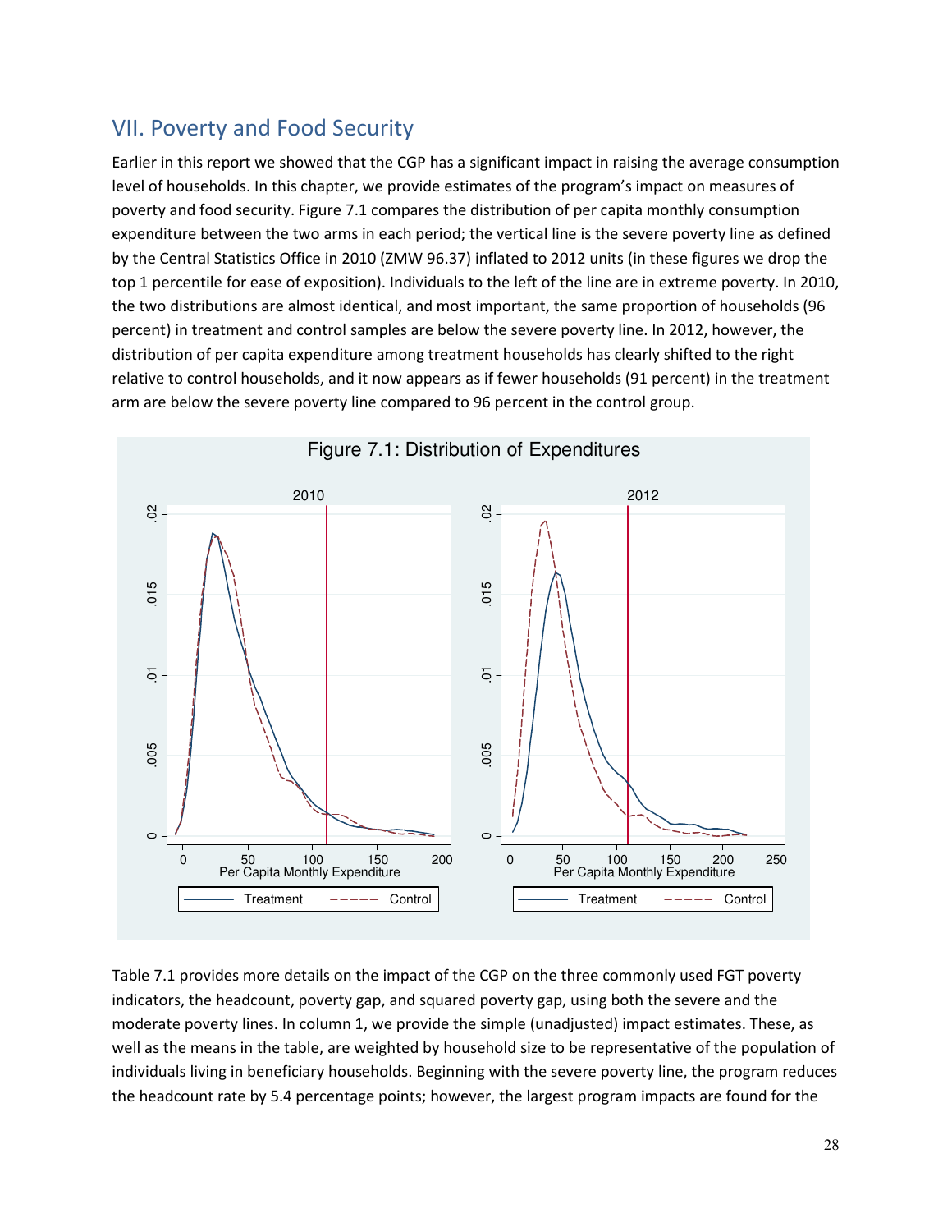## VII. Poverty and Food Security

Earlier in this report we showed that the CGP has a significant impact in raising the average consumption level of households. In this chapter, we provide estimates of the program's impact on measures of poverty and food security. Figure 7.1 compares the distribution of per capita monthly consumption expenditure between the two arms in each period; the vertical line is the severe poverty line as defined by the Central Statistics Office in 2010 (ZMW 96.37) inflated to 2012 units (in these figures we drop the top 1 percentile for ease of exposition). Individuals to the left of the line are in extreme poverty. In 2010, the two distributions are almost identical, and most important, the same proportion of households (96 percent) in treatment and control samples are below the severe poverty line. In 2012, however, the distribution of per capita expenditure among treatment households has clearly shifted to the right relative to control households, and it now appears as if fewer households (91 percent) in the treatment arm are below the severe poverty line compared to 96 percent in the control group.

Figure 7.1: Distribution of Expenditures

2010

0
.005
.01
.015
.02

0
50
100
150
200

Per Capita Monthly Expenditure

Treatment
Control

2012

0
.005
.01
.015
.02

0
50
100
150
200
250

Per Capita Monthly Expenditure

Treatment
Control

Table 7.1 provides more details on the impact of the CGP on the three commonly used FGT poverty indicators, the headcount, poverty gap, and squared poverty gap, using both the severe and the moderate poverty lines. In column 1, we provide the simple (unadjusted) impact estimates. These, as well as the means in the table, are weighted by household size to be representative of the population of individuals living in beneficiary households. Beginning with the severe poverty line, the program reduces the headcount rate by 5.4 percentage points; however, the largest program impacts are found for the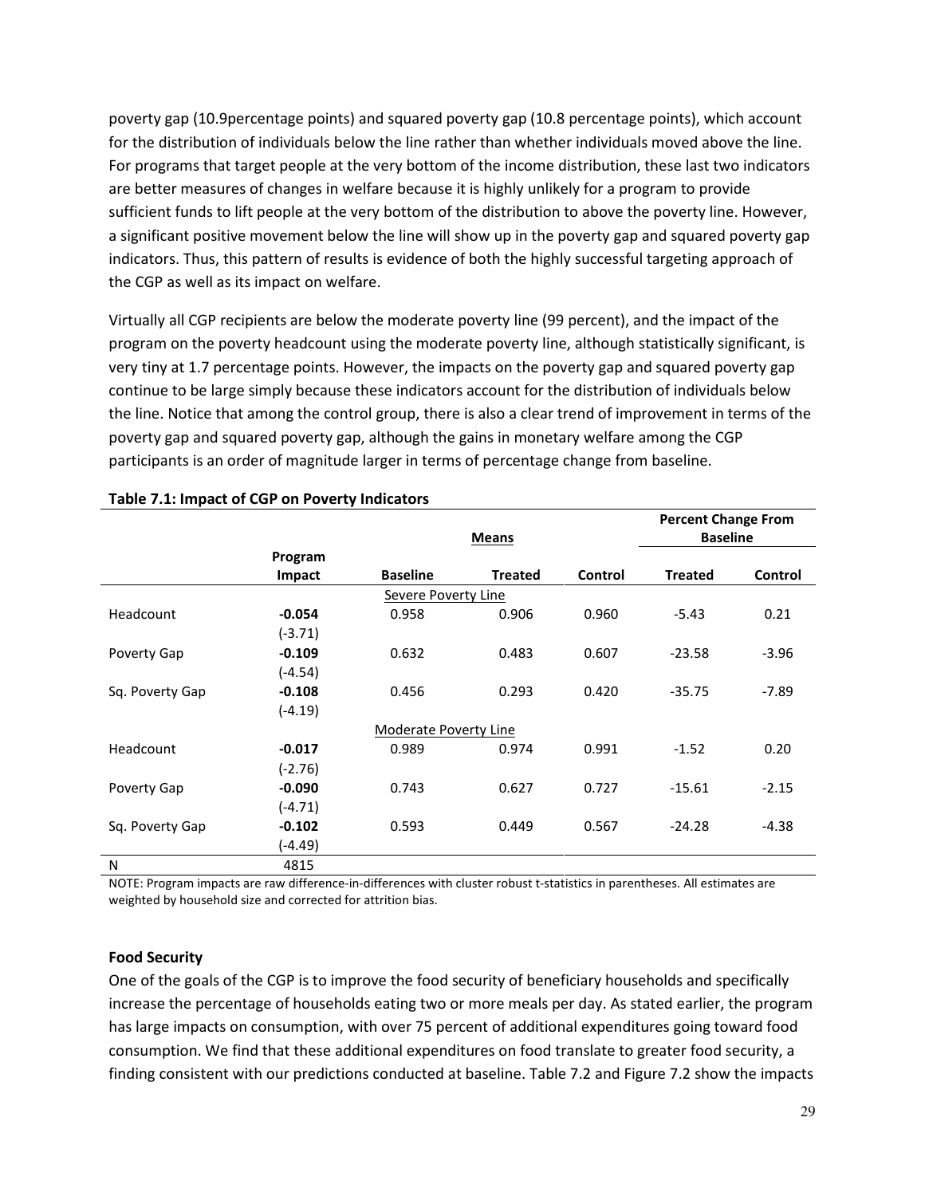poverty gap (10.9percentage points) and squared poverty gap (10.8 percentage points), which account for the distribution of individuals below the line rather than whether individuals moved above the line. For programs that target people at the very bottom of the income distribution, these last two indicators are better measures of changes in welfare because it is highly unlikely for a program to provide sufficient funds to lift people at the very bottom of the distribution to above the poverty line. However, a significant positive movement below the line will show up in the poverty gap and squared poverty gap indicators. Thus, this pattern of results is evidence of both the highly successful targeting approach of the CGP as well as its impact on welfare.

Virtually all CGP recipients are below the moderate poverty line (99 percent), and the impact of the program on the poverty headcount using the moderate poverty line, although statistically significant, is very tiny at 1.7 percentage points. However, the impacts on the poverty gap and squared poverty gap continue to be large simply because these indicators account for the distribution of individuals below the line. Notice that among the control group, there is also a clear trend of improvement in terms of the poverty gap and squared poverty gap, although the gains in monetary welfare among the CGP participants is an order of magnitude larger in terms of percentage change from baseline.

**Table 7.1: Impact of CGP on Poverty Indicators**

| | | Means | | | Percent Change From Baseline | |
|---|---|---|---|---|---|---|
| | Program Impact | Baseline | Treated | Control | Treated | Control |
| | | Severe Poverty Line | | | | |
| Headcount | **-0.054** | 0.958 | 0.906 | 0.960 | -5.43 | 0.21 |
| | (-3.71) | | | | | |
| Poverty Gap | **-0.109** | 0.632 | 0.483 | 0.607 | -23.58 | -3.96 |
| | (-4.54) | | | | | |
| Sq. Poverty Gap | **-0.108** | 0.456 | 0.293 | 0.420 | -35.75 | -7.89 |
| | (-4.19) | | | | | |
| | | Moderate Poverty Line | | | | |
| Headcount | **-0.017** | 0.989 | 0.974 | 0.991 | -1.52 | 0.20 |
| | (-2.76) | | | | | |
| Poverty Gap | **-0.090** | 0.743 | 0.627 | 0.727 | -15.61 | -2.15 |
| | (-4.71) | | | | | |
| Sq. Poverty Gap | **-0.102** | 0.593 | 0.449 | 0.567 | -24.28 | -4.38 |
| | (-4.49) | | | | | |
| N | 4815 | | | | | |

NOTE: Program impacts are raw difference-in-differences with cluster robust t-statistics in parentheses. All estimates are weighted by household size and corrected for attrition bias.

**Food Security**

One of the goals of the CGP is to improve the food security of beneficiary households and specifically increase the percentage of households eating two or more meals per day. As stated earlier, the program has large impacts on consumption, with over 75 percent of additional expenditures going toward food consumption. We find that these additional expenditures on food translate to greater food security, a finding consistent with our predictions conducted at baseline. Table 7.2 and Figure 7.2 show the impacts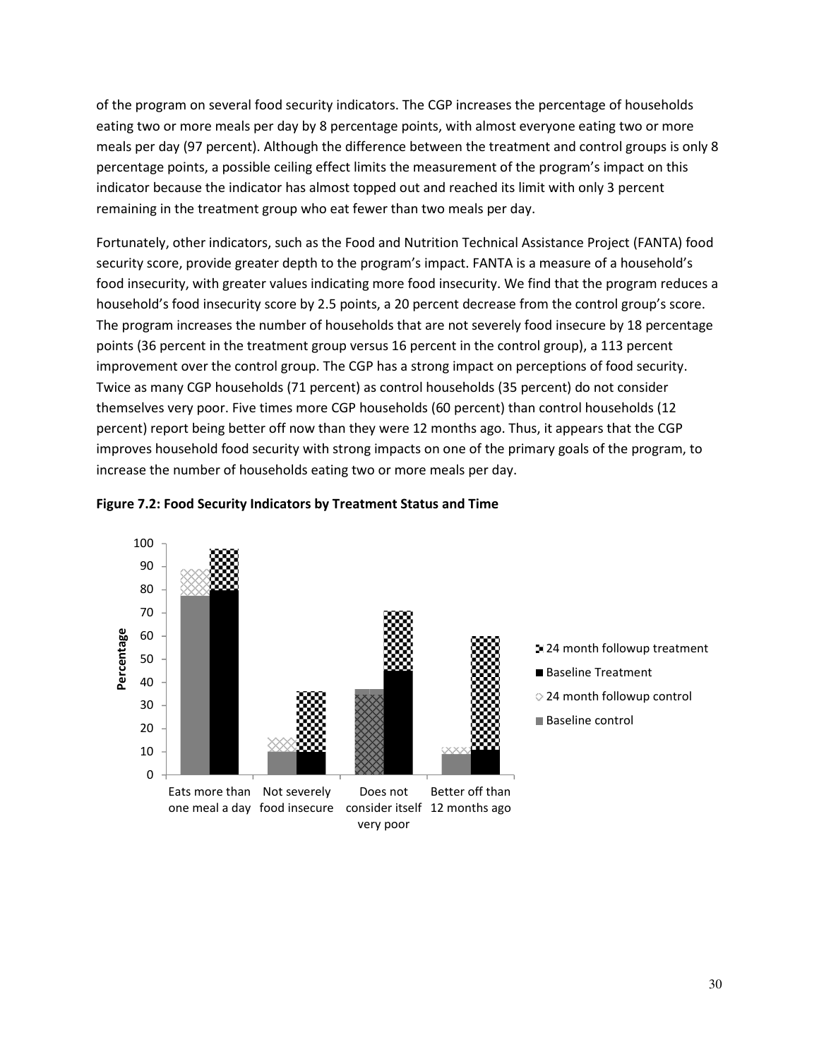of the program on several food security indicators. The CGP increases the percentage of households eating two or more meals per day by 8 percentage points, with almost everyone eating two or more meals per day (97 percent). Although the difference between the treatment and control groups is only 8 percentage points, a possible ceiling effect limits the measurement of the program's impact on this indicator because the indicator has almost topped out and reached its limit with only 3 percent remaining in the treatment group who eat fewer than two meals per day.

Fortunately, other indicators, such as the Food and Nutrition Technical Assistance Project (FANTA) food security score, provide greater depth to the program's impact. FANTA is a measure of a household's food insecurity, with greater values indicating more food insecurity. We find that the program reduces a household's food insecurity score by 2.5 points, a 20 percent decrease from the control group's score. The program increases the number of households that are not severely food insecure by 18 percentage points (36 percent in the treatment group versus 16 percent in the control group), a 113 percent improvement over the control group. The CGP has a strong impact on perceptions of food security. Twice as many CGP households (71 percent) as control households (35 percent) do not consider themselves very poor. Five times more CGP households (60 percent) than control households (12 percent) report being better off now than they were 12 months ago. Thus, it appears that the CGP improves household food security with strong impacts on one of the primary goals of the program, to increase the number of households eating two or more meals per day.

**Figure 7.2: Food Security Indicators by Treatment Status and Time**

Percentage

100
90
80
70
60
50
40
30
20
10
0

Eats more than one meal a day
Not severely food insecure
Does not consider itself very poor
Better off than 12 months ago

24 month followup treatment
Baseline Treatment
24 month followup control
Baseline control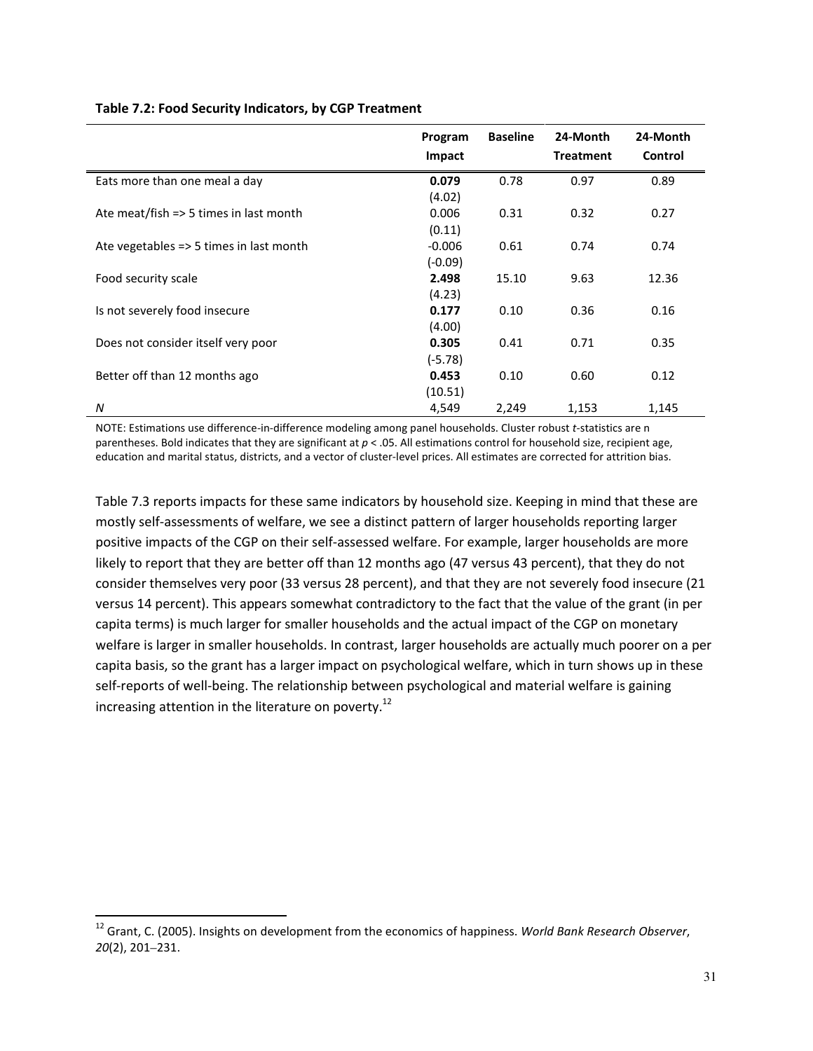**Table 7.2: Food Security Indicators, by CGP Treatment**

| | Program Impact | Baseline | 24-Month Treatment | 24-Month Control |
|---|---|---|---|---|
| Eats more than one meal a day | **0.079** (4.02) | 0.78 | 0.97 | 0.89 |
| Ate meat/fish => 5 times in last month | 0.006 (0.11) | 0.31 | 0.32 | 0.27 |
| Ate vegetables => 5 times in last month | -0.006 (-0.09) | 0.61 | 0.74 | 0.74 |
| Food security scale | **2.498** (4.23) | 15.10 | 9.63 | 12.36 |
| Is not severely food insecure | **0.177** (4.00) | 0.10 | 0.36 | 0.16 |
| Does not consider itself very poor | **0.305** (-5.78) | 0.41 | 0.71 | 0.35 |
| Better off than 12 months ago | **0.453** (10.51) | 0.10 | 0.60 | 0.12 |
| *N* | 4,549 | 2,249 | 1,153 | 1,145 |

NOTE: Estimations use difference-in-difference modeling among panel households. Cluster robust *t*-statistics are n parentheses. Bold indicates that they are significant at $p < .05$. All estimations control for household size, recipient age, education and marital status, districts, and a vector of cluster-level prices. All estimates are corrected for attrition bias.

Table 7.3 reports impacts for these same indicators by household size. Keeping in mind that these are mostly self-assessments of welfare, we see a distinct pattern of larger households reporting larger positive impacts of the CGP on their self-assessed welfare. For example, larger households are more likely to report that they are better off than 12 months ago (47 versus 43 percent), that they do not consider themselves very poor (33 versus 28 percent), and that they are not severely food insecure (21 versus 14 percent). This appears somewhat contradictory to the fact that the value of the grant (in per capita terms) is much larger for smaller households and the actual impact of the CGP on monetary welfare is larger in smaller households. In contrast, larger households are actually much poorer on a per capita basis, so the grant has a larger impact on psychological welfare, which in turn shows up in these self-reports of well-being. The relationship between psychological and material welfare is gaining increasing attention in the literature on poverty.[12]

[12] Grant, C. (2005). Insights on development from the economics of happiness. *World Bank Research Observer*, *20*(2), 201–231.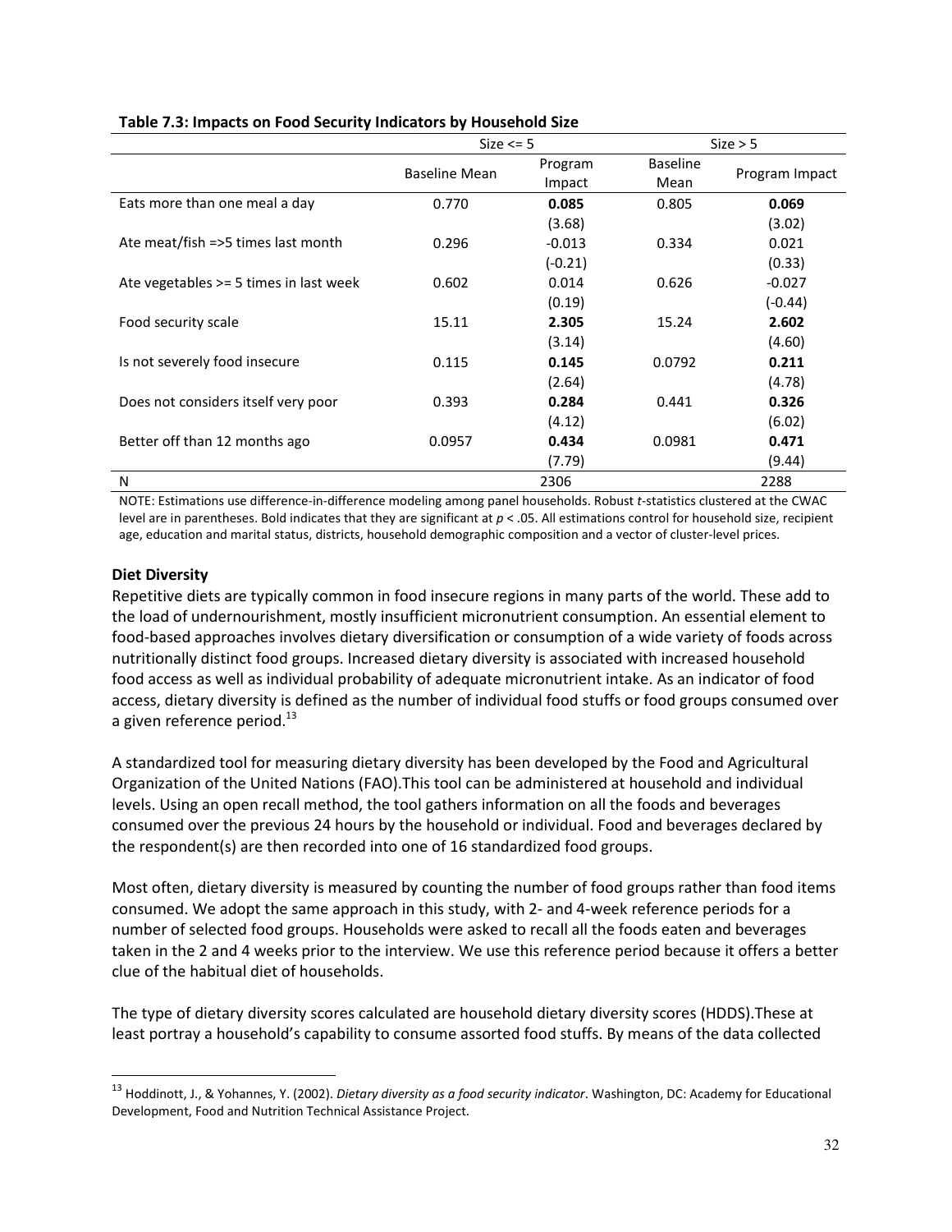**Table 7.3: Impacts on Food Security Indicators by Household Size**

| | Size <= 5 | | Size > 5 | |
|---|---|---|---|---|
| | Baseline Mean | Program Impact | Baseline Mean | Program Impact |
| Eats more than one meal a day | 0.770 | **0.085** | 0.805 | **0.069** |
| | | (3.68) | | (3.02) |
| Ate meat/fish =>5 times last month | 0.296 | -0.013 | 0.334 | 0.021 |
| | | (-0.21) | | (0.33) |
| Ate vegetables >= 5 times in last week | 0.602 | 0.014 | 0.626 | -0.027 |
| | | (0.19) | | (-0.44) |
| Food security scale | 15.11 | **2.305** | 15.24 | **2.602** |
| | | (3.14) | | (4.60) |
| Is not severely food insecure | 0.115 | **0.145** | 0.0792 | **0.211** |
| | | (2.64) | | (4.78) |
| Does not considers itself very poor | 0.393 | **0.284** | 0.441 | **0.326** |
| | | (4.12) | | (6.02) |
| Better off than 12 months ago | 0.0957 | **0.434** | 0.0981 | **0.471** |
| | | (7.79) | | (9.44) |
| N | | 2306 | | 2288 |

NOTE: Estimations use difference-in-difference modeling among panel households. Robust *t*-statistics clustered at the CWAC level are in parentheses. Bold indicates that they are significant at $p < .05$. All estimations control for household size, recipient age, education and marital status, districts, household demographic composition and a vector of cluster-level prices.

### Diet Diversity

Repetitive diets are typically common in food insecure regions in many parts of the world. These add to the load of undernourishment, mostly insufficient micronutrient consumption. An essential element to food-based approaches involves dietary diversification or consumption of a wide variety of foods across nutritionally distinct food groups. Increased dietary diversity is associated with increased household food access as well as individual probability of adequate micronutrient intake. As an indicator of food access, dietary diversity is defined as the number of individual food stuffs or food groups consumed over a given reference period.[13]

A standardized tool for measuring dietary diversity has been developed by the Food and Agricultural Organization of the United Nations (FAO).This tool can be administered at household and individual levels. Using an open recall method, the tool gathers information on all the foods and beverages consumed over the previous 24 hours by the household or individual. Food and beverages declared by the respondent(s) are then recorded into one of 16 standardized food groups.

Most often, dietary diversity is measured by counting the number of food groups rather than food items consumed. We adopt the same approach in this study, with 2- and 4-week reference periods for a number of selected food groups. Households were asked to recall all the foods eaten and beverages taken in the 2 and 4 weeks prior to the interview. We use this reference period because it offers a better clue of the habitual diet of households.

The type of dietary diversity scores calculated are household dietary diversity scores (HDDS).These at least portray a household's capability to consume assorted food stuffs. By means of the data collected

[13] Hoddinott, J., & Yohannes, Y. (2002). *Dietary diversity as a food security indicator*. Washington, DC: Academy for Educational Development, Food and Nutrition Technical Assistance Project.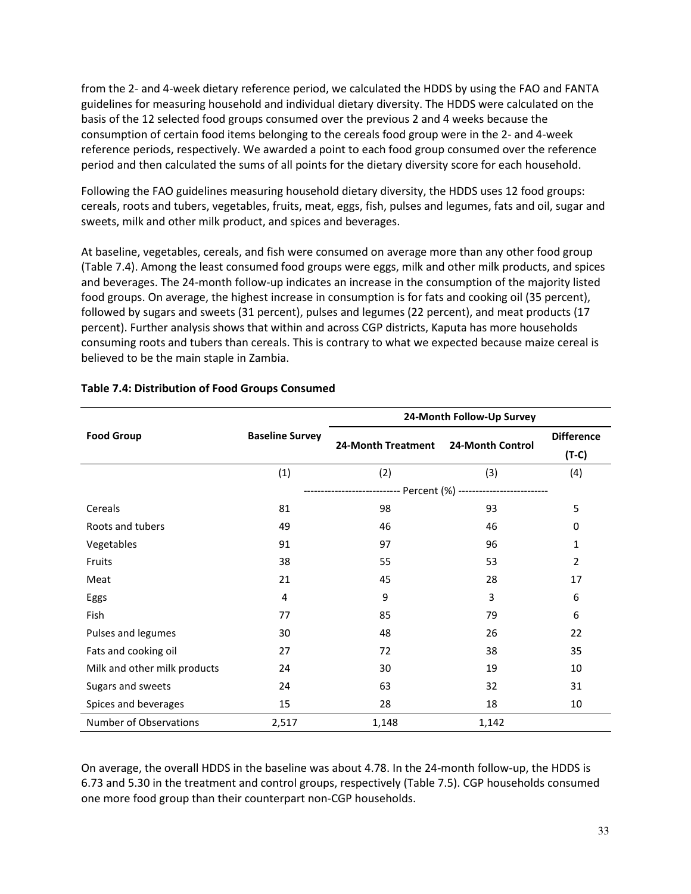from the 2- and 4-week dietary reference period, we calculated the HDDS by using the FAO and FANTA guidelines for measuring household and individual dietary diversity. The HDDS were calculated on the basis of the 12 selected food groups consumed over the previous 2 and 4 weeks because the consumption of certain food items belonging to the cereals food group were in the 2- and 4-week reference periods, respectively. We awarded a point to each food group consumed over the reference period and then calculated the sums of all points for the dietary diversity score for each household.

Following the FAO guidelines measuring household dietary diversity, the HDDS uses 12 food groups: cereals, roots and tubers, vegetables, fruits, meat, eggs, fish, pulses and legumes, fats and oil, sugar and sweets, milk and other milk product, and spices and beverages.

At baseline, vegetables, cereals, and fish were consumed on average more than any other food group (Table 7.4). Among the least consumed food groups were eggs, milk and other milk products, and spices and beverages. The 24-month follow-up indicates an increase in the consumption of the majority listed food groups. On average, the highest increase in consumption is for fats and cooking oil (35 percent), followed by sugars and sweets (31 percent), pulses and legumes (22 percent), and meat products (17 percent). Further analysis shows that within and across CGP districts, Kaputa has more households consuming roots and tubers than cereals. This is contrary to what we expected because maize cereal is believed to be the main staple in Zambia.

**Table 7.4: Distribution of Food Groups Consumed**

| Food Group | Baseline Survey | 24-Month Follow-Up Survey | | |
|---|---|---|---|---|
| | | 24-Month Treatment | 24-Month Control | Difference (T-C) |
| | (1) | (2) | (3) | (4) |
| | | Percent (%) | | |
| Cereals | 81 | 98 | 93 | 5 |
| Roots and tubers | 49 | 46 | 46 | 0 |
| Vegetables | 91 | 97 | 96 | 1 |
| Fruits | 38 | 55 | 53 | 2 |
| Meat | 21 | 45 | 28 | 17 |
| Eggs | 4 | 9 | 3 | 6 |
| Fish | 77 | 85 | 79 | 6 |
| Pulses and legumes | 30 | 48 | 26 | 22 |
| Fats and cooking oil | 27 | 72 | 38 | 35 |
| Milk and other milk products | 24 | 30 | 19 | 10 |
| Sugars and sweets | 24 | 63 | 32 | 31 |
| Spices and beverages | 15 | 28 | 18 | 10 |
| Number of Observations | 2,517 | 1,148 | 1,142 | |

On average, the overall HDDS in the baseline was about 4.78. In the 24-month follow-up, the HDDS is 6.73 and 5.30 in the treatment and control groups, respectively (Table 7.5). CGP households consumed one more food group than their counterpart non-CGP households.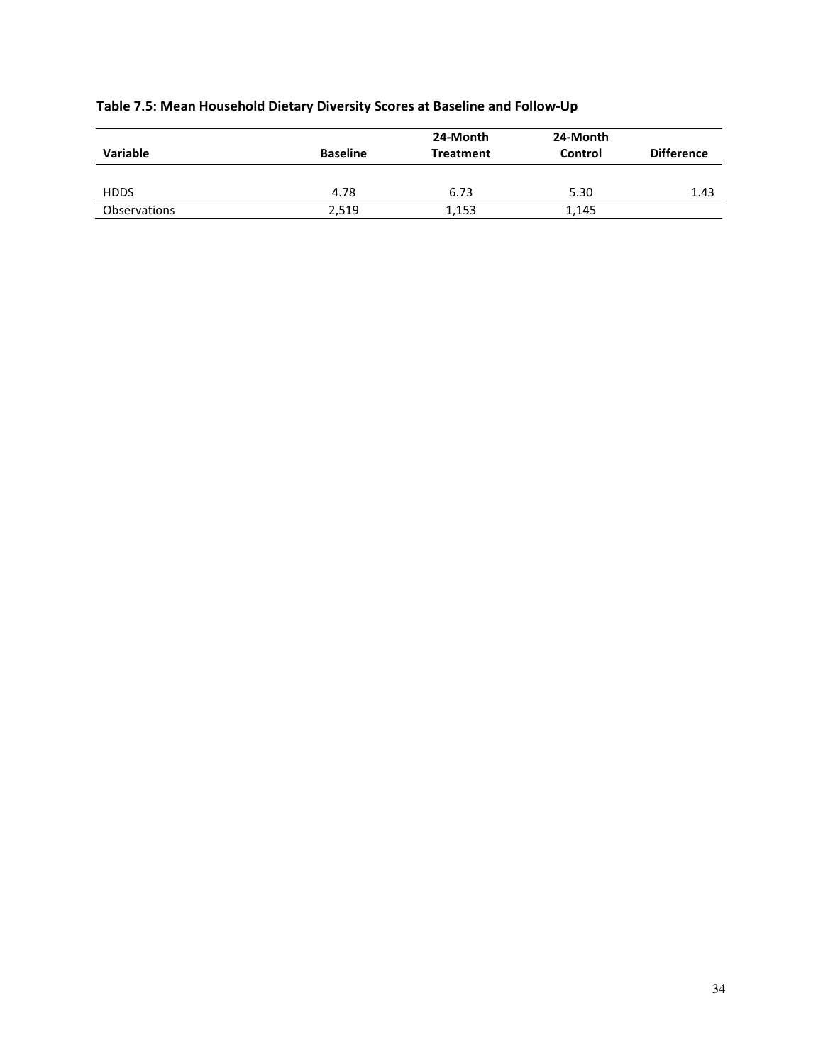**Table 7.5: Mean Household Dietary Diversity Scores at Baseline and Follow-Up**

| Variable | Baseline | 24-Month Treatment | 24-Month Control | Difference |
|---|---|---|---|---|
| HDDS | 4.78 | 6.73 | 5.30 | 1.43 |
| Observations | 2,519 | 1,153 | 1,145 | |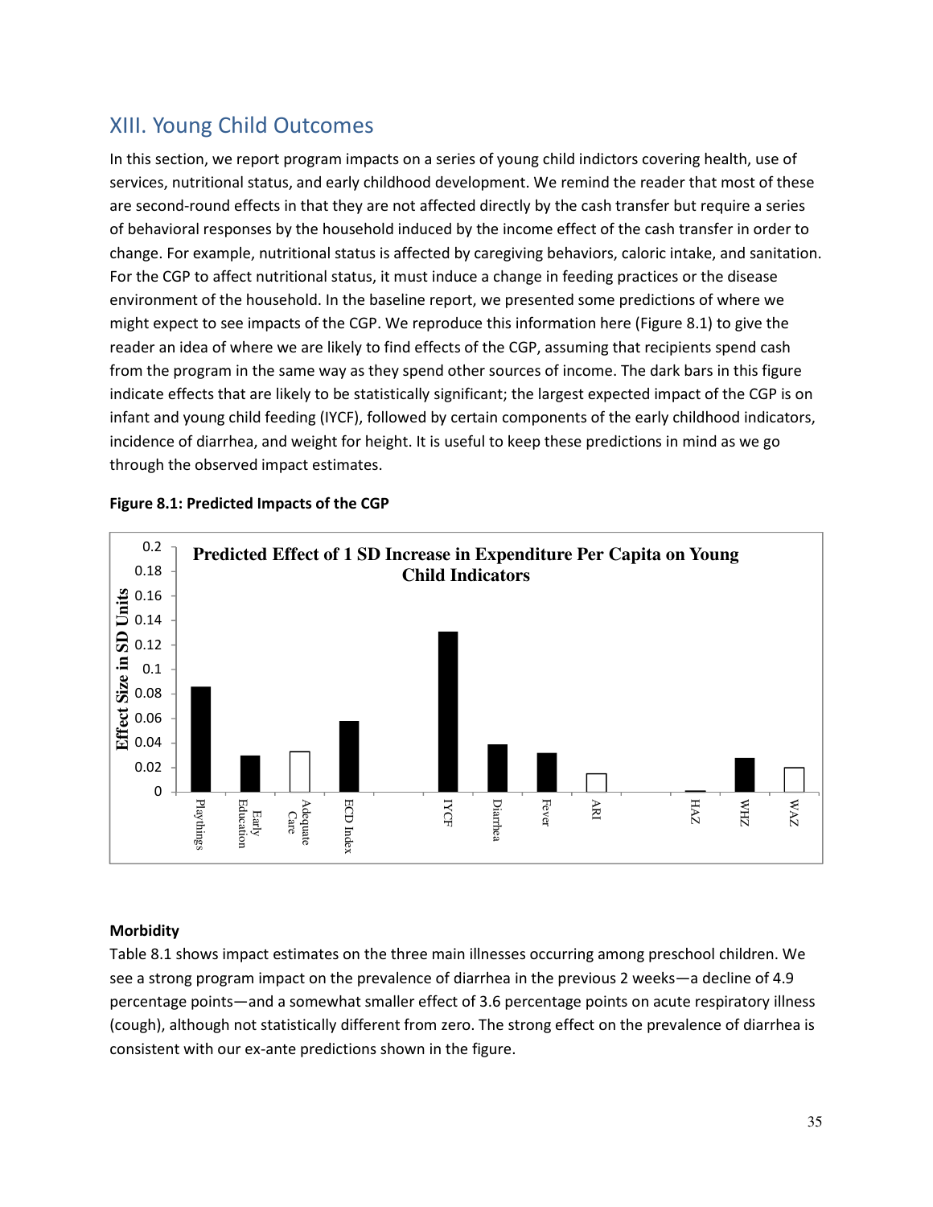## XIII. Young Child Outcomes

In this section, we report program impacts on a series of young child indictors covering health, use of services, nutritional status, and early childhood development. We remind the reader that most of these are second-round effects in that they are not affected directly by the cash transfer but require a series of behavioral responses by the household induced by the income effect of the cash transfer in order to change. For example, nutritional status is affected by caregiving behaviors, caloric intake, and sanitation. For the CGP to affect nutritional status, it must induce a change in feeding practices or the disease environment of the household. In the baseline report, we presented some predictions of where we might expect to see impacts of the CGP. We reproduce this information here (Figure 8.1) to give the reader an idea of where we are likely to find effects of the CGP, assuming that recipients spend cash from the program in the same way as they spend other sources of income. The dark bars in this figure indicate effects that are likely to be statistically significant; the largest expected impact of the CGP is on infant and young child feeding (IYCF), followed by certain components of the early childhood indicators, incidence of diarrhea, and weight for height. It is useful to keep these predictions in mind as we go through the observed impact estimates.

**Figure 8.1: Predicted Impacts of the CGP**

Predicted Effect of 1 SD Increase in Expenditure Per Capita on Young Child Indicators

Effect Size in SD Units

0.2
0.18
0.16
0.14
0.12
0.1
0.08
0.06
0.04
0.02
0

Playthings
Early Education
Adequate Care
ECD Index
IYCF
Diarrhea
Fever
ARI
HAZ
WHZ
WAZ

### Morbidity

Table 8.1 shows impact estimates on the three main illnesses occurring among preschool children. We see a strong program impact on the prevalence of diarrhea in the previous 2 weeks—a decline of 4.9 percentage points—and a somewhat smaller effect of 3.6 percentage points on acute respiratory illness (cough), although not statistically different from zero. The strong effect on the prevalence of diarrhea is consistent with our ex-ante predictions shown in the figure.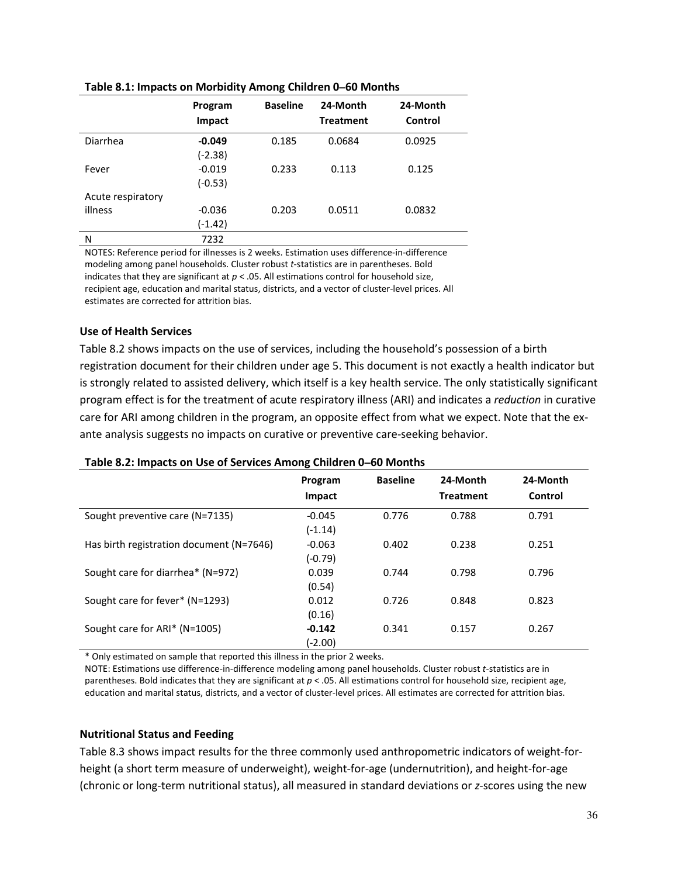**Table 8.1: Impacts on Morbidity Among Children 0–60 Months**

| | Program Impact | Baseline | 24-Month Treatment | 24-Month Control |
|---|---|---|---|---|
| Diarrhea | **-0.049** | 0.185 | 0.0684 | 0.0925 |
| | (-2.38) | | | |
| Fever | -0.019 | 0.233 | 0.113 | 0.125 |
| | (-0.53) | | | |
| Acute respiratory illness | -0.036 | 0.203 | 0.0511 | 0.0832 |
| | (-1.42) | | | |
| N | 7232 | | | |

NOTES: Reference period for illnesses is 2 weeks. Estimation uses difference-in-difference modeling among panel households. Cluster robust *t*-statistics are in parentheses. Bold indicates that they are significant at $p < .05$. All estimations control for household size, recipient age, education and marital status, districts, and a vector of cluster-level prices. All estimates are corrected for attrition bias.

### Use of Health Services

Table 8.2 shows impacts on the use of services, including the household's possession of a birth registration document for their children under age 5. This document is not exactly a health indicator but is strongly related to assisted delivery, which itself is a key health service. The only statistically significant program effect is for the treatment of acute respiratory illness (ARI) and indicates a *reduction* in curative care for ARI among children in the program, an opposite effect from what we expect. Note that the ex-ante analysis suggests no impacts on curative or preventive care-seeking behavior.

**Table 8.2: Impacts on Use of Services Among Children 0–60 Months**

| | Program Impact | Baseline | 24-Month Treatment | 24-Month Control |
|---|---|---|---|---|
| Sought preventive care (N=7135) | -0.045 | 0.776 | 0.788 | 0.791 |
| | (-1.14) | | | |
| Has birth registration document (N=7646) | -0.063 | 0.402 | 0.238 | 0.251 |
| | (-0.79) | | | |
| Sought care for diarrhea* (N=972) | 0.039 | 0.744 | 0.798 | 0.796 |
| | (0.54) | | | |
| Sought care for fever* (N=1293) | 0.012 | 0.726 | 0.848 | 0.823 |
| | (0.16) | | | |
| Sought care for ARI* (N=1005) | **-0.142** | 0.341 | 0.157 | 0.267 |
| | (-2.00) | | | |

* Only estimated on sample that reported this illness in the prior 2 weeks.

NOTE: Estimations use difference-in-difference modeling among panel households. Cluster robust *t*-statistics are in parentheses. Bold indicates that they are significant at $p < .05$. All estimations control for household size, recipient age, education and marital status, districts, and a vector of cluster-level prices. All estimates are corrected for attrition bias.

### Nutritional Status and Feeding

Table 8.3 shows impact results for the three commonly used anthropometric indicators of weight-for-height (a short term measure of underweight), weight-for-age (undernutrition), and height-for-age (chronic or long-term nutritional status), all measured in standard deviations or *z*-scores using the new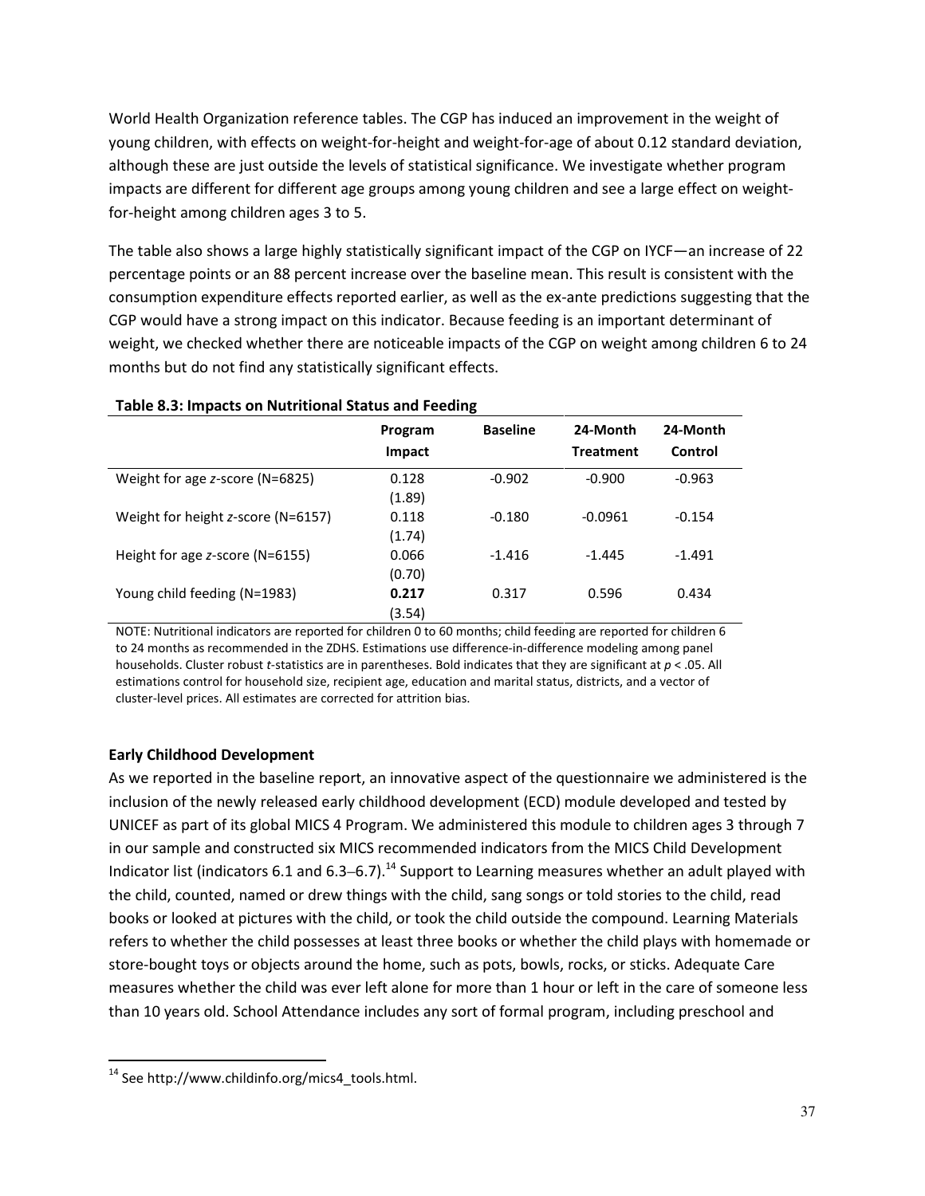World Health Organization reference tables. The CGP has induced an improvement in the weight of young children, with effects on weight-for-height and weight-for-age of about 0.12 standard deviation, although these are just outside the levels of statistical significance. We investigate whether program impacts are different for different age groups among young children and see a large effect on weight-for-height among children ages 3 to 5.

The table also shows a large highly statistically significant impact of the CGP on IYCF—an increase of 22 percentage points or an 88 percent increase over the baseline mean. This result is consistent with the consumption expenditure effects reported earlier, as well as the ex-ante predictions suggesting that the CGP would have a strong impact on this indicator. Because feeding is an important determinant of weight, we checked whether there are noticeable impacts of the CGP on weight among children 6 to 24 months but do not find any statistically significant effects.

**Table 8.3: Impacts on Nutritional Status and Feeding**

| | Program Impact | Baseline | 24-Month Treatment | 24-Month Control |
|---|---|---|---|---|
| Weight for age *z*-score (N=6825) | 0.128<br>(1.89) | -0.902 | -0.900 | -0.963 |
| Weight for height *z*-score (N=6157) | 0.118<br>(1.74) | -0.180 | -0.0961 | -0.154 |
| Height for age *z*-score (N=6155) | 0.066<br>(0.70) | -1.416 | -1.445 | -1.491 |
| Young child feeding (N=1983) | **0.217**<br>(3.54) | 0.317 | 0.596 | 0.434 |

NOTE: Nutritional indicators are reported for children 0 to 60 months; child feeding are reported for children 6 to 24 months as recommended in the ZDHS. Estimations use difference-in-difference modeling among panel households. Cluster robust *t*-statistics are in parentheses. Bold indicates that they are significant at $p < .05$. All estimations control for household size, recipient age, education and marital status, districts, and a vector of cluster-level prices. All estimates are corrected for attrition bias.

### Early Childhood Development

As we reported in the baseline report, an innovative aspect of the questionnaire we administered is the inclusion of the newly released early childhood development (ECD) module developed and tested by UNICEF as part of its global MICS 4 Program. We administered this module to children ages 3 through 7 in our sample and constructed six MICS recommended indicators from the MICS Child Development Indicator list (indicators 6.1 and 6.3–6.7).[14] Support to Learning measures whether an adult played with the child, counted, named or drew things with the child, sang songs or told stories to the child, read books or looked at pictures with the child, or took the child outside the compound. Learning Materials refers to whether the child possesses at least three books or whether the child plays with homemade or store-bought toys or objects around the home, such as pots, bowls, rocks, or sticks. Adequate Care measures whether the child was ever left alone for more than 1 hour or left in the care of someone less than 10 years old. School Attendance includes any sort of formal program, including preschool and

[14] See http://www.childinfo.org/mics4_tools.html.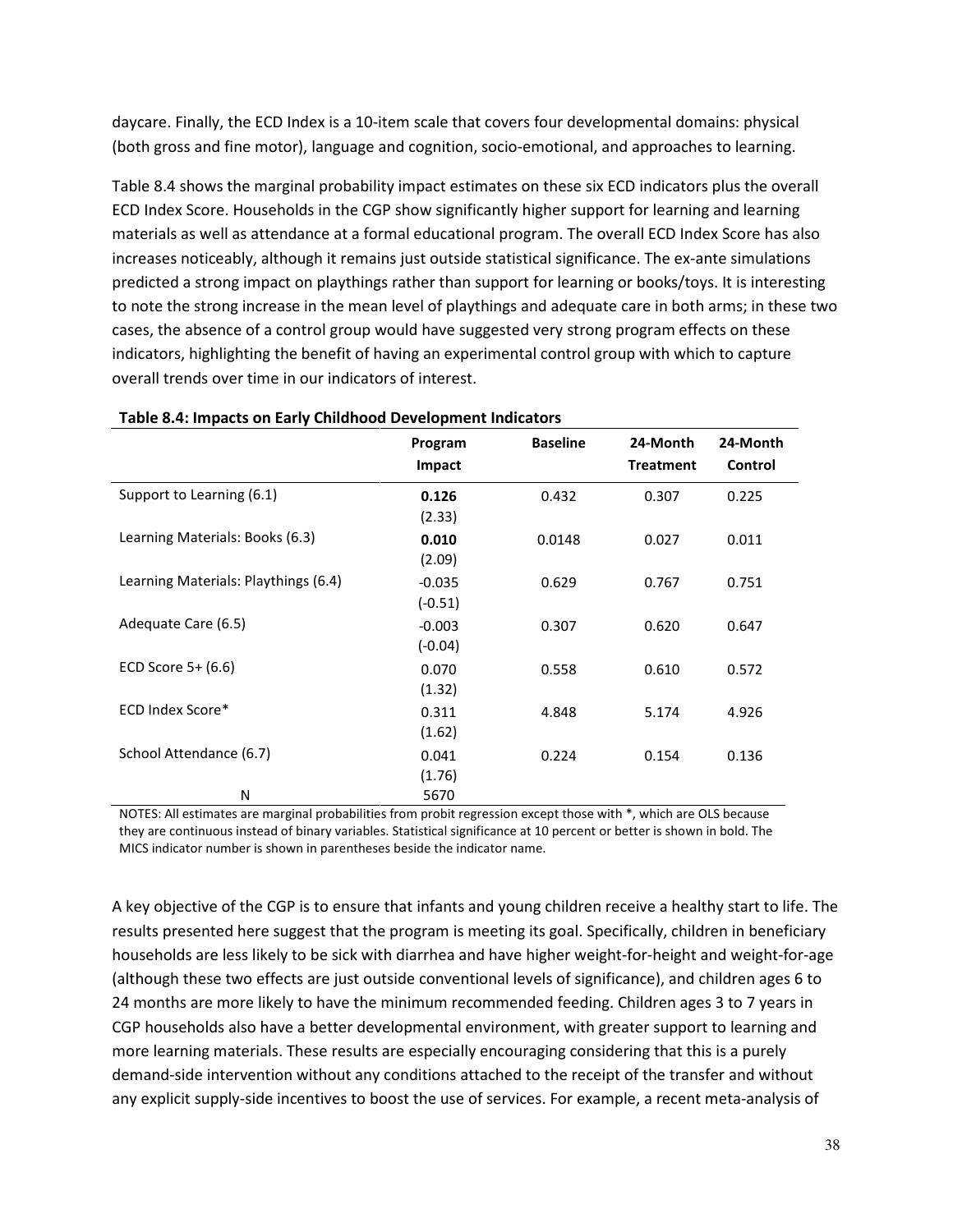daycare. Finally, the ECD Index is a 10-item scale that covers four developmental domains: physical (both gross and fine motor), language and cognition, socio-emotional, and approaches to learning.

Table 8.4 shows the marginal probability impact estimates on these six ECD indicators plus the overall ECD Index Score. Households in the CGP show significantly higher support for learning and learning materials as well as attendance at a formal educational program. The overall ECD Index Score has also increases noticeably, although it remains just outside statistical significance. The ex-ante simulations predicted a strong impact on playthings rather than support for learning or books/toys. It is interesting to note the strong increase in the mean level of playthings and adequate care in both arms; in these two cases, the absence of a control group would have suggested very strong program effects on these indicators, highlighting the benefit of having an experimental control group with which to capture overall trends over time in our indicators of interest.

**Table 8.4: Impacts on Early Childhood Development Indicators**

| | Program Impact | Baseline | 24-Month Treatment | 24-Month Control |
|---|---|---|---|---|
| Support to Learning (6.1) | **0.126** (2.33) | 0.432 | 0.307 | 0.225 |
| Learning Materials: Books (6.3) | **0.010** (2.09) | 0.0148 | 0.027 | 0.011 |
| Learning Materials: Playthings (6.4) | -0.035 (-0.51) | 0.629 | 0.767 | 0.751 |
| Adequate Care (6.5) | -0.003 (-0.04) | 0.307 | 0.620 | 0.647 |
| ECD Score 5+ (6.6) | 0.070 (1.32) | 0.558 | 0.610 | 0.572 |
| ECD Index Score* | 0.311 (1.62) | 4.848 | 5.174 | 4.926 |
| School Attendance (6.7) | 0.041 (1.76) | 0.224 | 0.154 | 0.136 |
| N | 5670 | | | |

NOTES: All estimates are marginal probabilities from probit regression except those with *, which are OLS because they are continuous instead of binary variables. Statistical significance at 10 percent or better is shown in bold. The MICS indicator number is shown in parentheses beside the indicator name.

A key objective of the CGP is to ensure that infants and young children receive a healthy start to life. The results presented here suggest that the program is meeting its goal. Specifically, children in beneficiary households are less likely to be sick with diarrhea and have higher weight-for-height and weight-for-age (although these two effects are just outside conventional levels of significance), and children ages 6 to 24 months are more likely to have the minimum recommended feeding. Children ages 3 to 7 years in CGP households also have a better developmental environment, with greater support to learning and more learning materials. These results are especially encouraging considering that this is a purely demand-side intervention without any conditions attached to the receipt of the transfer and without any explicit supply-side incentives to boost the use of services. For example, a recent meta-analysis of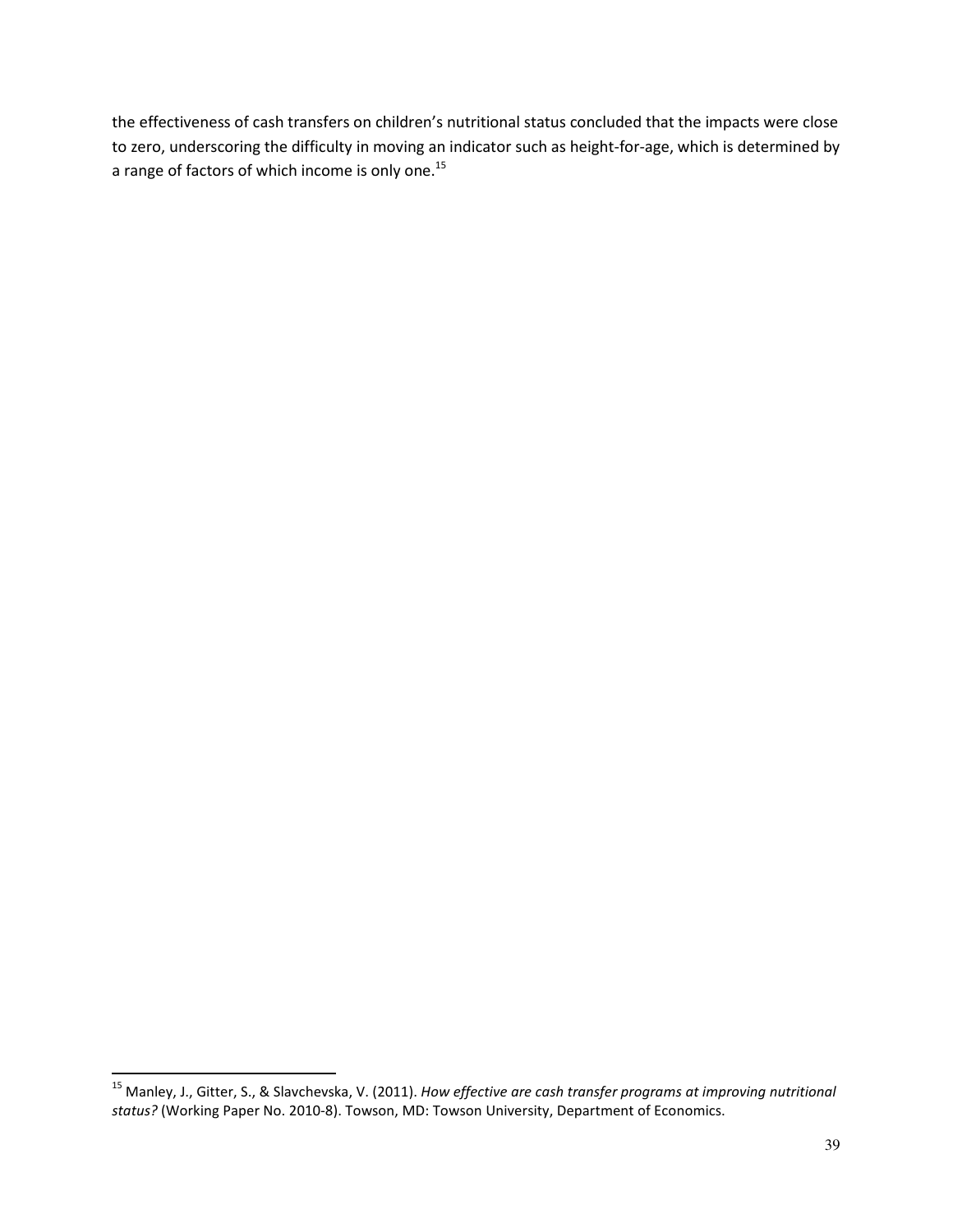the effectiveness of cash transfers on children's nutritional status concluded that the impacts were close to zero, underscoring the difficulty in moving an indicator such as height-for-age, which is determined by a range of factors of which income is only one.[15]

---

[15] Manley, J., Gitter, S., & Slavchevska, V. (2011). *How effective are cash transfer programs at improving nutritional status?* (Working Paper No. 2010-8). Towson, MD: Towson University, Department of Economics.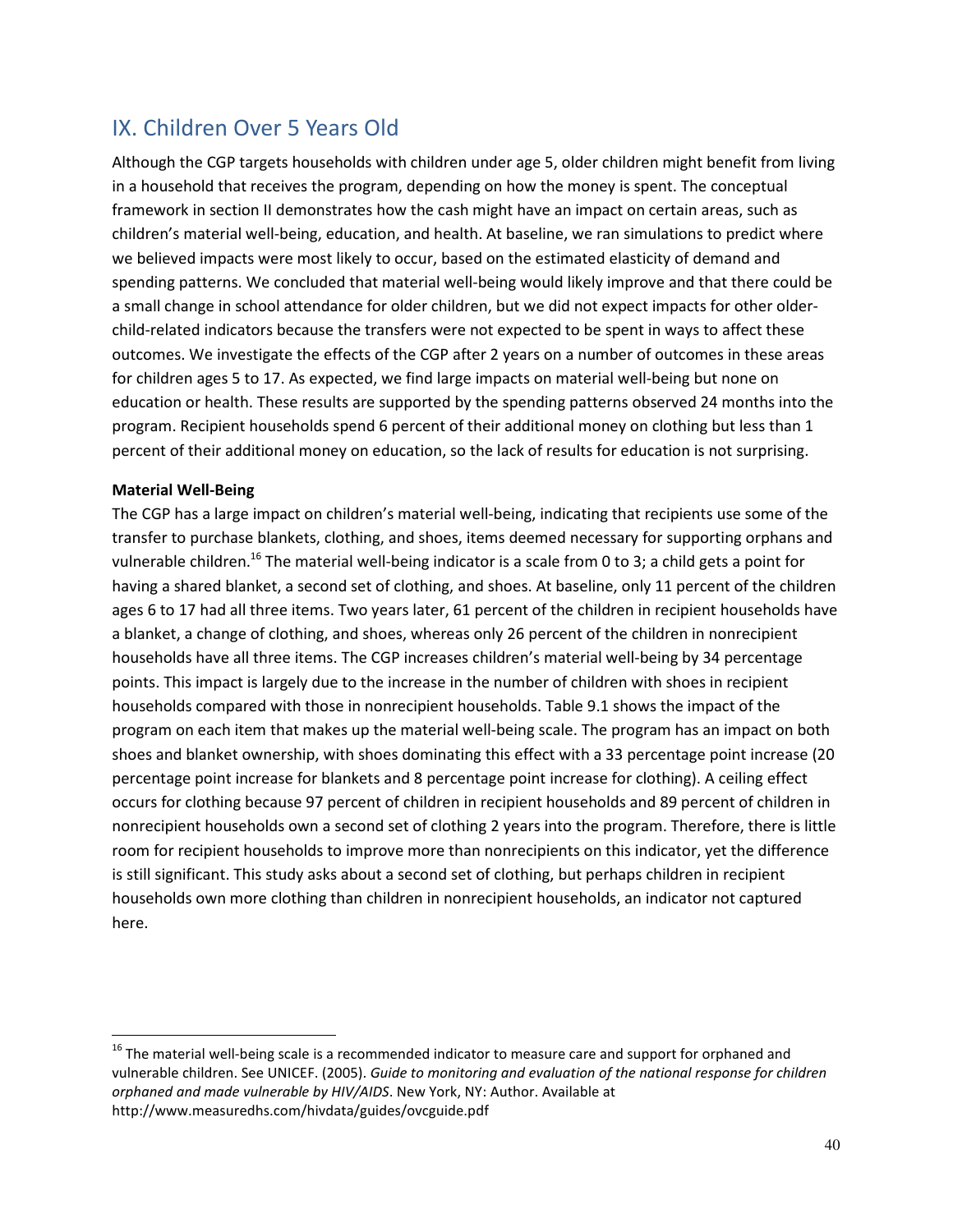## IX. Children Over 5 Years Old

Although the CGP targets households with children under age 5, older children might benefit from living in a household that receives the program, depending on how the money is spent. The conceptual framework in section II demonstrates how the cash might have an impact on certain areas, such as children's material well-being, education, and health. At baseline, we ran simulations to predict where we believed impacts were most likely to occur, based on the estimated elasticity of demand and spending patterns. We concluded that material well-being would likely improve and that there could be a small change in school attendance for older children, but we did not expect impacts for other older-child-related indicators because the transfers were not expected to be spent in ways to affect these outcomes. We investigate the effects of the CGP after 2 years on a number of outcomes in these areas for children ages 5 to 17. As expected, we find large impacts on material well-being but none on education or health. These results are supported by the spending patterns observed 24 months into the program. Recipient households spend 6 percent of their additional money on clothing but less than 1 percent of their additional money on education, so the lack of results for education is not surprising.

**Material Well-Being**

The CGP has a large impact on children's material well-being, indicating that recipients use some of the transfer to purchase blankets, clothing, and shoes, items deemed necessary for supporting orphans and vulnerable children.[16] The material well-being indicator is a scale from 0 to 3; a child gets a point for having a shared blanket, a second set of clothing, and shoes. At baseline, only 11 percent of the children ages 6 to 17 had all three items. Two years later, 61 percent of the children in recipient households have a blanket, a change of clothing, and shoes, whereas only 26 percent of the children in nonrecipient households have all three items. The CGP increases children's material well-being by 34 percentage points. This impact is largely due to the increase in the number of children with shoes in recipient households compared with those in nonrecipient households. Table 9.1 shows the impact of the program on each item that makes up the material well-being scale. The program has an impact on both shoes and blanket ownership, with shoes dominating this effect with a 33 percentage point increase (20 percentage point increase for blankets and 8 percentage point increase for clothing). A ceiling effect occurs for clothing because 97 percent of children in recipient households and 89 percent of children in nonrecipient households own a second set of clothing 2 years into the program. Therefore, there is little room for recipient households to improve more than nonrecipients on this indicator, yet the difference is still significant. This study asks about a second set of clothing, but perhaps children in recipient households own more clothing than children in nonrecipient households, an indicator not captured here.

[16] The material well-being scale is a recommended indicator to measure care and support for orphaned and vulnerable children. See UNICEF. (2005). *Guide to monitoring and evaluation of the national response for children orphaned and made vulnerable by HIV/AIDS*. New York, NY: Author. Available at http://www.measuredhs.com/hivdata/guides/ovcguide.pdf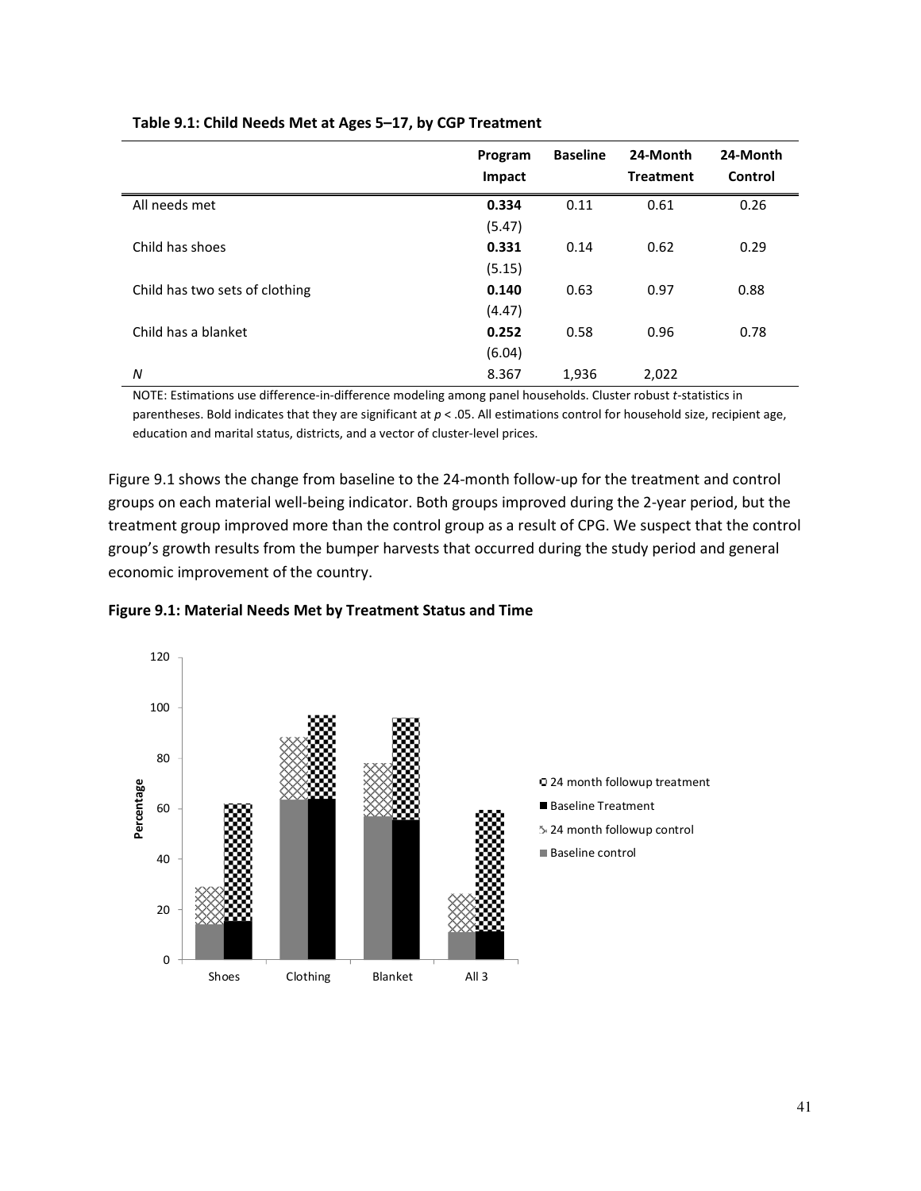**Table 9.1: Child Needs Met at Ages 5–17, by CGP Treatment**

| | Program Impact | Baseline | 24-Month Treatment | 24-Month Control |
|---|---|---|---|---|
| All needs met | **0.334** | 0.11 | 0.61 | 0.26 |
| | (5.47) | | | |
| Child has shoes | **0.331** | 0.14 | 0.62 | 0.29 |
| | (5.15) | | | |
| Child has two sets of clothing | **0.140** | 0.63 | 0.97 | 0.88 |
| | (4.47) | | | |
| Child has a blanket | **0.252** | 0.58 | 0.96 | 0.78 |
| | (6.04) | | | |
| *N* | 8.367 | 1,936 | 2,022 | |

NOTE: Estimations use difference-in-difference modeling among panel households. Cluster robust *t*-statistics in parentheses. Bold indicates that they are significant at $p < .05$. All estimations control for household size, recipient age, education and marital status, districts, and a vector of cluster-level prices.

Figure 9.1 shows the change from baseline to the 24-month follow-up for the treatment and control groups on each material well-being indicator. Both groups improved during the 2-year period, but the treatment group improved more than the control group as a result of CPG. We suspect that the control group's growth results from the bumper harvests that occurred during the study period and general economic improvement of the country.

**Figure 9.1: Material Needs Met by Treatment Status and Time**

120
100
80
60
40
20
0

Percentage

Shoes
Clothing
Blanket
All 3

24 month followup treatment
Baseline Treatment
24 month followup control
Baseline control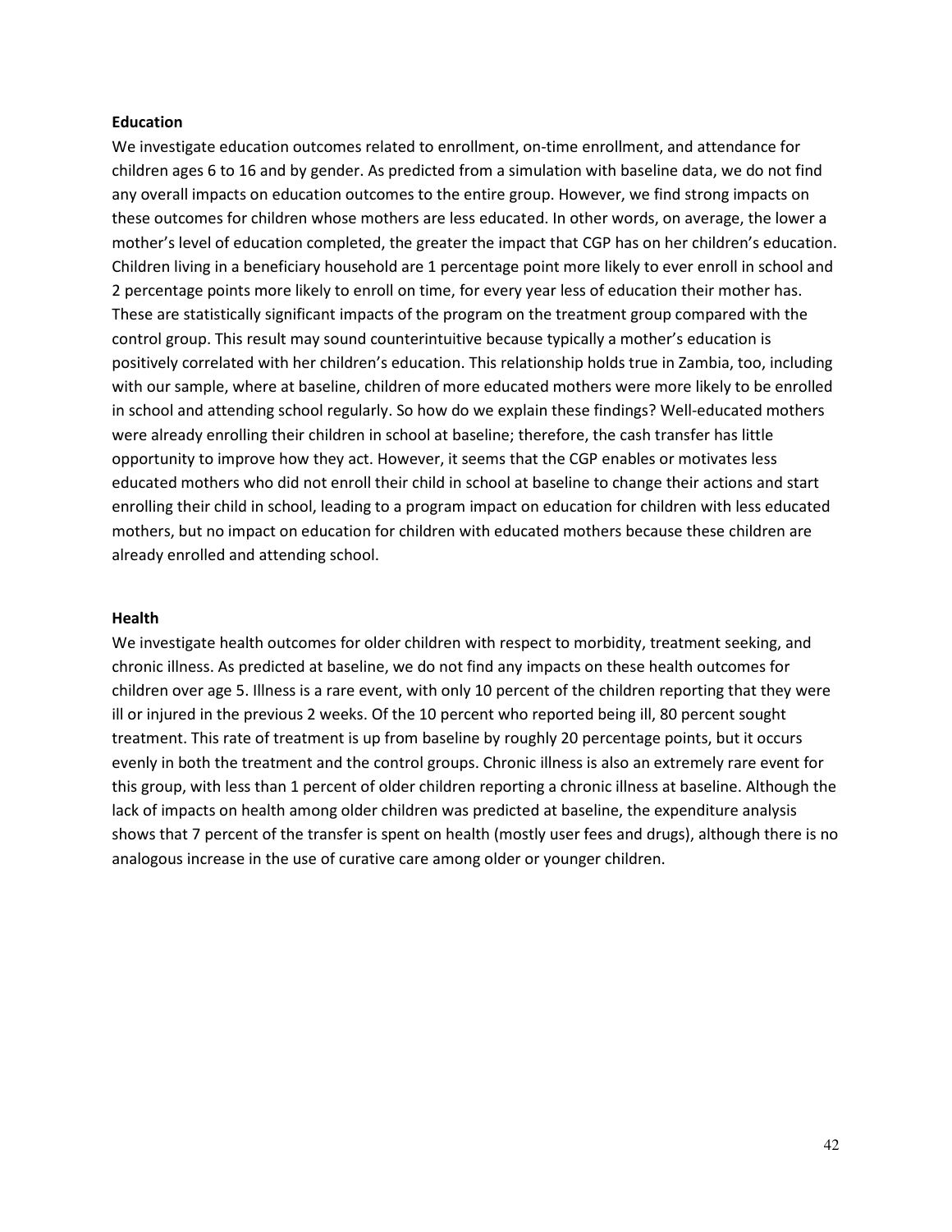### Education

We investigate education outcomes related to enrollment, on-time enrollment, and attendance for children ages 6 to 16 and by gender. As predicted from a simulation with baseline data, we do not find any overall impacts on education outcomes to the entire group. However, we find strong impacts on these outcomes for children whose mothers are less educated. In other words, on average, the lower a mother's level of education completed, the greater the impact that CGP has on her children's education. Children living in a beneficiary household are 1 percentage point more likely to ever enroll in school and 2 percentage points more likely to enroll on time, for every year less of education their mother has. These are statistically significant impacts of the program on the treatment group compared with the control group. This result may sound counterintuitive because typically a mother's education is positively correlated with her children's education. This relationship holds true in Zambia, too, including with our sample, where at baseline, children of more educated mothers were more likely to be enrolled in school and attending school regularly. So how do we explain these findings? Well-educated mothers were already enrolling their children in school at baseline; therefore, the cash transfer has little opportunity to improve how they act. However, it seems that the CGP enables or motivates less educated mothers who did not enroll their child in school at baseline to change their actions and start enrolling their child in school, leading to a program impact on education for children with less educated mothers, but no impact on education for children with educated mothers because these children are already enrolled and attending school.

### Health

We investigate health outcomes for older children with respect to morbidity, treatment seeking, and chronic illness. As predicted at baseline, we do not find any impacts on these health outcomes for children over age 5. Illness is a rare event, with only 10 percent of the children reporting that they were ill or injured in the previous 2 weeks. Of the 10 percent who reported being ill, 80 percent sought treatment. This rate of treatment is up from baseline by roughly 20 percentage points, but it occurs evenly in both the treatment and the control groups. Chronic illness is also an extremely rare event for this group, with less than 1 percent of older children reporting a chronic illness at baseline. Although the lack of impacts on health among older children was predicted at baseline, the expenditure analysis shows that 7 percent of the transfer is spent on health (mostly user fees and drugs), although there is no analogous increase in the use of curative care among older or younger children.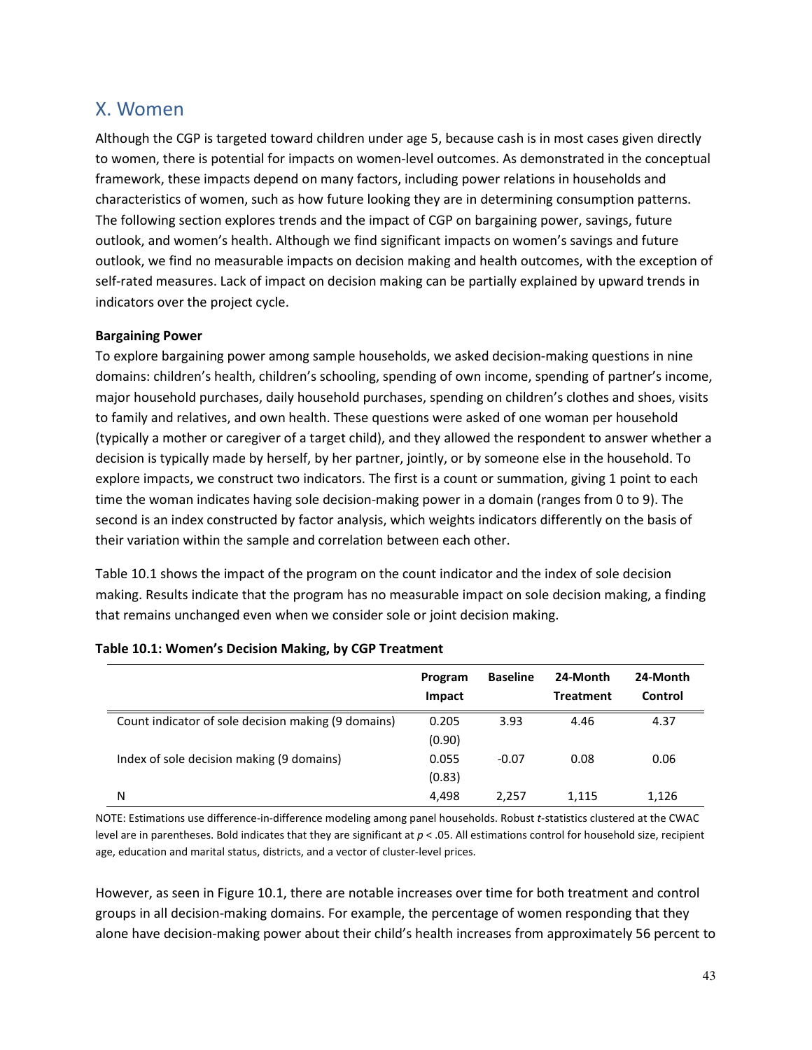## X. Women

Although the CGP is targeted toward children under age 5, because cash is in most cases given directly to women, there is potential for impacts on women-level outcomes. As demonstrated in the conceptual framework, these impacts depend on many factors, including power relations in households and characteristics of women, such as how future looking they are in determining consumption patterns. The following section explores trends and the impact of CGP on bargaining power, savings, future outlook, and women's health. Although we find significant impacts on women's savings and future outlook, we find no measurable impacts on decision making and health outcomes, with the exception of self-rated measures. Lack of impact on decision making can be partially explained by upward trends in indicators over the project cycle.

**Bargaining Power**

To explore bargaining power among sample households, we asked decision-making questions in nine domains: children's health, children's schooling, spending of own income, spending of partner's income, major household purchases, daily household purchases, spending on children's clothes and shoes, visits to family and relatives, and own health. These questions were asked of one woman per household (typically a mother or caregiver of a target child), and they allowed the respondent to answer whether a decision is typically made by herself, by her partner, jointly, or by someone else in the household. To explore impacts, we construct two indicators. The first is a count or summation, giving 1 point to each time the woman indicates having sole decision-making power in a domain (ranges from 0 to 9). The second is an index constructed by factor analysis, which weights indicators differently on the basis of their variation within the sample and correlation between each other.

Table 10.1 shows the impact of the program on the count indicator and the index of sole decision making. Results indicate that the program has no measurable impact on sole decision making, a finding that remains unchanged even when we consider sole or joint decision making.

**Table 10.1: Women's Decision Making, by CGP Treatment**

| | Program Impact | Baseline | 24-Month Treatment | 24-Month Control |
|---|---|---|---|---|
| Count indicator of sole decision making (9 domains) | 0.205<br>(0.90) | 3.93 | 4.46 | 4.37 |
| Index of sole decision making (9 domains) | 0.055<br>(0.83) | -0.07 | 0.08 | 0.06 |
| N | 4,498 | 2,257 | 1,115 | 1,126 |

NOTE: Estimations use difference-in-difference modeling among panel households. Robust *t*-statistics clustered at the CWAC level are in parentheses. Bold indicates that they are significant at $p < .05$. All estimations control for household size, recipient age, education and marital status, districts, and a vector of cluster-level prices.

However, as seen in Figure 10.1, there are notable increases over time for both treatment and control groups in all decision-making domains. For example, the percentage of women responding that they alone have decision-making power about their child's health increases from approximately 56 percent to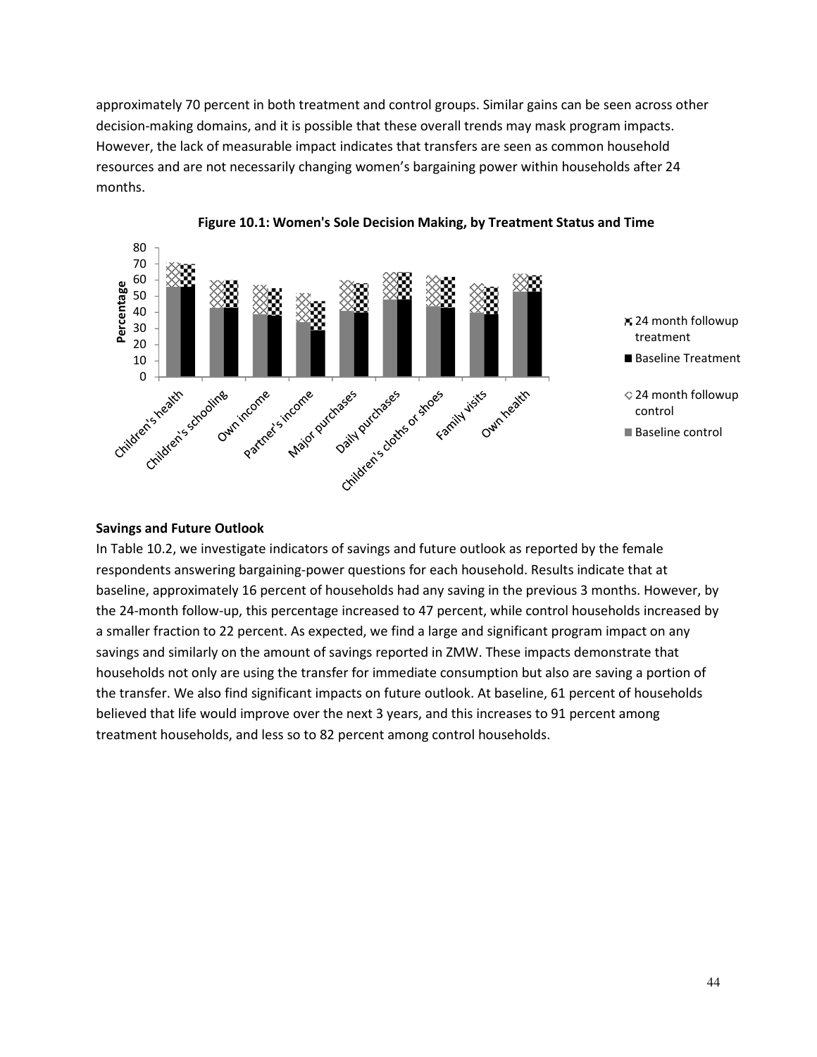approximately 70 percent in both treatment and control groups. Similar gains can be seen across other decision-making domains, and it is possible that these overall trends may mask program impacts. However, the lack of measurable impact indicates that transfers are seen as common household resources and are not necessarily changing women's bargaining power within households after 24 months.

**Figure 10.1: Women's Sole Decision Making, by Treatment Status and Time**

Percentage

0
10
20
30
40
50
60
70
80

Children's health
Children's schooling
Own income
Partner's income
Major purchases
Daily purchases
Children's cloths or shoes
Family visits
Own health

24 month followup treatment
Baseline Treatment
24 month followup control
Baseline control

### Savings and Future Outlook

In Table 10.2, we investigate indicators of savings and future outlook as reported by the female respondents answering bargaining-power questions for each household. Results indicate that at baseline, approximately 16 percent of households had any saving in the previous 3 months. However, by the 24-month follow-up, this percentage increased to 47 percent, while control households increased by a smaller fraction to 22 percent. As expected, we find a large and significant program impact on any savings and similarly on the amount of savings reported in ZMW. These impacts demonstrate that households not only are using the transfer for immediate consumption but also are saving a portion of the transfer. We also find significant impacts on future outlook. At baseline, 61 percent of households believed that life would improve over the next 3 years, and this increases to 91 percent among treatment households, and less so to 82 percent among control households.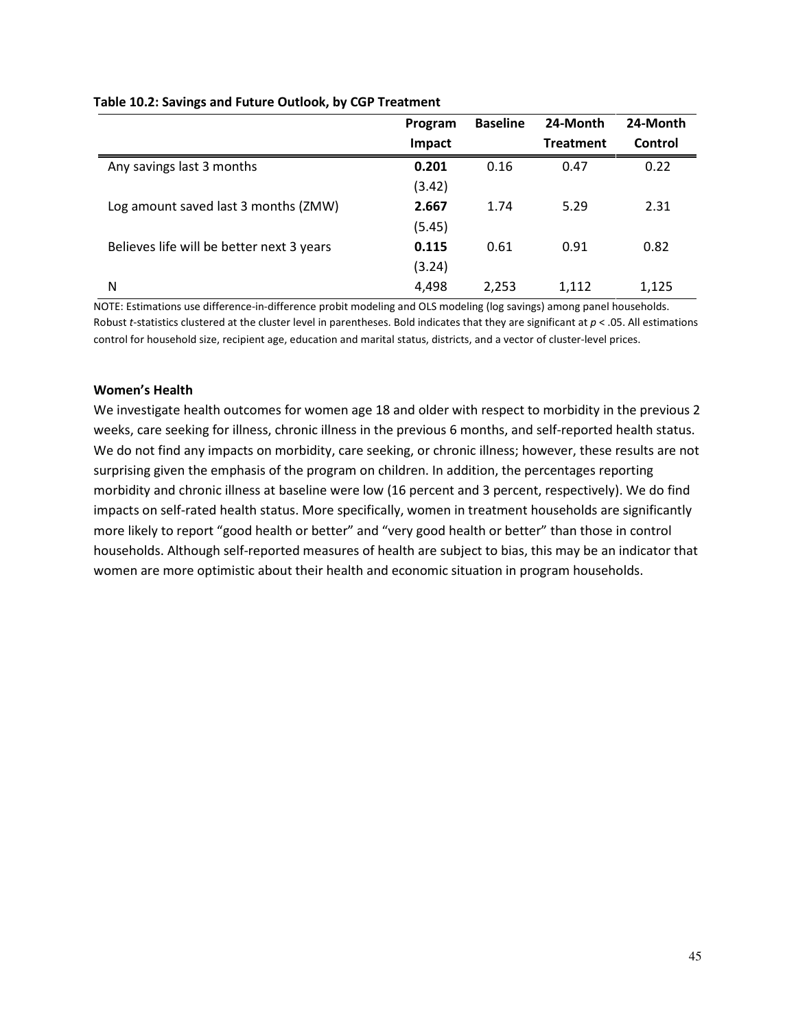**Table 10.2: Savings and Future Outlook, by CGP Treatment**

| | Program Impact | Baseline | 24-Month Treatment | 24-Month Control |
|---|---|---|---|---|
| Any savings last 3 months | **0.201** | 0.16 | 0.47 | 0.22 |
| | (3.42) | | | |
| Log amount saved last 3 months (ZMW) | **2.667** | 1.74 | 5.29 | 2.31 |
| | (5.45) | | | |
| Believes life will be better next 3 years | **0.115** | 0.61 | 0.91 | 0.82 |
| | (3.24) | | | |
| N | 4,498 | 2,253 | 1,112 | 1,125 |

NOTE: Estimations use difference-in-difference probit modeling and OLS modeling (log savings) among panel households. Robust *t*-statistics clustered at the cluster level in parentheses. Bold indicates that they are significant at $p < .05$. All estimations control for household size, recipient age, education and marital status, districts, and a vector of cluster-level prices.

**Women's Health**

We investigate health outcomes for women age 18 and older with respect to morbidity in the previous 2 weeks, care seeking for illness, chronic illness in the previous 6 months, and self-reported health status. We do not find any impacts on morbidity, care seeking, or chronic illness; however, these results are not surprising given the emphasis of the program on children. In addition, the percentages reporting morbidity and chronic illness at baseline were low (16 percent and 3 percent, respectively). We do find impacts on self-rated health status. More specifically, women in treatment households are significantly more likely to report "good health or better" and "very good health or better" than those in control households. Although self-reported measures of health are subject to bias, this may be an indicator that women are more optimistic about their health and economic situation in program households.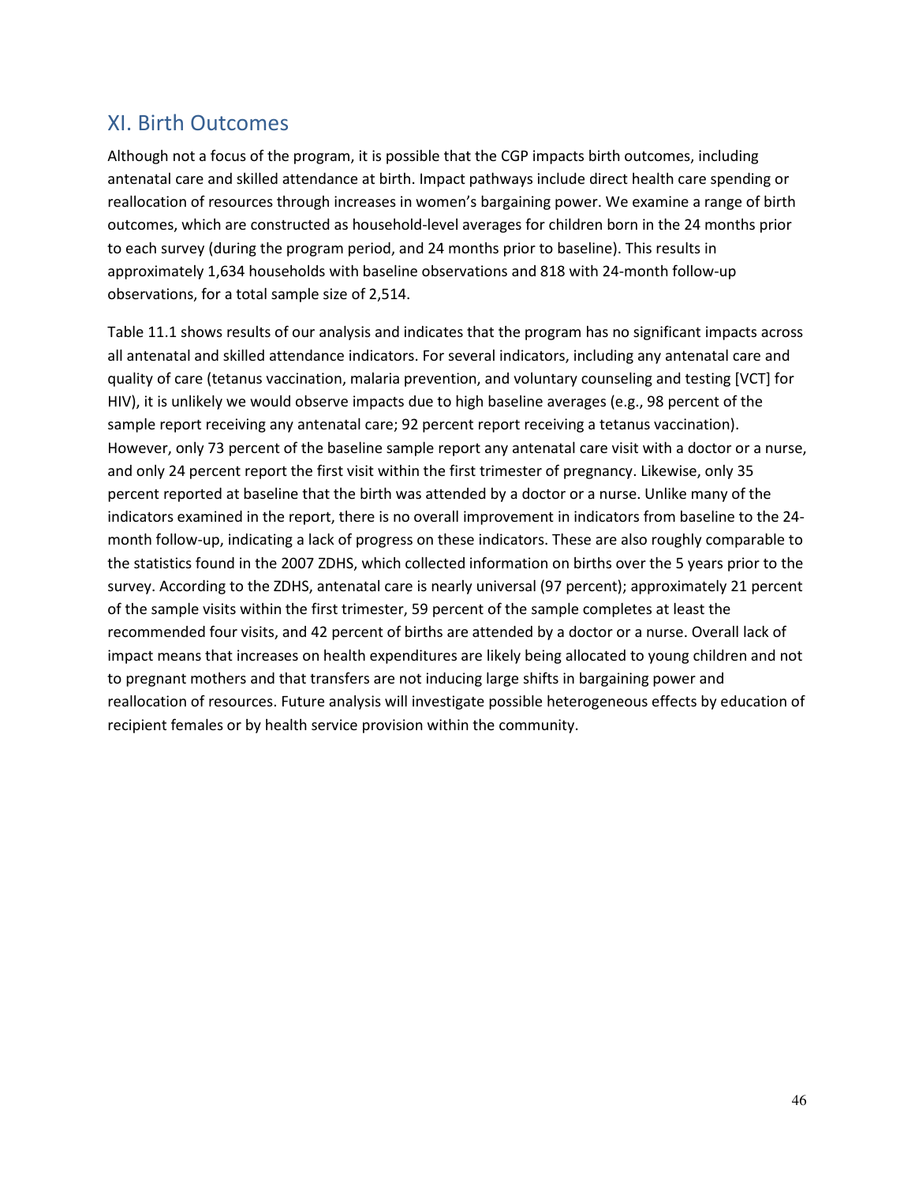## XI. Birth Outcomes

Although not a focus of the program, it is possible that the CGP impacts birth outcomes, including antenatal care and skilled attendance at birth. Impact pathways include direct health care spending or reallocation of resources through increases in women's bargaining power. We examine a range of birth outcomes, which are constructed as household-level averages for children born in the 24 months prior to each survey (during the program period, and 24 months prior to baseline). This results in approximately 1,634 households with baseline observations and 818 with 24-month follow-up observations, for a total sample size of 2,514.

Table 11.1 shows results of our analysis and indicates that the program has no significant impacts across all antenatal and skilled attendance indicators. For several indicators, including any antenatal care and quality of care (tetanus vaccination, malaria prevention, and voluntary counseling and testing [VCT] for HIV), it is unlikely we would observe impacts due to high baseline averages (e.g., 98 percent of the sample report receiving any antenatal care; 92 percent report receiving a tetanus vaccination). However, only 73 percent of the baseline sample report any antenatal care visit with a doctor or a nurse, and only 24 percent report the first visit within the first trimester of pregnancy. Likewise, only 35 percent reported at baseline that the birth was attended by a doctor or a nurse. Unlike many of the indicators examined in the report, there is no overall improvement in indicators from baseline to the 24-month follow-up, indicating a lack of progress on these indicators. These are also roughly comparable to the statistics found in the 2007 ZDHS, which collected information on births over the 5 years prior to the survey. According to the ZDHS, antenatal care is nearly universal (97 percent); approximately 21 percent of the sample visits within the first trimester, 59 percent of the sample completes at least the recommended four visits, and 42 percent of births are attended by a doctor or a nurse. Overall lack of impact means that increases on health expenditures are likely being allocated to young children and not to pregnant mothers and that transfers are not inducing large shifts in bargaining power and reallocation of resources. Future analysis will investigate possible heterogeneous effects by education of recipient females or by health service provision within the community.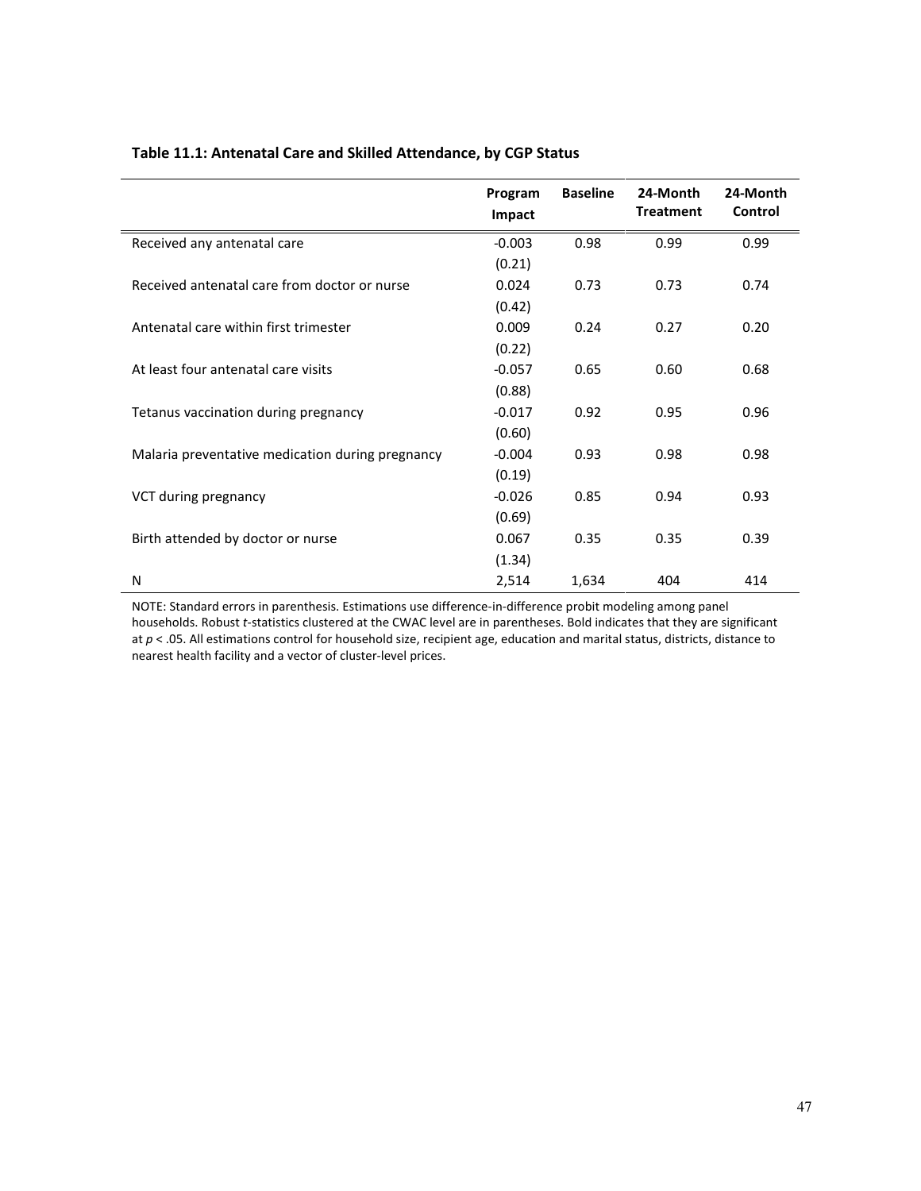**Table 11.1: Antenatal Care and Skilled Attendance, by CGP Status**

| | Program Impact | Baseline | 24-Month Treatment | 24-Month Control |
|---|---|---|---|---|
| Received any antenatal care | -0.003 | 0.98 | 0.99 | 0.99 |
| | (0.21) | | | |
| Received antenatal care from doctor or nurse | 0.024 | 0.73 | 0.73 | 0.74 |
| | (0.42) | | | |
| Antenatal care within first trimester | 0.009 | 0.24 | 0.27 | 0.20 |
| | (0.22) | | | |
| At least four antenatal care visits | -0.057 | 0.65 | 0.60 | 0.68 |
| | (0.88) | | | |
| Tetanus vaccination during pregnancy | -0.017 | 0.92 | 0.95 | 0.96 |
| | (0.60) | | | |
| Malaria preventative medication during pregnancy | -0.004 | 0.93 | 0.98 | 0.98 |
| | (0.19) | | | |
| VCT during pregnancy | -0.026 | 0.85 | 0.94 | 0.93 |
| | (0.69) | | | |
| Birth attended by doctor or nurse | 0.067 | 0.35 | 0.35 | 0.39 |
| | (1.34) | | | |
| N | 2,514 | 1,634 | 404 | 414 |

NOTE: Standard errors in parenthesis. Estimations use difference-in-difference probit modeling among panel households. Robust *t*-statistics clustered at the CWAC level are in parentheses. Bold indicates that they are significant at $p < .05$. All estimations control for household size, recipient age, education and marital status, districts, distance to nearest health facility and a vector of cluster-level prices.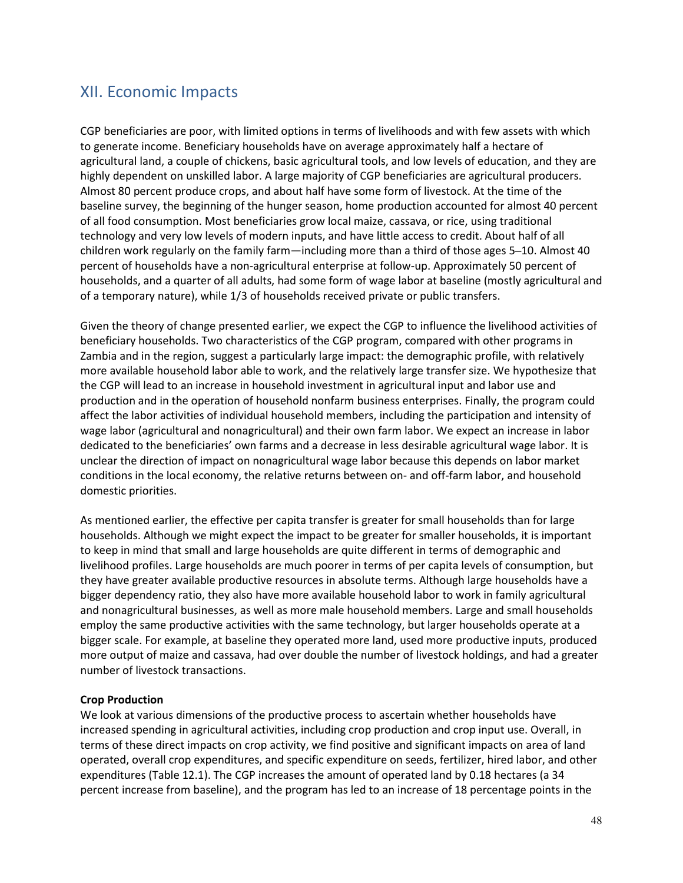## XII. Economic Impacts

CGP beneficiaries are poor, with limited options in terms of livelihoods and with few assets with which to generate income. Beneficiary households have on average approximately half a hectare of agricultural land, a couple of chickens, basic agricultural tools, and low levels of education, and they are highly dependent on unskilled labor. A large majority of CGP beneficiaries are agricultural producers. Almost 80 percent produce crops, and about half have some form of livestock. At the time of the baseline survey, the beginning of the hunger season, home production accounted for almost 40 percent of all food consumption. Most beneficiaries grow local maize, cassava, or rice, using traditional technology and very low levels of modern inputs, and have little access to credit. About half of all children work regularly on the family farm—including more than a third of those ages 5–10. Almost 40 percent of households have a non-agricultural enterprise at follow-up. Approximately 50 percent of households, and a quarter of all adults, had some form of wage labor at baseline (mostly agricultural and of a temporary nature), while 1/3 of households received private or public transfers.

Given the theory of change presented earlier, we expect the CGP to influence the livelihood activities of beneficiary households. Two characteristics of the CGP program, compared with other programs in Zambia and in the region, suggest a particularly large impact: the demographic profile, with relatively more available household labor able to work, and the relatively large transfer size. We hypothesize that the CGP will lead to an increase in household investment in agricultural input and labor use and production and in the operation of household nonfarm business enterprises. Finally, the program could affect the labor activities of individual household members, including the participation and intensity of wage labor (agricultural and nonagricultural) and their own farm labor. We expect an increase in labor dedicated to the beneficiaries' own farms and a decrease in less desirable agricultural wage labor. It is unclear the direction of impact on nonagricultural wage labor because this depends on labor market conditions in the local economy, the relative returns between on- and off-farm labor, and household domestic priorities.

As mentioned earlier, the effective per capita transfer is greater for small households than for large households. Although we might expect the impact to be greater for smaller households, it is important to keep in mind that small and large households are quite different in terms of demographic and livelihood profiles. Large households are much poorer in terms of per capita levels of consumption, but they have greater available productive resources in absolute terms. Although large households have a bigger dependency ratio, they also have more available household labor to work in family agricultural and nonagricultural businesses, as well as more male household members. Large and small households employ the same productive activities with the same technology, but larger households operate at a bigger scale. For example, at baseline they operated more land, used more productive inputs, produced more output of maize and cassava, had over double the number of livestock holdings, and had a greater number of livestock transactions.

**Crop Production**

We look at various dimensions of the productive process to ascertain whether households have increased spending in agricultural activities, including crop production and crop input use. Overall, in terms of these direct impacts on crop activity, we find positive and significant impacts on area of land operated, overall crop expenditures, and specific expenditure on seeds, fertilizer, hired labor, and other expenditures (Table 12.1). The CGP increases the amount of operated land by 0.18 hectares (a 34 percent increase from baseline), and the program has led to an increase of 18 percentage points in the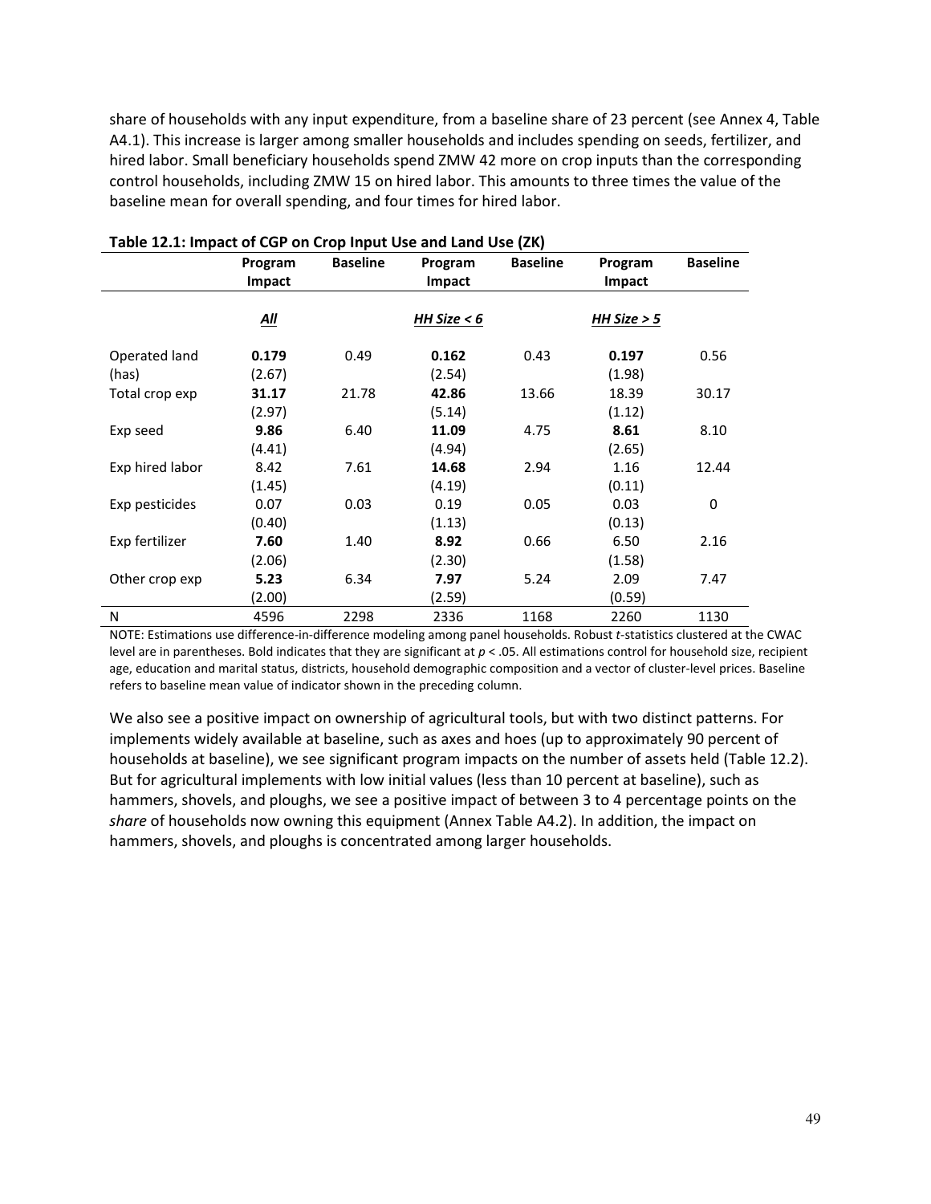share of households with any input expenditure, from a baseline share of 23 percent (see Annex 4, Table A4.1). This increase is larger among smaller households and includes spending on seeds, fertilizer, and hired labor. Small beneficiary households spend ZMW 42 more on crop inputs than the corresponding control households, including ZMW 15 on hired labor. This amounts to three times the value of the baseline mean for overall spending, and four times for hired labor.

**Table 12.1: Impact of CGP on Crop Input Use and Land Use (ZK)**

| | Program Impact | Baseline | Program Impact | Baseline | Program Impact | Baseline |
|---|---|---|---|---|---|---|
| | ***All*** | | ***HH Size < 6*** | | ***HH Size > 5*** | |
| Operated land (has) | **0.179** | 0.49 | **0.162** | 0.43 | **0.197** | 0.56 |
| | (2.67) | | (2.54) | | (1.98) | |
| Total crop exp | **31.17** | 21.78 | **42.86** | 13.66 | 18.39 | 30.17 |
| | (2.97) | | (5.14) | | (1.12) | |
| Exp seed | **9.86** | 6.40 | **11.09** | 4.75 | **8.61** | 8.10 |
| | (4.41) | | (4.94) | | (2.65) | |
| Exp hired labor | 8.42 | 7.61 | **14.68** | 2.94 | 1.16 | 12.44 |
| | (1.45) | | (4.19) | | (0.11) | |
| Exp pesticides | 0.07 | 0.03 | 0.19 | 0.05 | 0.03 | 0 |
| | (0.40) | | (1.13) | | (0.13) | |
| Exp fertilizer | **7.60** | 1.40 | **8.92** | 0.66 | 6.50 | 2.16 |
| | (2.06) | | (2.30) | | (1.58) | |
| Other crop exp | **5.23** | 6.34 | **7.97** | 5.24 | 2.09 | 7.47 |
| | (2.00) | | (2.59) | | (0.59) | |
| N | 4596 | 2298 | 2336 | 1168 | 2260 | 1130 |

NOTE: Estimations use difference-in-difference modeling among panel households. Robust *t*-statistics clustered at the CWAC level are in parentheses. Bold indicates that they are significant at $p < .05$. All estimations control for household size, recipient age, education and marital status, districts, household demographic composition and a vector of cluster-level prices. Baseline refers to baseline mean value of indicator shown in the preceding column.

We also see a positive impact on ownership of agricultural tools, but with two distinct patterns. For implements widely available at baseline, such as axes and hoes (up to approximately 90 percent of households at baseline), we see significant program impacts on the number of assets held (Table 12.2). But for agricultural implements with low initial values (less than 10 percent at baseline), such as hammers, shovels, and ploughs, we see a positive impact of between 3 to 4 percentage points on the *share* of households now owning this equipment (Annex Table A4.2). In addition, the impact on hammers, shovels, and ploughs is concentrated among larger households.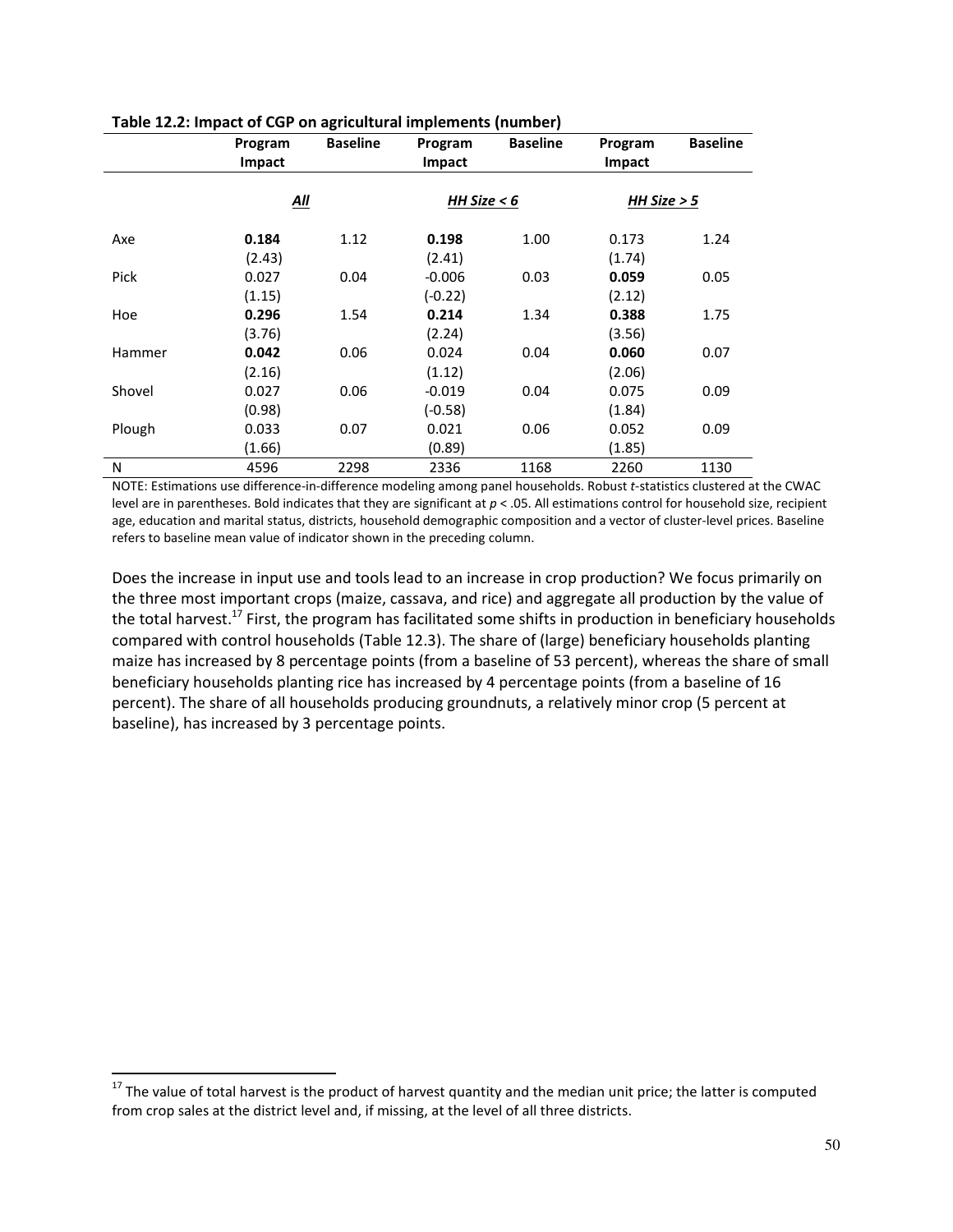**Table 12.2: Impact of CGP on agricultural implements (number)**

| | Program Impact | Baseline | Program Impact | Baseline | Program Impact | Baseline |
|---|---|---|---|---|---|---|
| | ***All*** | | ***HH Size < 6*** | | ***HH Size > 5*** | |
| Axe | **0.184** | 1.12 | **0.198** | 1.00 | 0.173 | 1.24 |
| | (2.43) | | (2.41) | | (1.74) | |
| Pick | 0.027 | 0.04 | -0.006 | 0.03 | **0.059** | 0.05 |
| | (1.15) | | (-0.22) | | (2.12) | |
| Hoe | **0.296** | 1.54 | **0.214** | 1.34 | **0.388** | 1.75 |
| | (3.76) | | (2.24) | | (3.56) | |
| Hammer | **0.042** | 0.06 | 0.024 | 0.04 | **0.060** | 0.07 |
| | (2.16) | | (1.12) | | (2.06) | |
| Shovel | 0.027 | 0.06 | -0.019 | 0.04 | 0.075 | 0.09 |
| | (0.98) | | (-0.58) | | (1.84) | |
| Plough | 0.033 | 0.07 | 0.021 | 0.06 | 0.052 | 0.09 |
| | (1.66) | | (0.89) | | (1.85) | |
| N | 4596 | 2298 | 2336 | 1168 | 2260 | 1130 |

NOTE: Estimations use difference-in-difference modeling among panel households. Robust *t*-statistics clustered at the CWAC level are in parentheses. Bold indicates that they are significant at $p < .05$. All estimations control for household size, recipient age, education and marital status, districts, household demographic composition and a vector of cluster-level prices. Baseline refers to baseline mean value of indicator shown in the preceding column.

Does the increase in input use and tools lead to an increase in crop production? We focus primarily on the three most important crops (maize, cassava, and rice) and aggregate all production by the value of the total harvest.[17] First, the program has facilitated some shifts in production in beneficiary households compared with control households (Table 12.3). The share of (large) beneficiary households planting maize has increased by 8 percentage points (from a baseline of 53 percent), whereas the share of small beneficiary households planting rice has increased by 4 percentage points (from a baseline of 16 percent). The share of all households producing groundnuts, a relatively minor crop (5 percent at baseline), has increased by 3 percentage points.

[17] The value of total harvest is the product of harvest quantity and the median unit price; the latter is computed from crop sales at the district level and, if missing, at the level of all three districts.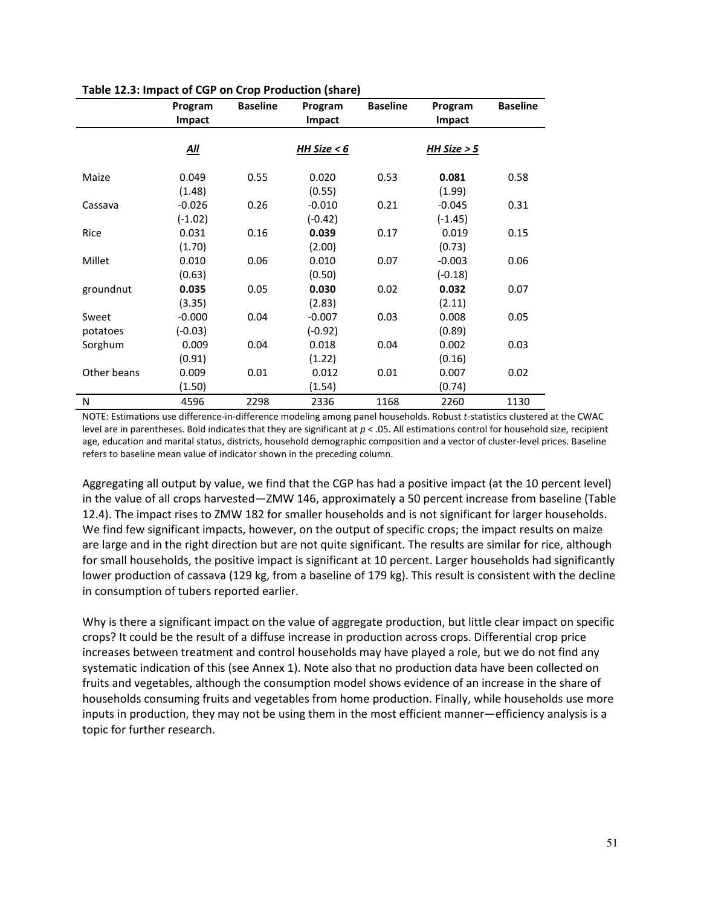**Table 12.3: Impact of CGP on Crop Production (share)**

| | Program Impact | Baseline | Program Impact | Baseline | Program Impact | Baseline |
|---|---|---|---|---|---|---|
| | ***All*** | | ***HH Size < 6*** | | ***HH Size > 5*** | |
| Maize | 0.049 | 0.55 | 0.020 | 0.53 | **0.081** | 0.58 |
| | (1.48) | | (0.55) | | (1.99) | |
| Cassava | -0.026 | 0.26 | -0.010 | 0.21 | -0.045 | 0.31 |
| | (-1.02) | | (-0.42) | | (-1.45) | |
| Rice | 0.031 | 0.16 | **0.039** | 0.17 | 0.019 | 0.15 |
| | (1.70) | | (2.00) | | (0.73) | |
| Millet | 0.010 | 0.06 | 0.010 | 0.07 | -0.003 | 0.06 |
| | (0.63) | | (0.50) | | (-0.18) | |
| groundnut | **0.035** | 0.05 | **0.030** | 0.02 | **0.032** | 0.07 |
| | (3.35) | | (2.83) | | (2.11) | |
| Sweet potatoes | -0.000 | 0.04 | -0.007 | 0.03 | 0.008 | 0.05 |
| | (-0.03) | | (-0.92) | | (0.89) | |
| Sorghum | 0.009 | 0.04 | 0.018 | 0.04 | 0.002 | 0.03 |
| | (0.91) | | (1.22) | | (0.16) | |
| Other beans | 0.009 | 0.01 | 0.012 | 0.01 | 0.007 | 0.02 |
| | (1.50) | | (1.54) | | (0.74) | |
| N | 4596 | 2298 | 2336 | 1168 | 2260 | 1130 |

NOTE: Estimations use difference-in-difference modeling among panel households. Robust *t*-statistics clustered at the CWAC level are in parentheses. Bold indicates that they are significant at $p < .05$. All estimations control for household size, recipient age, education and marital status, districts, household demographic composition and a vector of cluster-level prices. Baseline refers to baseline mean value of indicator shown in the preceding column.

Aggregating all output by value, we find that the CGP has had a positive impact (at the 10 percent level) in the value of all crops harvested—ZMW 146, approximately a 50 percent increase from baseline (Table 12.4). The impact rises to ZMW 182 for smaller households and is not significant for larger households. We find few significant impacts, however, on the output of specific crops; the impact results on maize are large and in the right direction but are not quite significant. The results are similar for rice, although for small households, the positive impact is significant at 10 percent. Larger households had significantly lower production of cassava (129 kg, from a baseline of 179 kg). This result is consistent with the decline in consumption of tubers reported earlier.

Why is there a significant impact on the value of aggregate production, but little clear impact on specific crops? It could be the result of a diffuse increase in production across crops. Differential crop price increases between treatment and control households may have played a role, but we do not find any systematic indication of this (see Annex 1). Note also that no production data have been collected on fruits and vegetables, although the consumption model shows evidence of an increase in the share of households consuming fruits and vegetables from home production. Finally, while households use more inputs in production, they may not be using them in the most efficient manner—efficiency analysis is a topic for further research.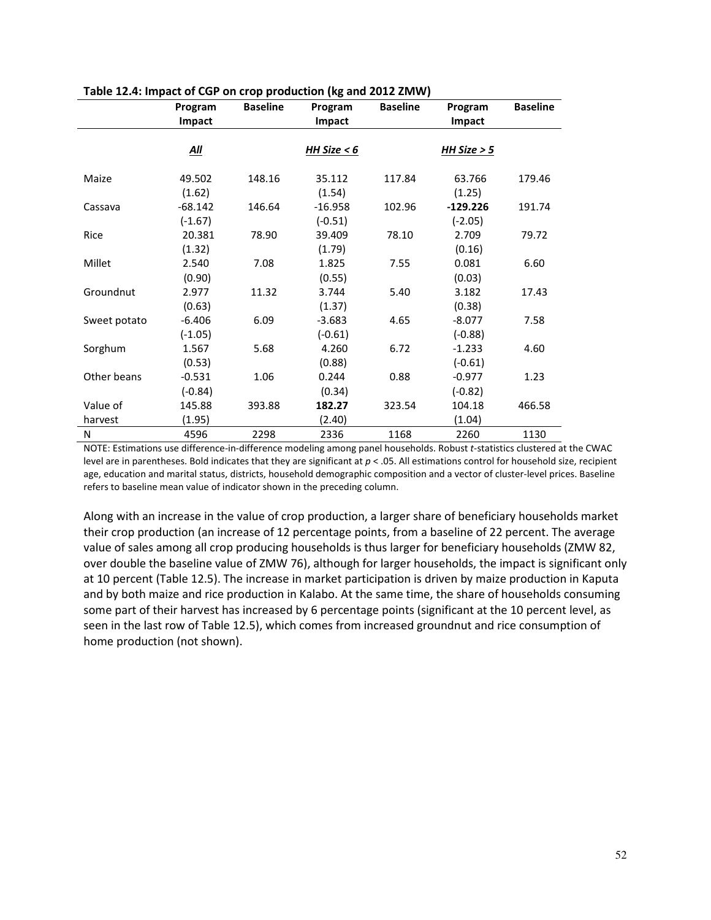**Table 12.4: Impact of CGP on crop production (kg and 2012 ZMW)**

| | Program Impact | Baseline | Program Impact | Baseline | Program Impact | Baseline |
|---|---|---|---|---|---|---|
| | ***All*** | | ***HH Size < 6*** | | ***HH Size > 5*** | |
| Maize | 49.502 | 148.16 | 35.112 | 117.84 | 63.766 | 179.46 |
| | (1.62) | | (1.54) | | (1.25) | |
| Cassava | -68.142 | 146.64 | -16.958 | 102.96 | **-129.226** | 191.74 |
| | (-1.67) | | (-0.51) | | (-2.05) | |
| Rice | 20.381 | 78.90 | 39.409 | 78.10 | 2.709 | 79.72 |
| | (1.32) | | (1.79) | | (0.16) | |
| Millet | 2.540 | 7.08 | 1.825 | 7.55 | 0.081 | 6.60 |
| | (0.90) | | (0.55) | | (0.03) | |
| Groundnut | 2.977 | 11.32 | 3.744 | 5.40 | 3.182 | 17.43 |
| | (0.63) | | (1.37) | | (0.38) | |
| Sweet potato | -6.406 | 6.09 | -3.683 | 4.65 | -8.077 | 7.58 |
| | (-1.05) | | (-0.61) | | (-0.88) | |
| Sorghum | 1.567 | 5.68 | 4.260 | 6.72 | -1.233 | 4.60 |
| | (0.53) | | (0.88) | | (-0.61) | |
| Other beans | -0.531 | 1.06 | 0.244 | 0.88 | -0.977 | 1.23 |
| | (-0.84) | | (0.34) | | (-0.82) | |
| Value of harvest | 145.88 | 393.88 | **182.27** | 323.54 | 104.18 | 466.58 |
| | (1.95) | | (2.40) | | (1.04) | |
| N | 4596 | 2298 | 2336 | 1168 | 2260 | 1130 |

NOTE: Estimations use difference-in-difference modeling among panel households. Robust *t*-statistics clustered at the CWAC level are in parentheses. Bold indicates that they are significant at $p < .05$. All estimations control for household size, recipient age, education and marital status, districts, household demographic composition and a vector of cluster-level prices. Baseline refers to baseline mean value of indicator shown in the preceding column.

Along with an increase in the value of crop production, a larger share of beneficiary households market their crop production (an increase of 12 percentage points, from a baseline of 22 percent. The average value of sales among all crop producing households is thus larger for beneficiary households (ZMW 82, over double the baseline value of ZMW 76), although for larger households, the impact is significant only at 10 percent (Table 12.5). The increase in market participation is driven by maize production in Kaputa and by both maize and rice production in Kalabo. At the same time, the share of households consuming some part of their harvest has increased by 6 percentage points (significant at the 10 percent level, as seen in the last row of Table 12.5), which comes from increased groundnut and rice consumption of home production (not shown).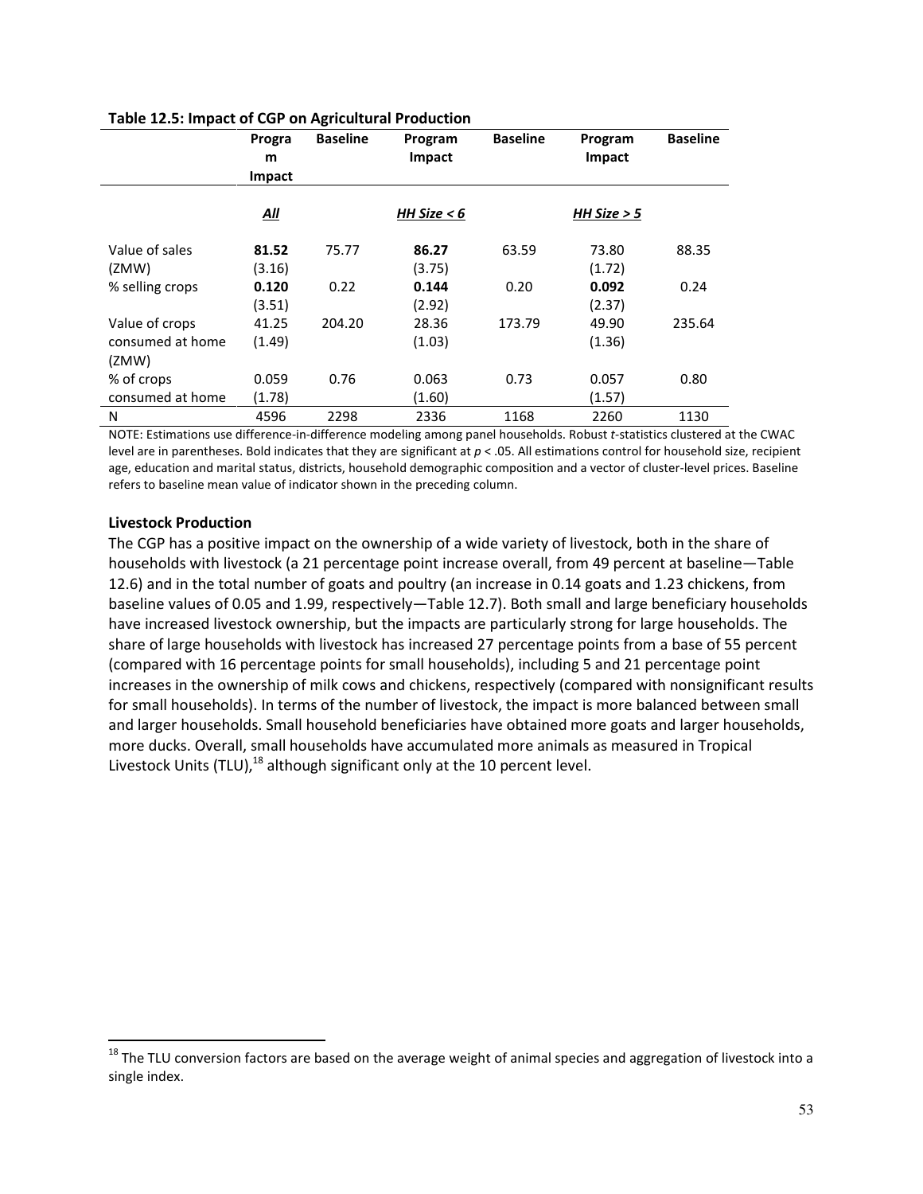**Table 12.5: Impact of CGP on Agricultural Production**

| | Program Impact | Baseline | Program Impact | Baseline | Program Impact | Baseline |
|---|---|---|---|---|---|---|
| | ***All*** | | ***HH Size < 6*** | | ***HH Size > 5*** | |
| Value of sales (ZMW) | **81.52** (3.16) | 75.77 | **86.27** (3.75) | 63.59 | 73.80 (1.72) | 88.35 |
| % selling crops | **0.120** (3.51) | 0.22 | **0.144** (2.92) | 0.20 | **0.092** (2.37) | 0.24 |
| Value of crops consumed at home (ZMW) | 41.25 (1.49) | 204.20 | 28.36 (1.03) | 173.79 | 49.90 (1.36) | 235.64 |
| % of crops consumed at home | 0.059 (1.78) | 0.76 | 0.063 (1.60) | 0.73 | 0.057 (1.57) | 0.80 |
| N | 4596 | 2298 | 2336 | 1168 | 2260 | 1130 |

NOTE: Estimations use difference-in-difference modeling among panel households. Robust *t*-statistics clustered at the CWAC level are in parentheses. Bold indicates that they are significant at $p < .05$. All estimations control for household size, recipient age, education and marital status, districts, household demographic composition and a vector of cluster-level prices. Baseline refers to baseline mean value of indicator shown in the preceding column.

### Livestock Production

The CGP has a positive impact on the ownership of a wide variety of livestock, both in the share of households with livestock (a 21 percentage point increase overall, from 49 percent at baseline—Table 12.6) and in the total number of goats and poultry (an increase in 0.14 goats and 1.23 chickens, from baseline values of 0.05 and 1.99, respectively—Table 12.7). Both small and large beneficiary households have increased livestock ownership, but the impacts are particularly strong for large households. The share of large households with livestock has increased 27 percentage points from a base of 55 percent (compared with 16 percentage points for small households), including 5 and 21 percentage point increases in the ownership of milk cows and chickens, respectively (compared with nonsignificant results for small households). In terms of the number of livestock, the impact is more balanced between small and larger households. Small household beneficiaries have obtained more goats and larger households, more ducks. Overall, small households have accumulated more animals as measured in Tropical Livestock Units (TLU),[18] although significant only at the 10 percent level.

[18] The TLU conversion factors are based on the average weight of animal species and aggregation of livestock into a single index.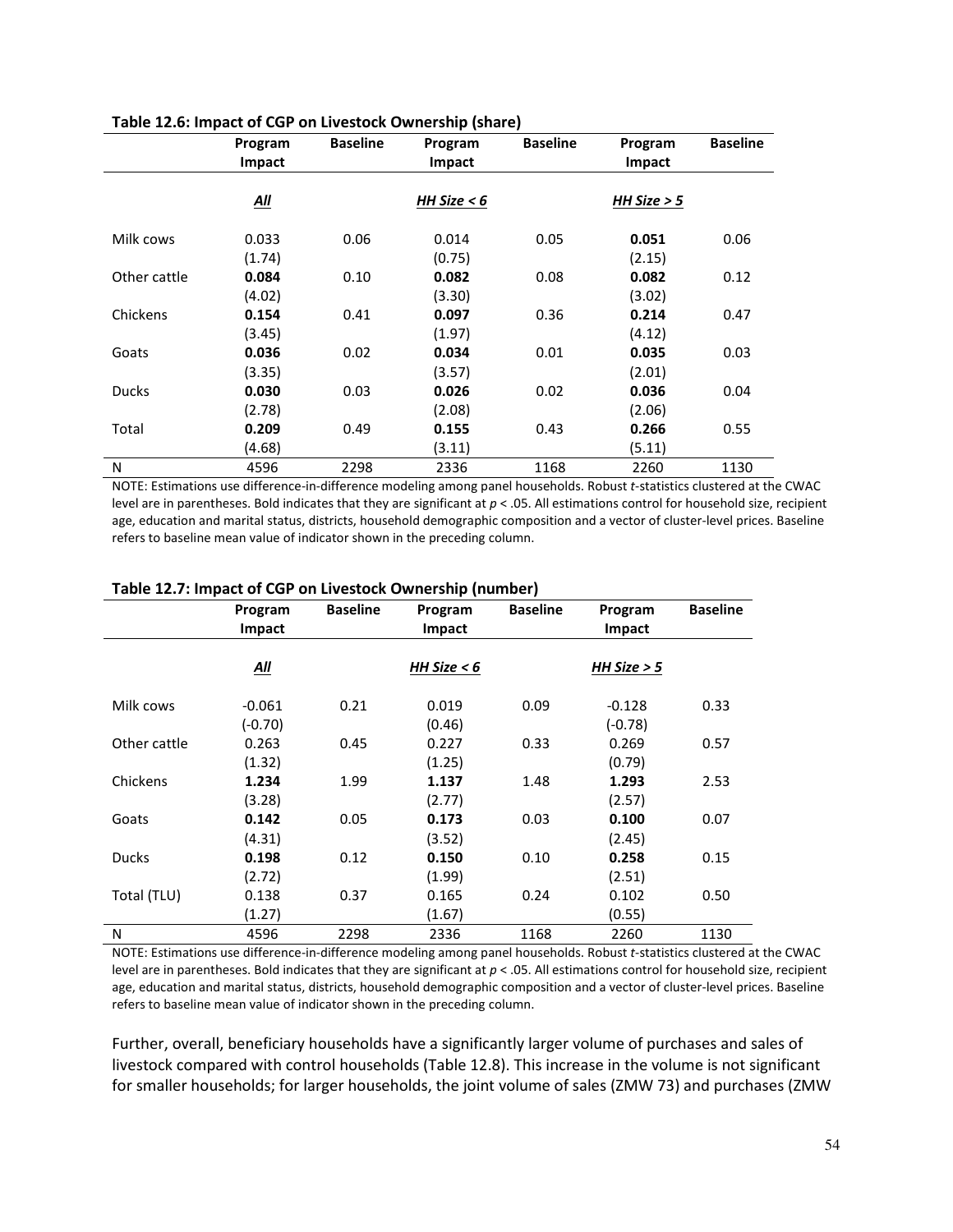**Table 12.6: Impact of CGP on Livestock Ownership (share)**

| | Program Impact | Baseline | Program Impact | Baseline | Program Impact | Baseline |
|---|---|---|---|---|---|---|
| | ***All*** | | ***HH Size < 6*** | | ***HH Size > 5*** | |
| Milk cows | 0.033 | 0.06 | 0.014 | 0.05 | **0.051** | 0.06 |
| | (1.74) | | (0.75) | | (2.15) | |
| Other cattle | **0.084** | 0.10 | **0.082** | 0.08 | **0.082** | 0.12 |
| | (4.02) | | (3.30) | | (3.02) | |
| Chickens | **0.154** | 0.41 | **0.097** | 0.36 | **0.214** | 0.47 |
| | (3.45) | | (1.97) | | (4.12) | |
| Goats | **0.036** | 0.02 | **0.034** | 0.01 | **0.035** | 0.03 |
| | (3.35) | | (3.57) | | (2.01) | |
| Ducks | **0.030** | 0.03 | **0.026** | 0.02 | **0.036** | 0.04 |
| | (2.78) | | (2.08) | | (2.06) | |
| Total | **0.209** | 0.49 | **0.155** | 0.43 | **0.266** | 0.55 |
| | (4.68) | | (3.11) | | (5.11) | |
| N | 4596 | 2298 | 2336 | 1168 | 2260 | 1130 |

NOTE: Estimations use difference-in-difference modeling among panel households. Robust *t*-statistics clustered at the CWAC level are in parentheses. Bold indicates that they are significant at $p < .05$. All estimations control for household size, recipient age, education and marital status, districts, household demographic composition and a vector of cluster-level prices. Baseline refers to baseline mean value of indicator shown in the preceding column.

**Table 12.7: Impact of CGP on Livestock Ownership (number)**

| | Program Impact | Baseline | Program Impact | Baseline | Program Impact | Baseline |
|---|---|---|---|---|---|---|
| | ***All*** | | ***HH Size < 6*** | | ***HH Size > 5*** | |
| Milk cows | -0.061 | 0.21 | 0.019 | 0.09 | -0.128 | 0.33 |
| | (-0.70) | | (0.46) | | (-0.78) | |
| Other cattle | 0.263 | 0.45 | 0.227 | 0.33 | 0.269 | 0.57 |
| | (1.32) | | (1.25) | | (0.79) | |
| Chickens | **1.234** | 1.99 | **1.137** | 1.48 | **1.293** | 2.53 |
| | (3.28) | | (2.77) | | (2.57) | |
| Goats | **0.142** | 0.05 | **0.173** | 0.03 | **0.100** | 0.07 |
| | (4.31) | | (3.52) | | (2.45) | |
| Ducks | **0.198** | 0.12 | **0.150** | 0.10 | **0.258** | 0.15 |
| | (2.72) | | (1.99) | | (2.51) | |
| Total (TLU) | 0.138 | 0.37 | 0.165 | 0.24 | 0.102 | 0.50 |
| | (1.27) | | (1.67) | | (0.55) | |
| N | 4596 | 2298 | 2336 | 1168 | 2260 | 1130 |

NOTE: Estimations use difference-in-difference modeling among panel households. Robust *t*-statistics clustered at the CWAC level are in parentheses. Bold indicates that they are significant at $p < .05$. All estimations control for household size, recipient age, education and marital status, districts, household demographic composition and a vector of cluster-level prices. Baseline refers to baseline mean value of indicator shown in the preceding column.

Further, overall, beneficiary households have a significantly larger volume of purchases and sales of livestock compared with control households (Table 12.8). This increase in the volume is not significant for smaller households; for larger households, the joint volume of sales (ZMW 73) and purchases (ZMW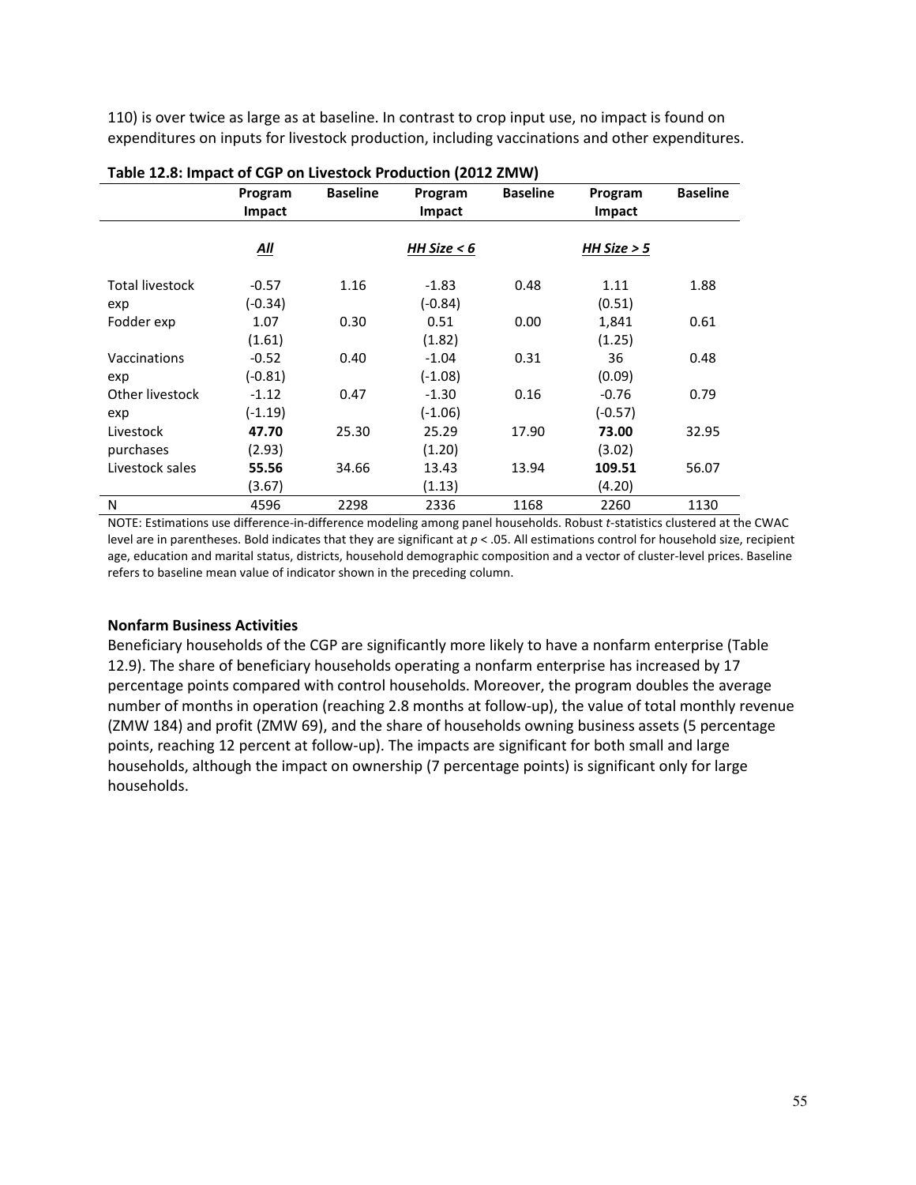110) is over twice as large as at baseline. In contrast to crop input use, no impact is found on expenditures on inputs for livestock production, including vaccinations and other expenditures.

**Table 12.8: Impact of CGP on Livestock Production (2012 ZMW)**

| | Program Impact | Baseline | Program Impact | Baseline | Program Impact | Baseline |
|---|---|---|---|---|---|---|
| | ***All*** | | ***HH Size < 6*** | | ***HH Size > 5*** | |
| Total livestock exp | -0.57 | 1.16 | -1.83 | 0.48 | 1.11 | 1.88 |
| | (-0.34) | | (-0.84) | | (0.51) | |
| Fodder exp | 1.07 | 0.30 | 0.51 | 0.00 | 1,841 | 0.61 |
| | (1.61) | | (1.82) | | (1.25) | |
| Vaccinations exp | -0.52 | 0.40 | -1.04 | 0.31 | 36 | 0.48 |
| | (-0.81) | | (-1.08) | | (0.09) | |
| Other livestock exp | -1.12 | 0.47 | -1.30 | 0.16 | -0.76 | 0.79 |
| | (-1.19) | | (-1.06) | | (-0.57) | |
| Livestock purchases | **47.70** | 25.30 | 25.29 | 17.90 | **73.00** | 32.95 |
| | (2.93) | | (1.20) | | (3.02) | |
| Livestock sales | **55.56** | 34.66 | 13.43 | 13.94 | **109.51** | 56.07 |
| | (3.67) | | (1.13) | | (4.20) | |
| N | 4596 | 2298 | 2336 | 1168 | 2260 | 1130 |

NOTE: Estimations use difference-in-difference modeling among panel households. Robust *t*-statistics clustered at the CWAC level are in parentheses. Bold indicates that they are significant at $p < .05$. All estimations control for household size, recipient age, education and marital status, districts, household demographic composition and a vector of cluster-level prices. Baseline refers to baseline mean value of indicator shown in the preceding column.

**Nonfarm Business Activities**

Beneficiary households of the CGP are significantly more likely to have a nonfarm enterprise (Table 12.9). The share of beneficiary households operating a nonfarm enterprise has increased by 17 percentage points compared with control households. Moreover, the program doubles the average number of months in operation (reaching 2.8 months at follow-up), the value of total monthly revenue (ZMW 184) and profit (ZMW 69), and the share of households owning business assets (5 percentage points, reaching 12 percent at follow-up). The impacts are significant for both small and large households, although the impact on ownership (7 percentage points) is significant only for large households.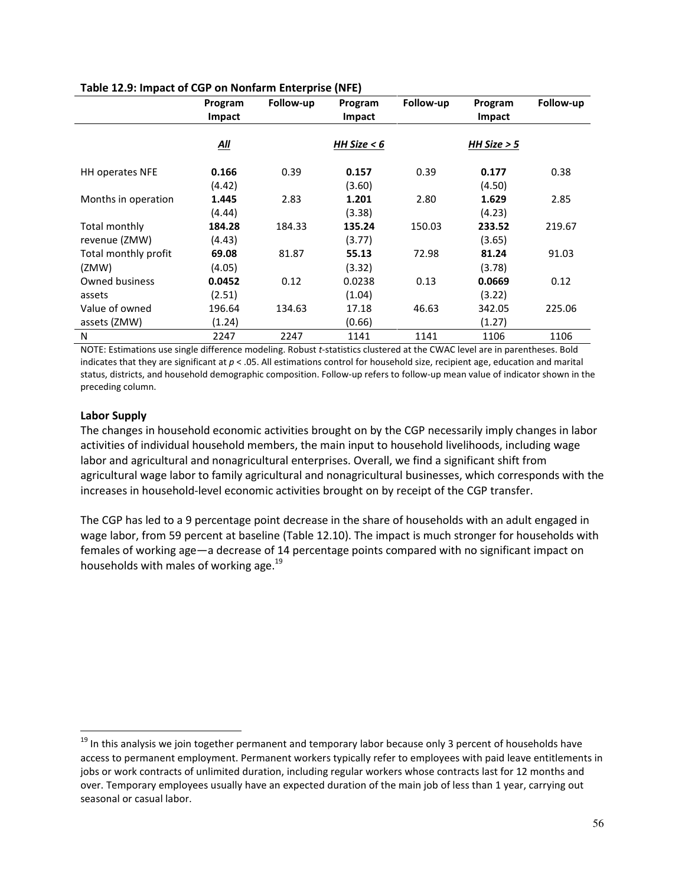**Table 12.9: Impact of CGP on Nonfarm Enterprise (NFE)**

| | Program Impact | Follow-up | Program Impact | Follow-up | Program Impact | Follow-up |
|---|---|---|---|---|---|---|
| | *All* | | *HH Size < 6* | | *HH Size > 5* | |
| HH operates NFE | **0.166** | 0.39 | **0.157** | 0.39 | **0.177** | 0.38 |
| | (4.42) | | (3.60) | | (4.50) | |
| Months in operation | **1.445** | 2.83 | **1.201** | 2.80 | **1.629** | 2.85 |
| | (4.44) | | (3.38) | | (4.23) | |
| Total monthly revenue (ZMW) | **184.28** | 184.33 | **135.24** | 150.03 | **233.52** | 219.67 |
| | (4.43) | | (3.77) | | (3.65) | |
| Total monthly profit (ZMW) | **69.08** | 81.87 | **55.13** | 72.98 | **81.24** | 91.03 |
| | (4.05) | | (3.32) | | (3.78) | |
| Owned business assets | **0.0452** | 0.12 | 0.0238 | 0.13 | **0.0669** | 0.12 |
| | (2.51) | | (1.04) | | (3.22) | |
| Value of owned assets (ZMW) | 196.64 | 134.63 | 17.18 | 46.63 | 342.05 | 225.06 |
| | (1.24) | | (0.66) | | (1.27) | |
| N | 2247 | 2247 | 1141 | 1141 | 1106 | 1106 |

NOTE: Estimations use single difference modeling. Robust *t*-statistics clustered at the CWAC level are in parentheses. Bold indicates that they are significant at $p < .05$. All estimations control for household size, recipient age, education and marital status, districts, and household demographic composition. Follow-up refers to follow-up mean value of indicator shown in the preceding column.

### Labor Supply

The changes in household economic activities brought on by the CGP necessarily imply changes in labor activities of individual household members, the main input to household livelihoods, including wage labor and agricultural and nonagricultural enterprises. Overall, we find a significant shift from agricultural wage labor to family agricultural and nonagricultural businesses, which corresponds with the increases in household-level economic activities brought on by receipt of the CGP transfer.

The CGP has led to a 9 percentage point decrease in the share of households with an adult engaged in wage labor, from 59 percent at baseline (Table 12.10). The impact is much stronger for households with females of working age—a decrease of 14 percentage points compared with no significant impact on households with males of working age.[19]

[19] In this analysis we join together permanent and temporary labor because only 3 percent of households have access to permanent employment. Permanent workers typically refer to employees with paid leave entitlements in jobs or work contracts of unlimited duration, including regular workers whose contracts last for 12 months and over. Temporary employees usually have an expected duration of the main job of less than 1 year, carrying out seasonal or casual labor.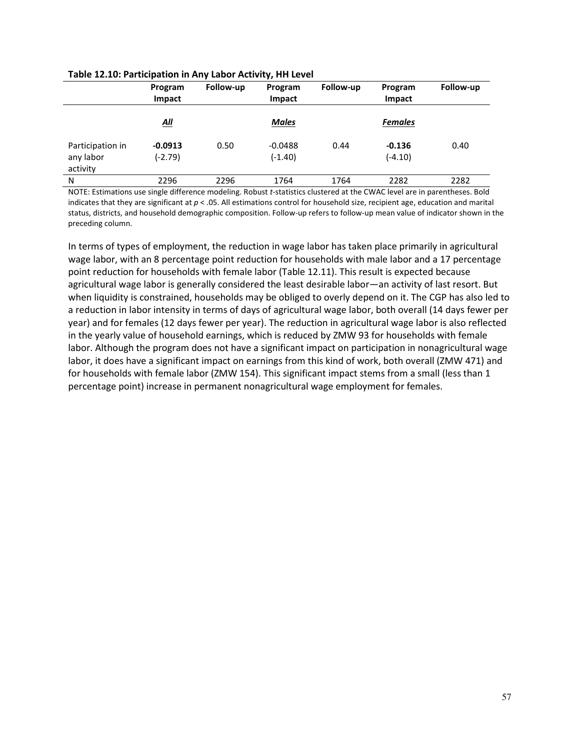**Table 12.10: Participation in Any Labor Activity, HH Level**

| | Program Impact | Follow-up | Program Impact | Follow-up | Program Impact | Follow-up |
|---|---|---|---|---|---|---|
| | ***All*** | | ***Males*** | | ***Females*** | |
| Participation in any labor activity | **-0.0913** (-2.79) | 0.50 | -0.0488 (-1.40) | 0.44 | **-0.136** (-4.10) | 0.40 |
| N | 2296 | 2296 | 1764 | 1764 | 2282 | 2282 |

NOTE: Estimations use single difference modeling. Robust *t*-statistics clustered at the CWAC level are in parentheses. Bold indicates that they are significant at $p < .05$. All estimations control for household size, recipient age, education and marital status, districts, and household demographic composition. Follow-up refers to follow-up mean value of indicator shown in the preceding column.

In terms of types of employment, the reduction in wage labor has taken place primarily in agricultural wage labor, with an 8 percentage point reduction for households with male labor and a 17 percentage point reduction for households with female labor (Table 12.11). This result is expected because agricultural wage labor is generally considered the least desirable labor—an activity of last resort. But when liquidity is constrained, households may be obliged to overly depend on it. The CGP has also led to a reduction in labor intensity in terms of days of agricultural wage labor, both overall (14 days fewer per year) and for females (12 days fewer per year). The reduction in agricultural wage labor is also reflected in the yearly value of household earnings, which is reduced by ZMW 93 for households with female labor. Although the program does not have a significant impact on participation in nonagricultural wage labor, it does have a significant impact on earnings from this kind of work, both overall (ZMW 471) and for households with female labor (ZMW 154). This significant impact stems from a small (less than 1 percentage point) increase in permanent nonagricultural wage employment for females.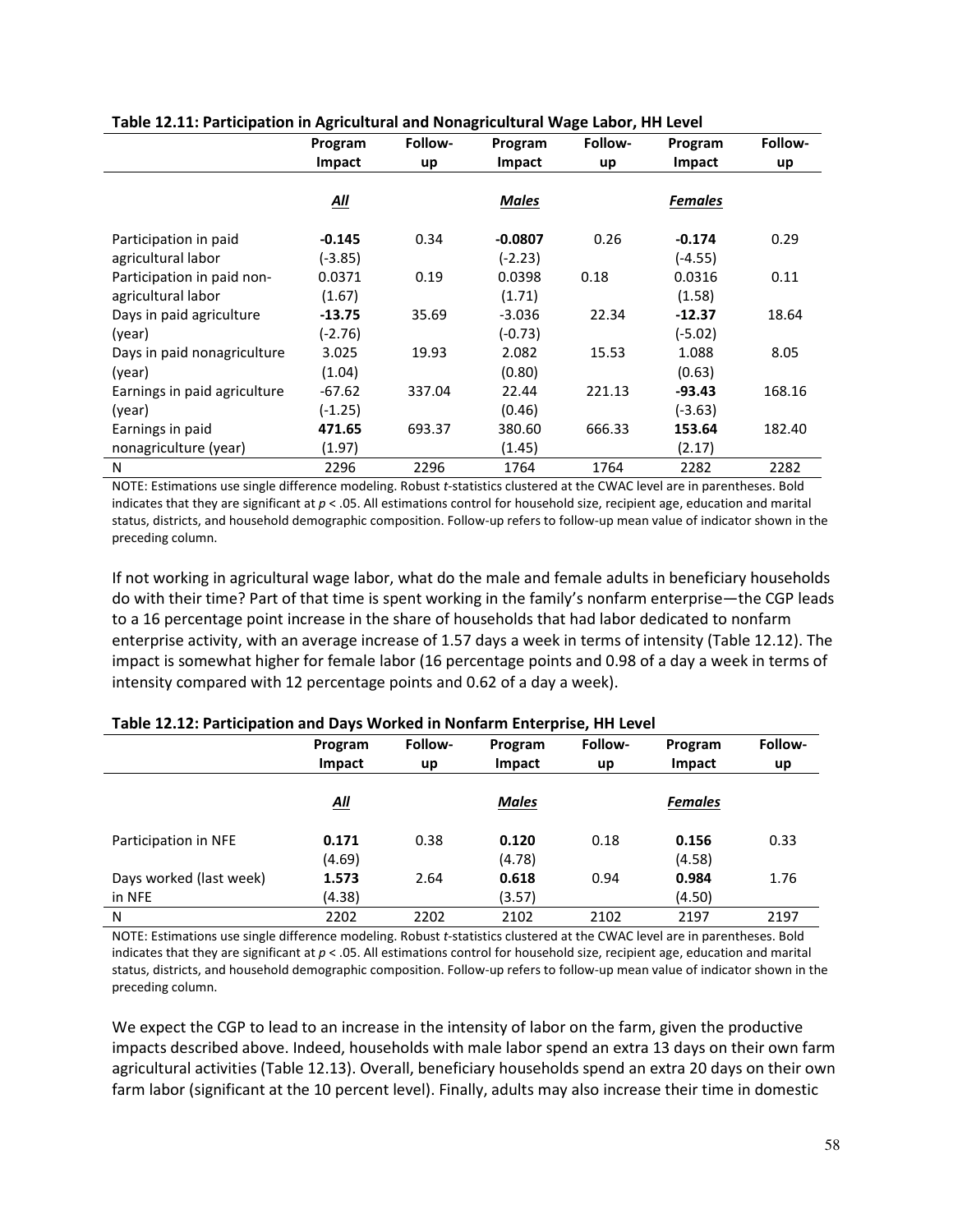**Table 12.11: Participation in Agricultural and Nonagricultural Wage Labor, HH Level**

| | Program Impact | Follow-up | Program Impact | Follow-up | Program Impact | Follow-up |
|---|---|---|---|---|---|---|
| | ***All*** | | ***Males*** | | ***Females*** | |
| Participation in paid agricultural labor | **-0.145** (-3.85) | 0.34 | **-0.0807** (-2.23) | 0.26 | **-0.174** (-4.55) | 0.29 |
| Participation in paid non-agricultural labor | 0.0371 (1.67) | 0.19 | 0.0398 (1.71) | 0.18 | 0.0316 (1.58) | 0.11 |
| Days in paid agriculture (year) | **-13.75** (-2.76) | 35.69 | -3.036 (-0.73) | 22.34 | **-12.37** (-5.02) | 18.64 |
| Days in paid nonagriculture (year) | 3.025 (1.04) | 19.93 | 2.082 (0.80) | 15.53 | 1.088 (0.63) | 8.05 |
| Earnings in paid agriculture (year) | -67.62 (-1.25) | 337.04 | 22.44 (0.46) | 221.13 | **-93.43** (-3.63) | 168.16 |
| Earnings in paid nonagriculture (year) | **471.65** (1.97) | 693.37 | 380.60 (1.45) | 666.33 | **153.64** (2.17) | 182.40 |
| N | 2296 | 2296 | 1764 | 1764 | 2282 | 2282 |

NOTE: Estimations use single difference modeling. Robust *t*-statistics clustered at the CWAC level are in parentheses. Bold indicates that they are significant at $p < .05$. All estimations control for household size, recipient age, education and marital status, districts, and household demographic composition. Follow-up refers to follow-up mean value of indicator shown in the preceding column.

If not working in agricultural wage labor, what do the male and female adults in beneficiary households do with their time? Part of that time is spent working in the family's nonfarm enterprise—the CGP leads to a 16 percentage point increase in the share of households that had labor dedicated to nonfarm enterprise activity, with an average increase of 1.57 days a week in terms of intensity (Table 12.12). The impact is somewhat higher for female labor (16 percentage points and 0.98 of a day a week in terms of intensity compared with 12 percentage points and 0.62 of a day a week).

**Table 12.12: Participation and Days Worked in Nonfarm Enterprise, HH Level**

| | Program Impact | Follow-up | Program Impact | Follow-up | Program Impact | Follow-up |
|---|---|---|---|---|---|---|
| | ***All*** | | ***Males*** | | ***Females*** | |
| Participation in NFE | **0.171** (4.69) | 0.38 | **0.120** (4.78) | 0.18 | **0.156** (4.58) | 0.33 |
| Days worked (last week) in NFE | **1.573** (4.38) | 2.64 | **0.618** (3.57) | 0.94 | **0.984** (4.50) | 1.76 |
| N | 2202 | 2202 | 2102 | 2102 | 2197 | 2197 |

NOTE: Estimations use single difference modeling. Robust *t*-statistics clustered at the CWAC level are in parentheses. Bold indicates that they are significant at $p < .05$. All estimations control for household size, recipient age, education and marital status, districts, and household demographic composition. Follow-up refers to follow-up mean value of indicator shown in the preceding column.

We expect the CGP to lead to an increase in the intensity of labor on the farm, given the productive impacts described above. Indeed, households with male labor spend an extra 13 days on their own farm agricultural activities (Table 12.13). Overall, beneficiary households spend an extra 20 days on their own farm labor (significant at the 10 percent level). Finally, adults may also increase their time in domestic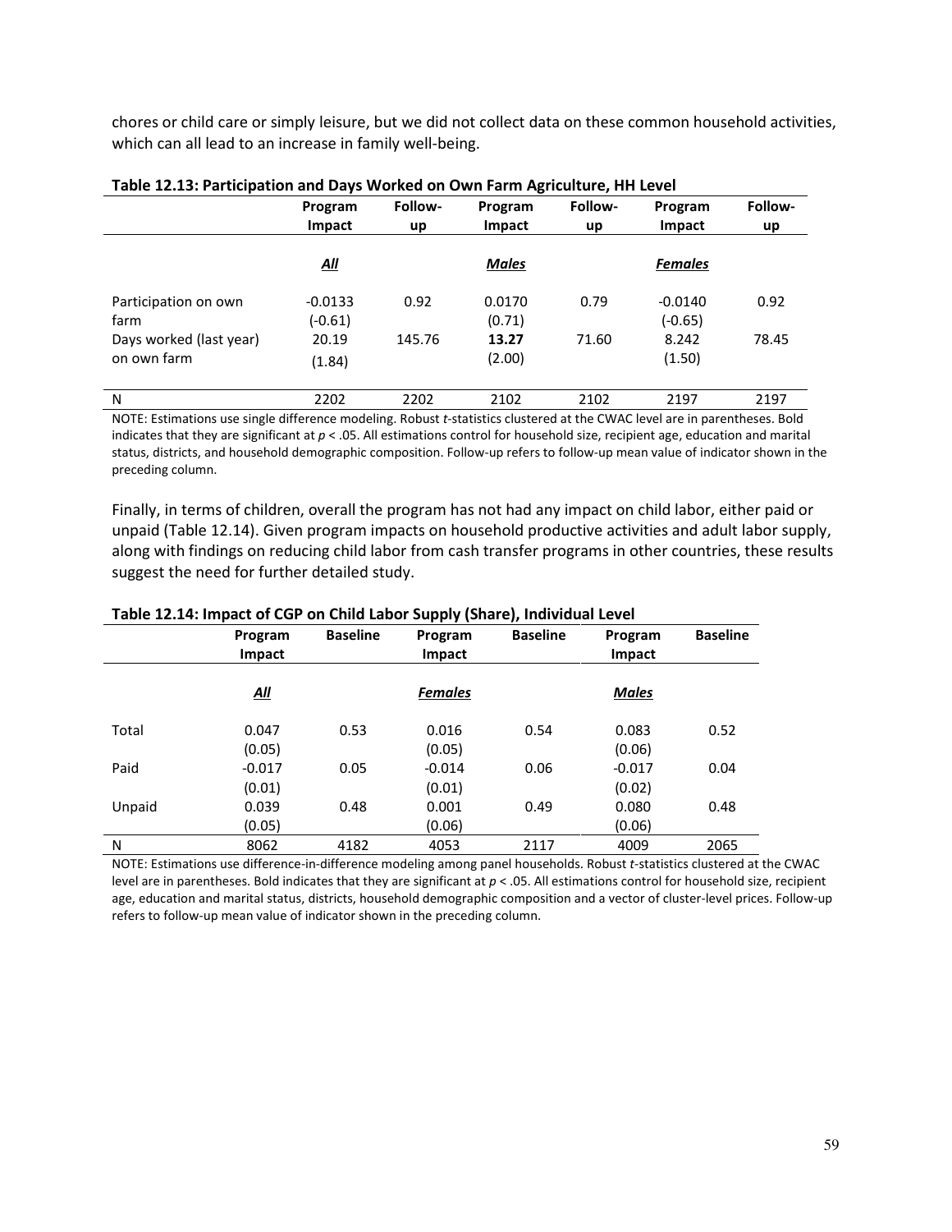chores or child care or simply leisure, but we did not collect data on these common household activities, which can all lead to an increase in family well-being.

**Table 12.13: Participation and Days Worked on Own Farm Agriculture, HH Level**

| | Program Impact | Follow-up | Program Impact | Follow-up | Program Impact | Follow-up |
|---|---|---|---|---|---|---|
| | ***All*** | | ***Males*** | | ***Females*** | |
| Participation on own farm | -0.0133<br>(-0.61) | 0.92 | 0.0170<br>(0.71) | 0.79 | -0.0140<br>(-0.65) | 0.92 |
| Days worked (last year) on own farm | 20.19<br>(1.84) | 145.76 | **13.27**<br>(2.00) | 71.60 | 8.242<br>(1.50) | 78.45 |
| N | 2202 | 2202 | 2102 | 2102 | 2197 | 2197 |

NOTE: Estimations use single difference modeling. Robust *t*-statistics clustered at the CWAC level are in parentheses. Bold indicates that they are significant at $p < .05$. All estimations control for household size, recipient age, education and marital status, districts, and household demographic composition. Follow-up refers to follow-up mean value of indicator shown in the preceding column.

Finally, in terms of children, overall the program has not had any impact on child labor, either paid or unpaid (Table 12.14). Given program impacts on household productive activities and adult labor supply, along with findings on reducing child labor from cash transfer programs in other countries, these results suggest the need for further detailed study.

**Table 12.14: Impact of CGP on Child Labor Supply (Share), Individual Level**

| | Program Impact | Baseline | Program Impact | Baseline | Program Impact | Baseline |
|---|---|---|---|---|---|---|
| | ***All*** | | ***Females*** | | ***Males*** | |
| Total | 0.047<br>(0.05) | 0.53 | 0.016<br>(0.05) | 0.54 | 0.083<br>(0.06) | 0.52 |
| Paid | -0.017<br>(0.01) | 0.05 | -0.014<br>(0.01) | 0.06 | -0.017<br>(0.02) | 0.04 |
| Unpaid | 0.039<br>(0.05) | 0.48 | 0.001<br>(0.06) | 0.49 | 0.080<br>(0.06) | 0.48 |
| N | 8062 | 4182 | 4053 | 2117 | 4009 | 2065 |

NOTE: Estimations use difference-in-difference modeling among panel households. Robust *t*-statistics clustered at the CWAC level are in parentheses. Bold indicates that they are significant at $p < .05$. All estimations control for household size, recipient age, education and marital status, districts, household demographic composition and a vector of cluster-level prices. Follow-up refers to follow-up mean value of indicator shown in the preceding column.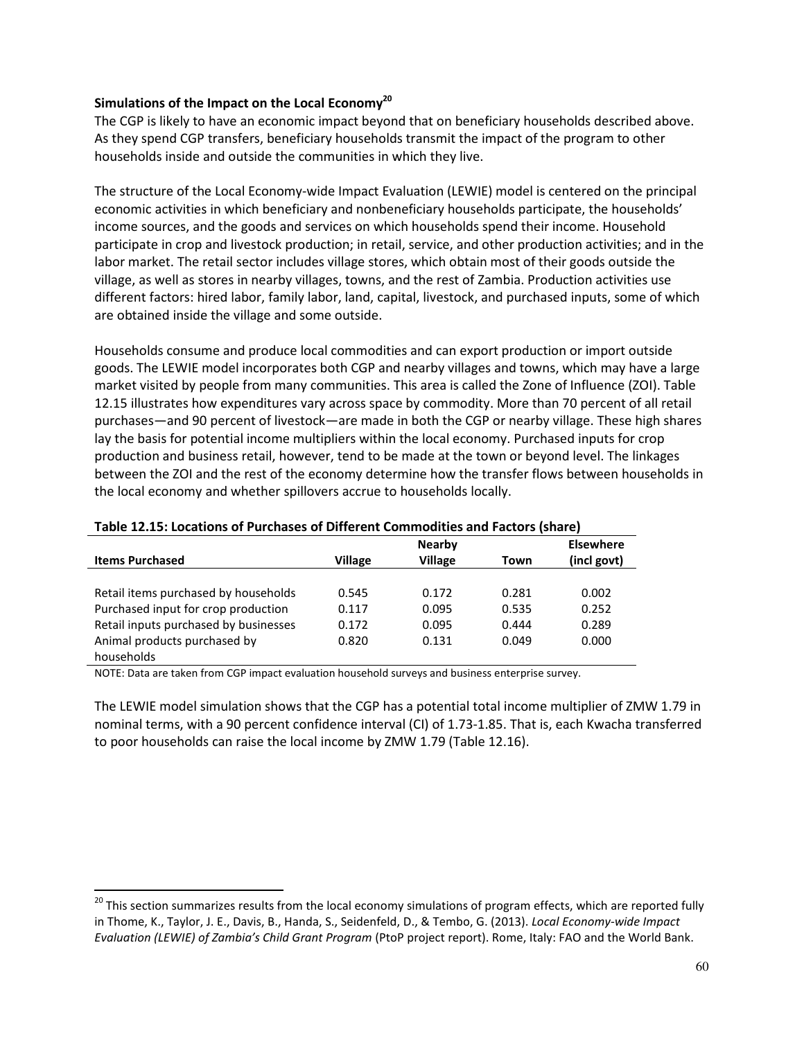### Simulations of the Impact on the Local Economy[20]

The CGP is likely to have an economic impact beyond that on beneficiary households described above. As they spend CGP transfers, beneficiary households transmit the impact of the program to other households inside and outside the communities in which they live.

The structure of the Local Economy-wide Impact Evaluation (LEWIE) model is centered on the principal economic activities in which beneficiary and nonbeneficiary households participate, the households' income sources, and the goods and services on which households spend their income. Household participate in crop and livestock production; in retail, service, and other production activities; and in the labor market. The retail sector includes village stores, which obtain most of their goods outside the village, as well as stores in nearby villages, towns, and the rest of Zambia. Production activities use different factors: hired labor, family labor, land, capital, livestock, and purchased inputs, some of which are obtained inside the village and some outside.

Households consume and produce local commodities and can export production or import outside goods. The LEWIE model incorporates both CGP and nearby villages and towns, which may have a large market visited by people from many communities. This area is called the Zone of Influence (ZOI). Table 12.15 illustrates how expenditures vary across space by commodity. More than 70 percent of all retail purchases—and 90 percent of livestock—are made in both the CGP or nearby village. These high shares lay the basis for potential income multipliers within the local economy. Purchased inputs for crop production and business retail, however, tend to be made at the town or beyond level. The linkages between the ZOI and the rest of the economy determine how the transfer flows between households in the local economy and whether spillovers accrue to households locally.

**Table 12.15: Locations of Purchases of Different Commodities and Factors (share)**

| Items Purchased | Village | Nearby Village | Town | Elsewhere (incl govt) |
|---|---|---|---|---|
| Retail items purchased by households | 0.545 | 0.172 | 0.281 | 0.002 |
| Purchased input for crop production | 0.117 | 0.095 | 0.535 | 0.252 |
| Retail inputs purchased by businesses | 0.172 | 0.095 | 0.444 | 0.289 |
| Animal products purchased by households | 0.820 | 0.131 | 0.049 | 0.000 |

NOTE: Data are taken from CGP impact evaluation household surveys and business enterprise survey.

The LEWIE model simulation shows that the CGP has a potential total income multiplier of ZMW 1.79 in nominal terms, with a 90 percent confidence interval (CI) of 1.73-1.85. That is, each Kwacha transferred to poor households can raise the local income by ZMW 1.79 (Table 12.16).

[20] This section summarizes results from the local economy simulations of program effects, which are reported fully in Thome, K., Taylor, J. E., Davis, B., Handa, S., Seidenfeld, D., & Tembo, G. (2013). *Local Economy-wide Impact Evaluation (LEWIE) of Zambia's Child Grant Program* (PtoP project report). Rome, Italy: FAO and the World Bank.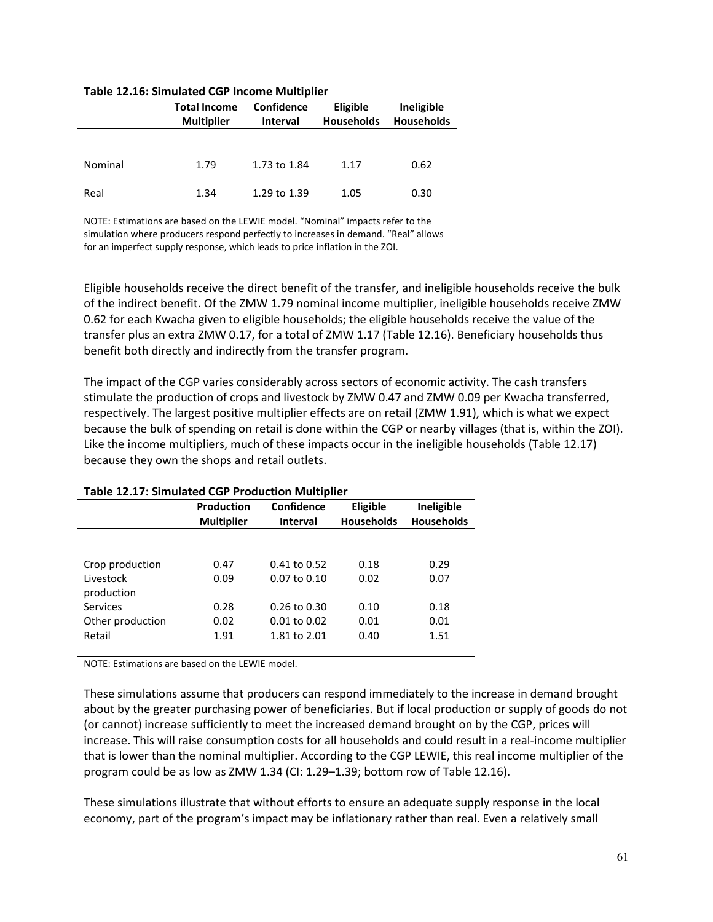**Table 12.16: Simulated CGP Income Multiplier**

| | Total Income Multiplier | Confidence Interval | Eligible Households | Ineligible Households |
|---|---|---|---|---|
| Nominal | 1.79 | 1.73 to 1.84 | 1.17 | 0.62 |
| Real | 1.34 | 1.29 to 1.39 | 1.05 | 0.30 |

NOTE: Estimations are based on the LEWIE model. "Nominal" impacts refer to the simulation where producers respond perfectly to increases in demand. "Real" allows for an imperfect supply response, which leads to price inflation in the ZOI.

Eligible households receive the direct benefit of the transfer, and ineligible households receive the bulk of the indirect benefit. Of the ZMW 1.79 nominal income multiplier, ineligible households receive ZMW 0.62 for each Kwacha given to eligible households; the eligible households receive the value of the transfer plus an extra ZMW 0.17, for a total of ZMW 1.17 (Table 12.16). Beneficiary households thus benefit both directly and indirectly from the transfer program.

The impact of the CGP varies considerably across sectors of economic activity. The cash transfers stimulate the production of crops and livestock by ZMW 0.47 and ZMW 0.09 per Kwacha transferred, respectively. The largest positive multiplier effects are on retail (ZMW 1.91), which is what we expect because the bulk of spending on retail is done within the CGP or nearby villages (that is, within the ZOI). Like the income multipliers, much of these impacts occur in the ineligible households (Table 12.17) because they own the shops and retail outlets.

**Table 12.17: Simulated CGP Production Multiplier**

| | Production Multiplier | Confidence Interval | Eligible Households | Ineligible Households |
|---|---|---|---|---|
| Crop production | 0.47 | 0.41 to 0.52 | 0.18 | 0.29 |
| Livestock production | 0.09 | 0.07 to 0.10 | 0.02 | 0.07 |
| Services | 0.28 | 0.26 to 0.30 | 0.10 | 0.18 |
| Other production | 0.02 | 0.01 to 0.02 | 0.01 | 0.01 |
| Retail | 1.91 | 1.81 to 2.01 | 0.40 | 1.51 |

NOTE: Estimations are based on the LEWIE model.

These simulations assume that producers can respond immediately to the increase in demand brought about by the greater purchasing power of beneficiaries. But if local production or supply of goods do not (or cannot) increase sufficiently to meet the increased demand brought on by the CGP, prices will increase. This will raise consumption costs for all households and could result in a real-income multiplier that is lower than the nominal multiplier. According to the CGP LEWIE, this real income multiplier of the program could be as low as ZMW 1.34 (CI: 1.29–1.39; bottom row of Table 12.16).

These simulations illustrate that without efforts to ensure an adequate supply response in the local economy, part of the program's impact may be inflationary rather than real. Even a relatively small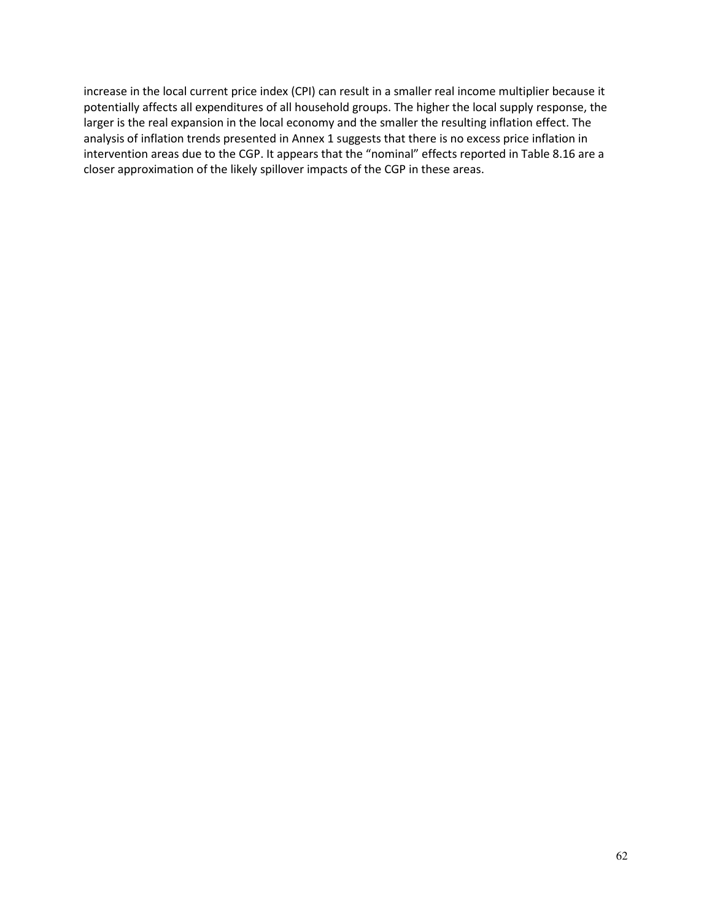increase in the local current price index (CPI) can result in a smaller real income multiplier because it potentially affects all expenditures of all household groups. The higher the local supply response, the larger is the real expansion in the local economy and the smaller the resulting inflation effect. The analysis of inflation trends presented in Annex 1 suggests that there is no excess price inflation in intervention areas due to the CGP. It appears that the "nominal" effects reported in Table 8.16 are a closer approximation of the likely spillover impacts of the CGP in these areas.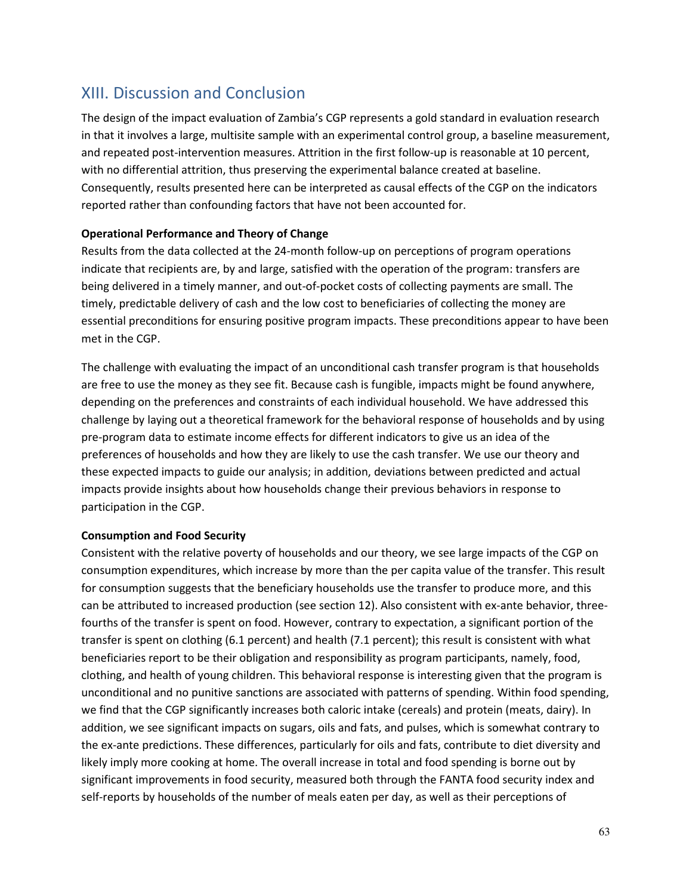## XIII. Discussion and Conclusion

The design of the impact evaluation of Zambia's CGP represents a gold standard in evaluation research in that it involves a large, multisite sample with an experimental control group, a baseline measurement, and repeated post-intervention measures. Attrition in the first follow-up is reasonable at 10 percent, with no differential attrition, thus preserving the experimental balance created at baseline. Consequently, results presented here can be interpreted as causal effects of the CGP on the indicators reported rather than confounding factors that have not been accounted for.

**Operational Performance and Theory of Change**

Results from the data collected at the 24-month follow-up on perceptions of program operations indicate that recipients are, by and large, satisfied with the operation of the program: transfers are being delivered in a timely manner, and out-of-pocket costs of collecting payments are small. The timely, predictable delivery of cash and the low cost to beneficiaries of collecting the money are essential preconditions for ensuring positive program impacts. These preconditions appear to have been met in the CGP.

The challenge with evaluating the impact of an unconditional cash transfer program is that households are free to use the money as they see fit. Because cash is fungible, impacts might be found anywhere, depending on the preferences and constraints of each individual household. We have addressed this challenge by laying out a theoretical framework for the behavioral response of households and by using pre-program data to estimate income effects for different indicators to give us an idea of the preferences of households and how they are likely to use the cash transfer. We use our theory and these expected impacts to guide our analysis; in addition, deviations between predicted and actual impacts provide insights about how households change their previous behaviors in response to participation in the CGP.

**Consumption and Food Security**

Consistent with the relative poverty of households and our theory, we see large impacts of the CGP on consumption expenditures, which increase by more than the per capita value of the transfer. This result for consumption suggests that the beneficiary households use the transfer to produce more, and this can be attributed to increased production (see section 12). Also consistent with ex-ante behavior, three-fourths of the transfer is spent on food. However, contrary to expectation, a significant portion of the transfer is spent on clothing (6.1 percent) and health (7.1 percent); this result is consistent with what beneficiaries report to be their obligation and responsibility as program participants, namely, food, clothing, and health of young children. This behavioral response is interesting given that the program is unconditional and no punitive sanctions are associated with patterns of spending. Within food spending, we find that the CGP significantly increases both caloric intake (cereals) and protein (meats, dairy). In addition, we see significant impacts on sugars, oils and fats, and pulses, which is somewhat contrary to the ex-ante predictions. These differences, particularly for oils and fats, contribute to diet diversity and likely imply more cooking at home. The overall increase in total and food spending is borne out by significant improvements in food security, measured both through the FANTA food security index and self-reports by households of the number of meals eaten per day, as well as their perceptions of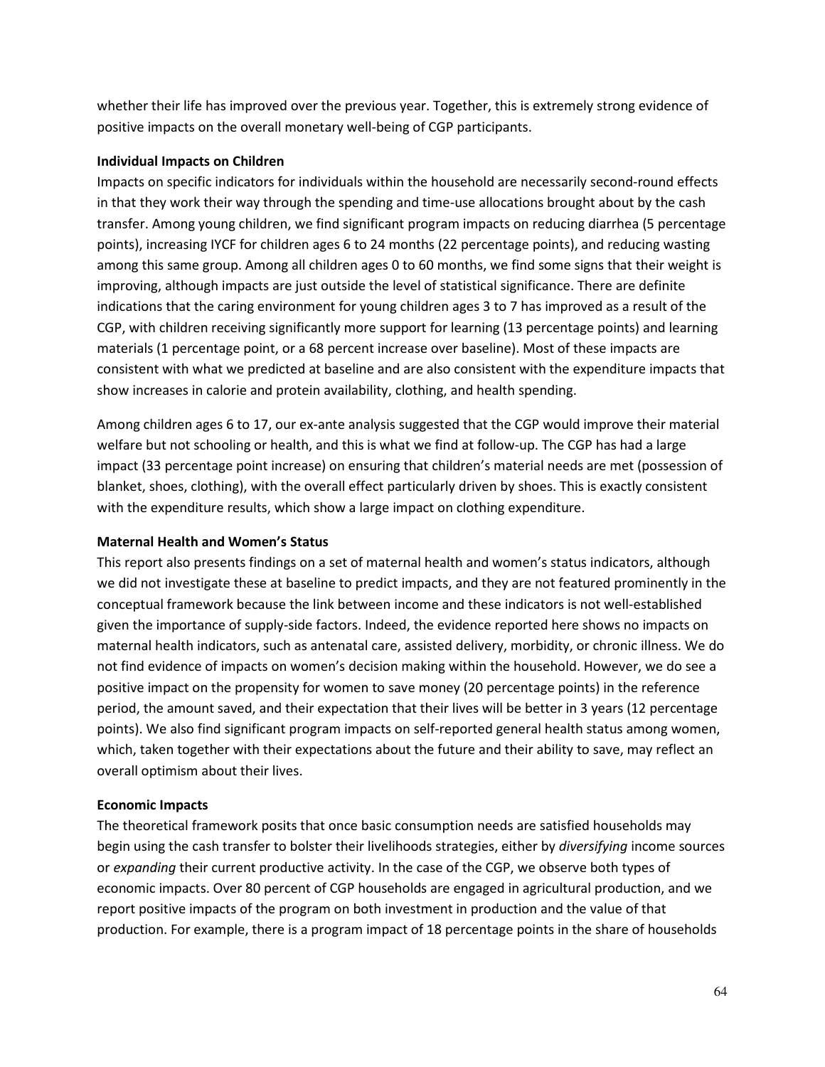whether their life has improved over the previous year. Together, this is extremely strong evidence of positive impacts on the overall monetary well-being of CGP participants.

**Individual Impacts on Children**

Impacts on specific indicators for individuals within the household are necessarily second-round effects in that they work their way through the spending and time-use allocations brought about by the cash transfer. Among young children, we find significant program impacts on reducing diarrhea (5 percentage points), increasing IYCF for children ages 6 to 24 months (22 percentage points), and reducing wasting among this same group. Among all children ages 0 to 60 months, we find some signs that their weight is improving, although impacts are just outside the level of statistical significance. There are definite indications that the caring environment for young children ages 3 to 7 has improved as a result of the CGP, with children receiving significantly more support for learning (13 percentage points) and learning materials (1 percentage point, or a 68 percent increase over baseline). Most of these impacts are consistent with what we predicted at baseline and are also consistent with the expenditure impacts that show increases in calorie and protein availability, clothing, and health spending.

Among children ages 6 to 17, our ex-ante analysis suggested that the CGP would improve their material welfare but not schooling or health, and this is what we find at follow-up. The CGP has had a large impact (33 percentage point increase) on ensuring that children's material needs are met (possession of blanket, shoes, clothing), with the overall effect particularly driven by shoes. This is exactly consistent with the expenditure results, which show a large impact on clothing expenditure.

**Maternal Health and Women's Status**

This report also presents findings on a set of maternal health and women's status indicators, although we did not investigate these at baseline to predict impacts, and they are not featured prominently in the conceptual framework because the link between income and these indicators is not well-established given the importance of supply-side factors. Indeed, the evidence reported here shows no impacts on maternal health indicators, such as antenatal care, assisted delivery, morbidity, or chronic illness. We do not find evidence of impacts on women's decision making within the household. However, we do see a positive impact on the propensity for women to save money (20 percentage points) in the reference period, the amount saved, and their expectation that their lives will be better in 3 years (12 percentage points). We also find significant program impacts on self-reported general health status among women, which, taken together with their expectations about the future and their ability to save, may reflect an overall optimism about their lives.

**Economic Impacts**

The theoretical framework posits that once basic consumption needs are satisfied households may begin using the cash transfer to bolster their livelihoods strategies, either by *diversifying* income sources or *expanding* their current productive activity. In the case of the CGP, we observe both types of economic impacts. Over 80 percent of CGP households are engaged in agricultural production, and we report positive impacts of the program on both investment in production and the value of that production. For example, there is a program impact of 18 percentage points in the share of households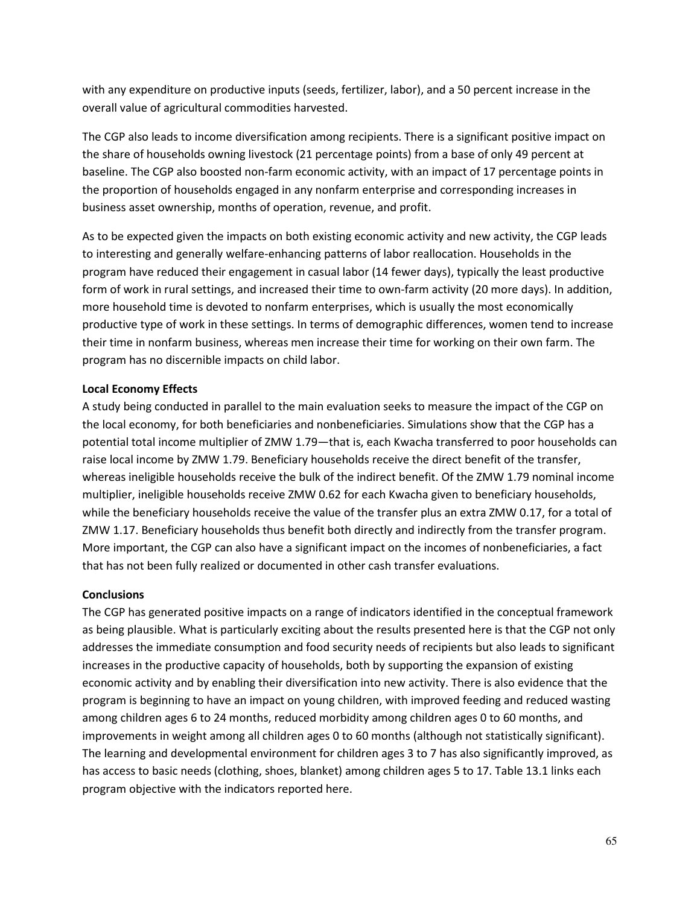with any expenditure on productive inputs (seeds, fertilizer, labor), and a 50 percent increase in the overall value of agricultural commodities harvested.

The CGP also leads to income diversification among recipients. There is a significant positive impact on the share of households owning livestock (21 percentage points) from a base of only 49 percent at baseline. The CGP also boosted non-farm economic activity, with an impact of 17 percentage points in the proportion of households engaged in any nonfarm enterprise and corresponding increases in business asset ownership, months of operation, revenue, and profit.

As to be expected given the impacts on both existing economic activity and new activity, the CGP leads to interesting and generally welfare-enhancing patterns of labor reallocation. Households in the program have reduced their engagement in casual labor (14 fewer days), typically the least productive form of work in rural settings, and increased their time to own-farm activity (20 more days). In addition, more household time is devoted to nonfarm enterprises, which is usually the most economically productive type of work in these settings. In terms of demographic differences, women tend to increase their time in nonfarm business, whereas men increase their time for working on their own farm. The program has no discernible impacts on child labor.

**Local Economy Effects**

A study being conducted in parallel to the main evaluation seeks to measure the impact of the CGP on the local economy, for both beneficiaries and nonbeneficiaries. Simulations show that the CGP has a potential total income multiplier of ZMW 1.79—that is, each Kwacha transferred to poor households can raise local income by ZMW 1.79. Beneficiary households receive the direct benefit of the transfer, whereas ineligible households receive the bulk of the indirect benefit. Of the ZMW 1.79 nominal income multiplier, ineligible households receive ZMW 0.62 for each Kwacha given to beneficiary households, while the beneficiary households receive the value of the transfer plus an extra ZMW 0.17, for a total of ZMW 1.17. Beneficiary households thus benefit both directly and indirectly from the transfer program. More important, the CGP can also have a significant impact on the incomes of nonbeneficiaries, a fact that has not been fully realized or documented in other cash transfer evaluations.

**Conclusions**

The CGP has generated positive impacts on a range of indicators identified in the conceptual framework as being plausible. What is particularly exciting about the results presented here is that the CGP not only addresses the immediate consumption and food security needs of recipients but also leads to significant increases in the productive capacity of households, both by supporting the expansion of existing economic activity and by enabling their diversification into new activity. There is also evidence that the program is beginning to have an impact on young children, with improved feeding and reduced wasting among children ages 6 to 24 months, reduced morbidity among children ages 0 to 60 months, and improvements in weight among all children ages 0 to 60 months (although not statistically significant). The learning and developmental environment for children ages 3 to 7 has also significantly improved, as has access to basic needs (clothing, shoes, blanket) among children ages 5 to 17. Table 13.1 links each program objective with the indicators reported here.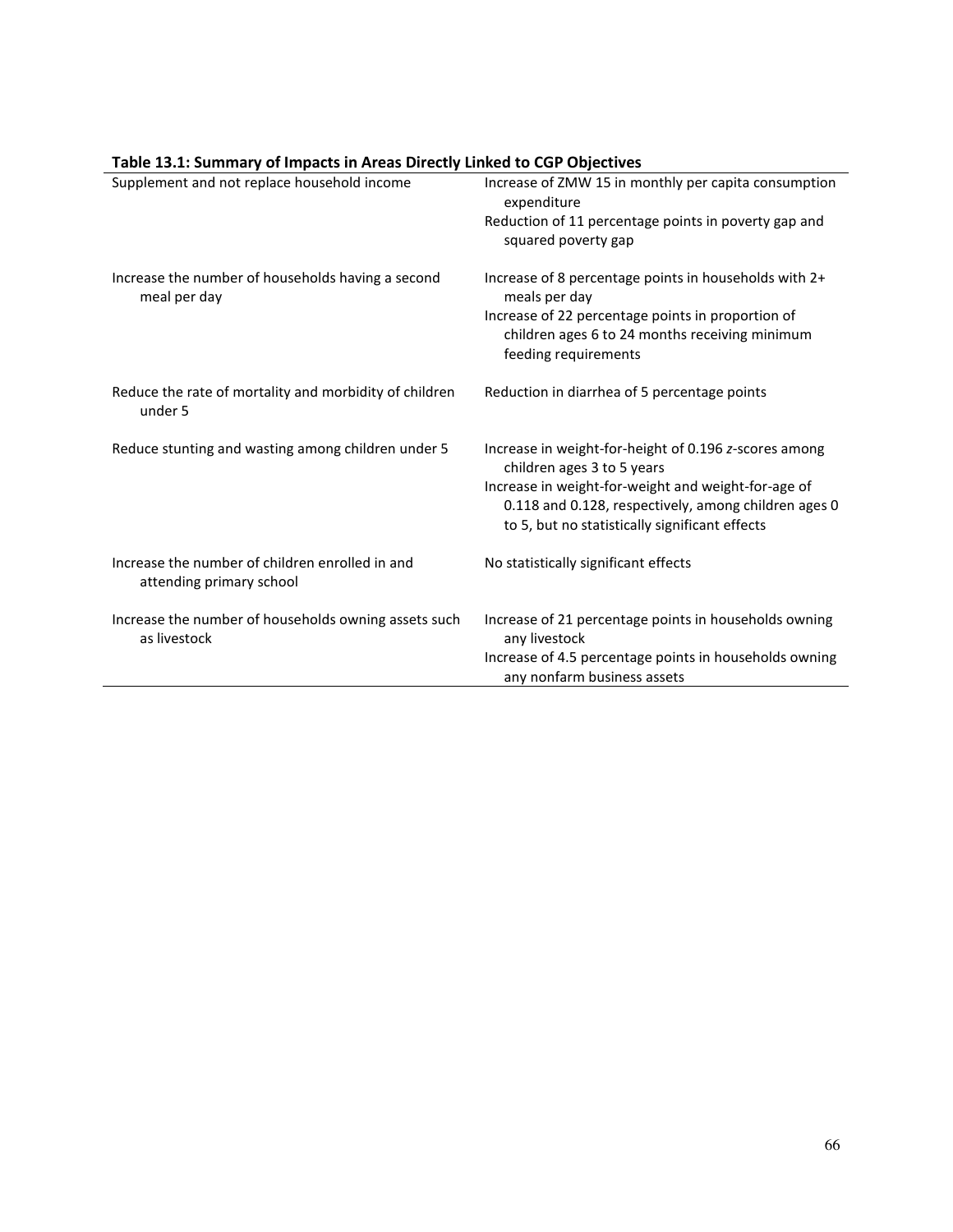**Table 13.1: Summary of Impacts in Areas Directly Linked to CGP Objectives**

| | |
|---|---|
| Supplement and not replace household income | Increase of ZMW 15 in monthly per capita consumption expenditure<br>Reduction of 11 percentage points in poverty gap and squared poverty gap |
| Increase the number of households having a second meal per day | Increase of 8 percentage points in households with 2+ meals per day<br>Increase of 22 percentage points in proportion of children ages 6 to 24 months receiving minimum feeding requirements |
| Reduce the rate of mortality and morbidity of children under 5 | Reduction in diarrhea of 5 percentage points |
| Reduce stunting and wasting among children under 5 | Increase in weight-for-height of 0.196 *z*-scores among children ages 3 to 5 years<br>Increase in weight-for-weight and weight-for-age of 0.118 and 0.128, respectively, among children ages 0 to 5, but no statistically significant effects |
| Increase the number of children enrolled in and attending primary school | No statistically significant effects |
| Increase the number of households owning assets such as livestock | Increase of 21 percentage points in households owning any livestock<br>Increase of 4.5 percentage points in households owning any nonfarm business assets |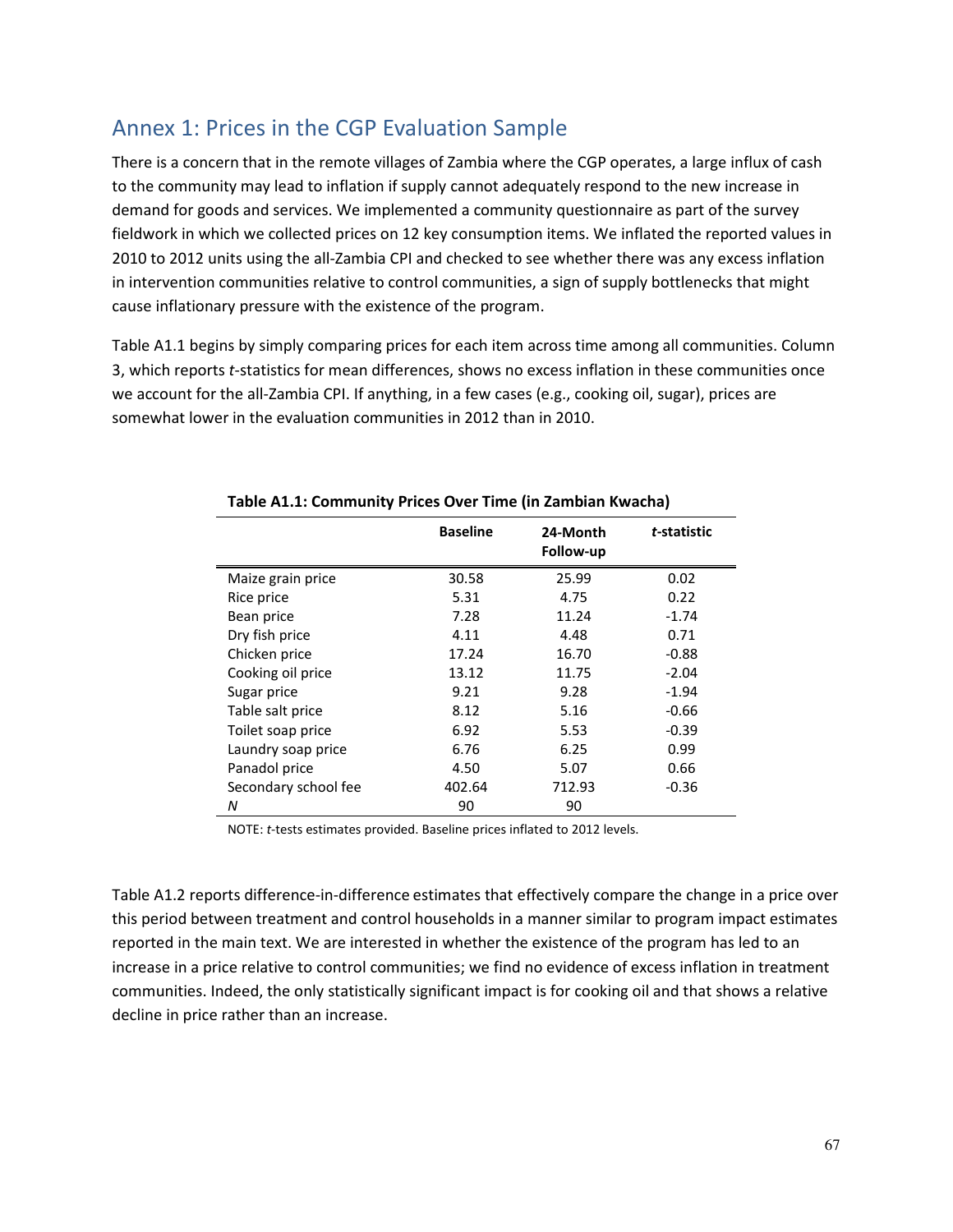## Annex 1: Prices in the CGP Evaluation Sample

There is a concern that in the remote villages of Zambia where the CGP operates, a large influx of cash to the community may lead to inflation if supply cannot adequately respond to the new increase in demand for goods and services. We implemented a community questionnaire as part of the survey fieldwork in which we collected prices on 12 key consumption items. We inflated the reported values in 2010 to 2012 units using the all-Zambia CPI and checked to see whether there was any excess inflation in intervention communities relative to control communities, a sign of supply bottlenecks that might cause inflationary pressure with the existence of the program.

Table A1.1 begins by simply comparing prices for each item across time among all communities. Column 3, which reports *t*-statistics for mean differences, shows no excess inflation in these communities once we account for the all-Zambia CPI. If anything, in a few cases (e.g., cooking oil, sugar), prices are somewhat lower in the evaluation communities in 2012 than in 2010.

**Table A1.1: Community Prices Over Time (in Zambian Kwacha)**

| | Baseline | 24-Month Follow-up | *t*-statistic |
|---|---|---|---|
| Maize grain price | 30.58 | 25.99 | 0.02 |
| Rice price | 5.31 | 4.75 | 0.22 |
| Bean price | 7.28 | 11.24 | -1.74 |
| Dry fish price | 4.11 | 4.48 | 0.71 |
| Chicken price | 17.24 | 16.70 | -0.88 |
| Cooking oil price | 13.12 | 11.75 | -2.04 |
| Sugar price | 9.21 | 9.28 | -1.94 |
| Table salt price | 8.12 | 5.16 | -0.66 |
| Toilet soap price | 6.92 | 5.53 | -0.39 |
| Laundry soap price | 6.76 | 6.25 | 0.99 |
| Panadol price | 4.50 | 5.07 | 0.66 |
| Secondary school fee | 402.64 | 712.93 | -0.36 |
| *N* | 90 | 90 | |

NOTE: *t*-tests estimates provided. Baseline prices inflated to 2012 levels.

Table A1.2 reports difference-in-difference estimates that effectively compare the change in a price over this period between treatment and control households in a manner similar to program impact estimates reported in the main text. We are interested in whether the existence of the program has led to an increase in a price relative to control communities; we find no evidence of excess inflation in treatment communities. Indeed, the only statistically significant impact is for cooking oil and that shows a relative decline in price rather than an increase.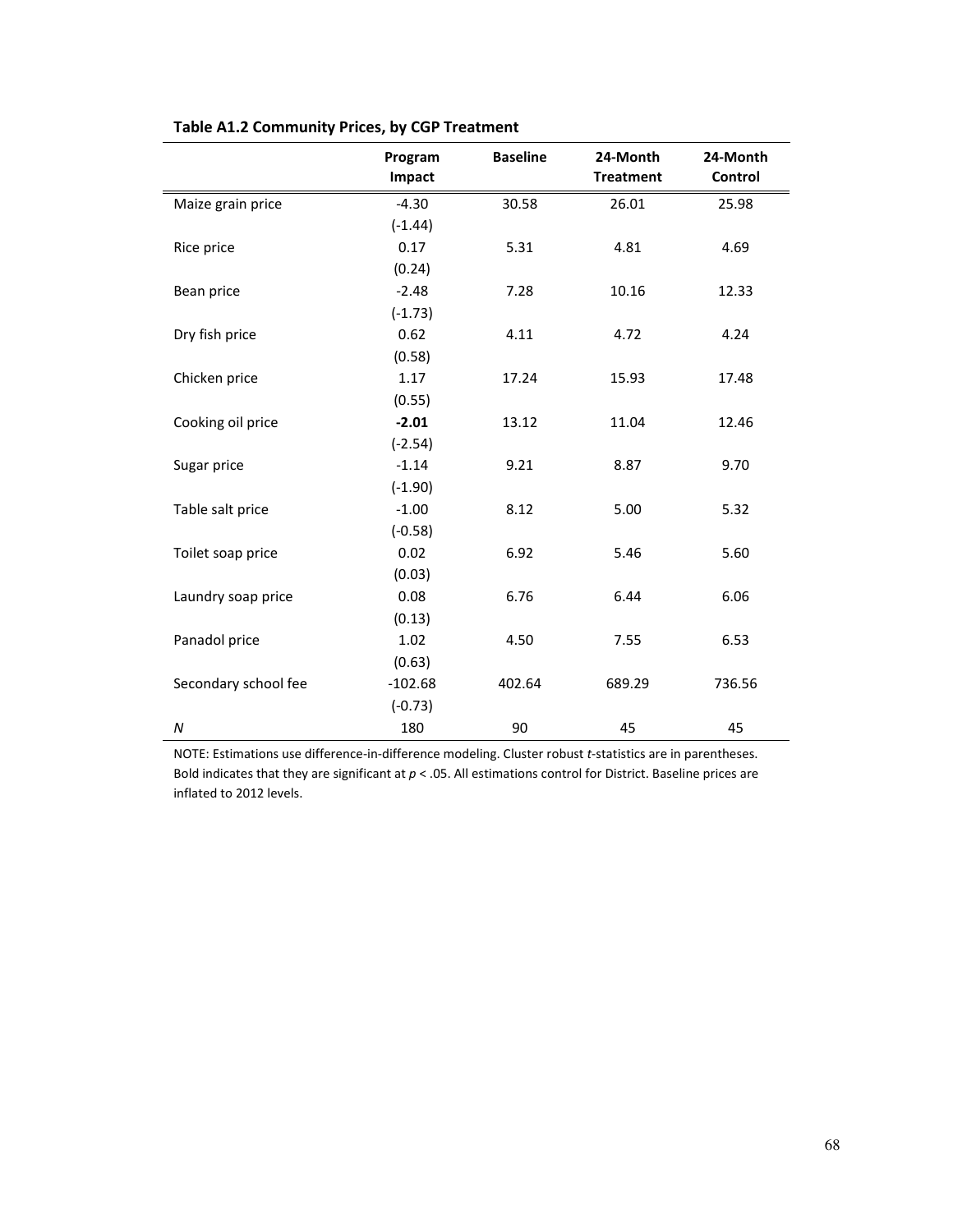**Table A1.2 Community Prices, by CGP Treatment**

| | Program Impact | Baseline | 24-Month Treatment | 24-Month Control |
|---|---|---|---|---|
| Maize grain price | -4.30 | 30.58 | 26.01 | 25.98 |
| | (-1.44) | | | |
| Rice price | 0.17 | 5.31 | 4.81 | 4.69 |
| | (0.24) | | | |
| Bean price | -2.48 | 7.28 | 10.16 | 12.33 |
| | (-1.73) | | | |
| Dry fish price | 0.62 | 4.11 | 4.72 | 4.24 |
| | (0.58) | | | |
| Chicken price | 1.17 | 17.24 | 15.93 | 17.48 |
| | (0.55) | | | |
| Cooking oil price | **-2.01** | 13.12 | 11.04 | 12.46 |
| | (-2.54) | | | |
| Sugar price | -1.14 | 9.21 | 8.87 | 9.70 |
| | (-1.90) | | | |
| Table salt price | -1.00 | 8.12 | 5.00 | 5.32 |
| | (-0.58) | | | |
| Toilet soap price | 0.02 | 6.92 | 5.46 | 5.60 |
| | (0.03) | | | |
| Laundry soap price | 0.08 | 6.76 | 6.44 | 6.06 |
| | (0.13) | | | |
| Panadol price | 1.02 | 4.50 | 7.55 | 6.53 |
| | (0.63) | | | |
| Secondary school fee | -102.68 | 402.64 | 689.29 | 736.56 |
| | (-0.73) | | | |
| *N* | 180 | 90 | 45 | 45 |

NOTE: Estimations use difference-in-difference modeling. Cluster robust *t*-statistics are in parentheses. Bold indicates that they are significant at $p < .05$. All estimations control for District. Baseline prices are inflated to 2012 levels.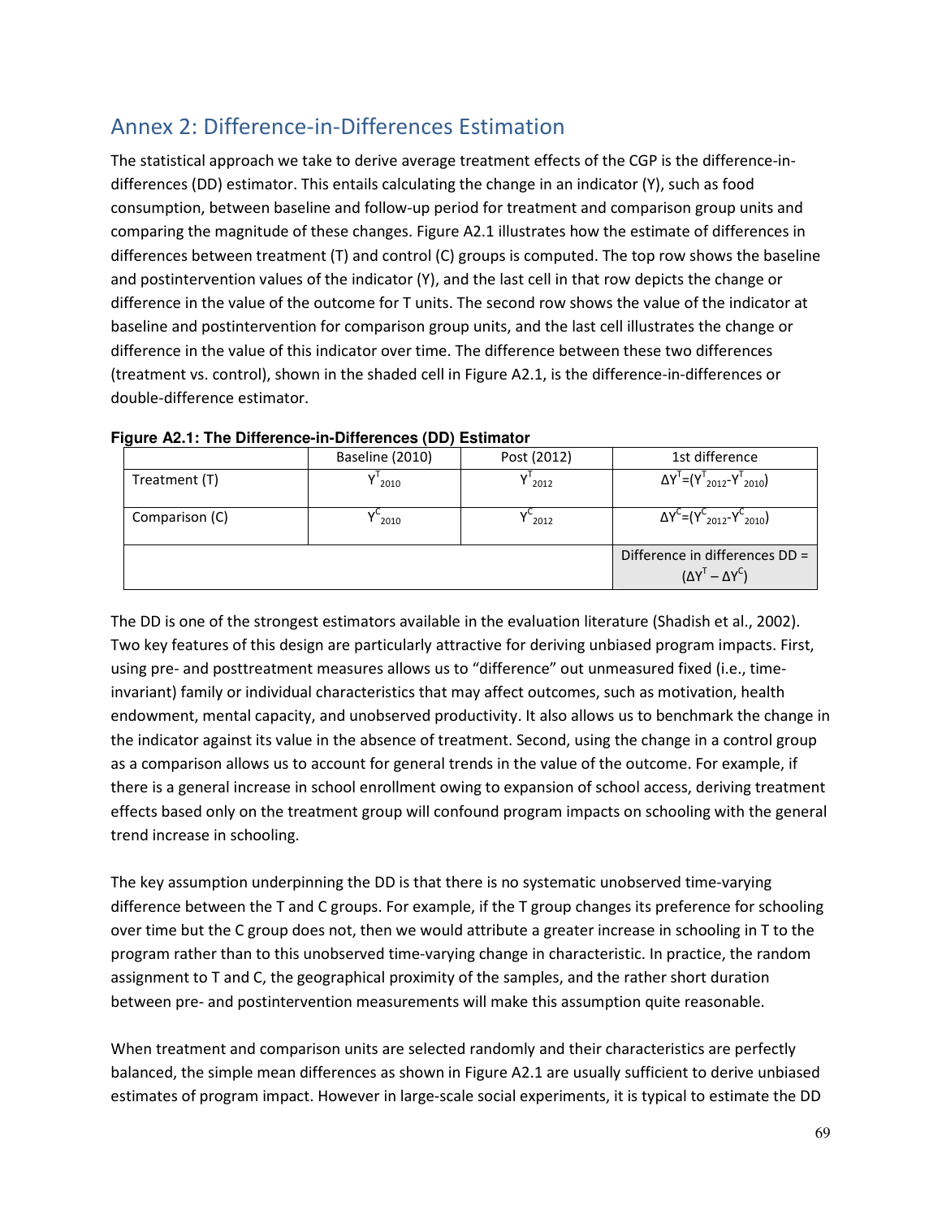## Annex 2: Difference-in-Differences Estimation

The statistical approach we take to derive average treatment effects of the CGP is the difference-in-differences (DD) estimator. This entails calculating the change in an indicator (Y), such as food consumption, between baseline and follow-up period for treatment and comparison group units and comparing the magnitude of these changes. Figure A2.1 illustrates how the estimate of differences in differences between treatment (T) and control (C) groups is computed. The top row shows the baseline and postintervention values of the indicator (Y), and the last cell in that row depicts the change or difference in the value of the outcome for T units. The second row shows the value of the indicator at baseline and postintervention for comparison group units, and the last cell illustrates the change or difference in the value of this indicator over time. The difference between these two differences (treatment vs. control), shown in the shaded cell in Figure A2.1, is the difference-in-differences or double-difference estimator.

**Figure A2.1: The Difference-in-Differences (DD) Estimator**

| | Baseline (2010) | Post (2012) | 1st difference |
|---|---|---|---|
| Treatment (T) | $Y^T_{2010}$ | $Y^T_{2012}$ | $\Delta Y^T=(Y^T_{2012}-Y^T_{2010})$ |
| Comparison (C) | $Y^C_{2010}$ | $Y^C_{2012}$ | $\Delta Y^C=(Y^C_{2012}-Y^C_{2010})$ |
| | | | Difference in differences DD = $(\Delta Y^T - \Delta Y^C)$ |

The DD is one of the strongest estimators available in the evaluation literature (Shadish et al., 2002). Two key features of this design are particularly attractive for deriving unbiased program impacts. First, using pre- and posttreatment measures allows us to "difference" out unmeasured fixed (i.e., time-invariant) family or individual characteristics that may affect outcomes, such as motivation, health endowment, mental capacity, and unobserved productivity. It also allows us to benchmark the change in the indicator against its value in the absence of treatment. Second, using the change in a control group as a comparison allows us to account for general trends in the value of the outcome. For example, if there is a general increase in school enrollment owing to expansion of school access, deriving treatment effects based only on the treatment group will confound program impacts on schooling with the general trend increase in schooling.

The key assumption underpinning the DD is that there is no systematic unobserved time-varying difference between the T and C groups. For example, if the T group changes its preference for schooling over time but the C group does not, then we would attribute a greater increase in schooling in T to the program rather than to this unobserved time-varying change in characteristic. In practice, the random assignment to T and C, the geographical proximity of the samples, and the rather short duration between pre- and postintervention measurements will make this assumption quite reasonable.

When treatment and comparison units are selected randomly and their characteristics are perfectly balanced, the simple mean differences as shown in Figure A2.1 are usually sufficient to derive unbiased estimates of program impact. However in large-scale social experiments, it is typical to estimate the DD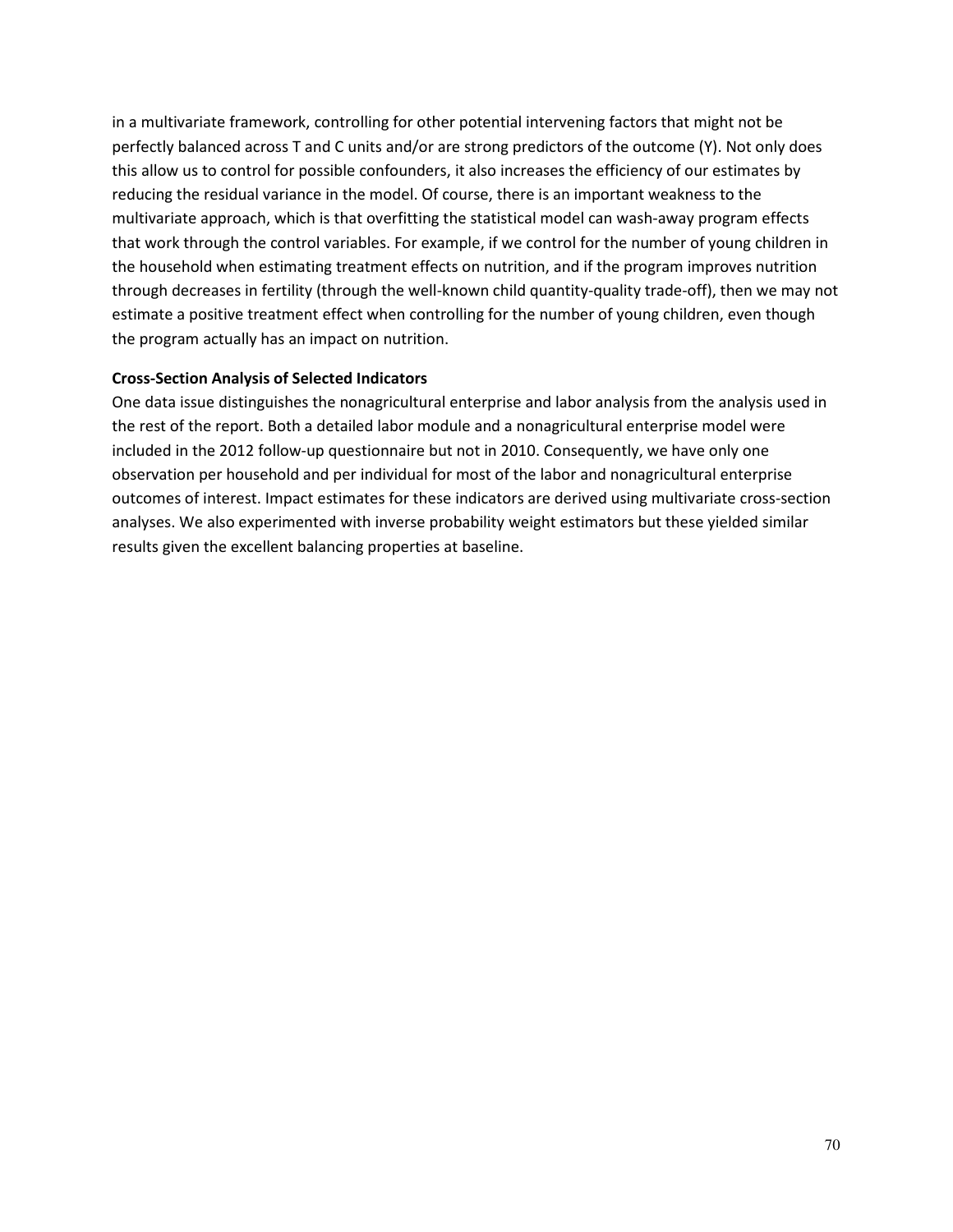in a multivariate framework, controlling for other potential intervening factors that might not be perfectly balanced across T and C units and/or are strong predictors of the outcome (Y). Not only does this allow us to control for possible confounders, it also increases the efficiency of our estimates by reducing the residual variance in the model. Of course, there is an important weakness to the multivariate approach, which is that overfitting the statistical model can wash-away program effects that work through the control variables. For example, if we control for the number of young children in the household when estimating treatment effects on nutrition, and if the program improves nutrition through decreases in fertility (through the well-known child quantity-quality trade-off), then we may not estimate a positive treatment effect when controlling for the number of young children, even though the program actually has an impact on nutrition.

**Cross-Section Analysis of Selected Indicators**

One data issue distinguishes the nonagricultural enterprise and labor analysis from the analysis used in the rest of the report. Both a detailed labor module and a nonagricultural enterprise model were included in the 2012 follow-up questionnaire but not in 2010. Consequently, we have only one observation per household and per individual for most of the labor and nonagricultural enterprise outcomes of interest. Impact estimates for these indicators are derived using multivariate cross-section analyses. We also experimented with inverse probability weight estimators but these yielded similar results given the excellent balancing properties at baseline.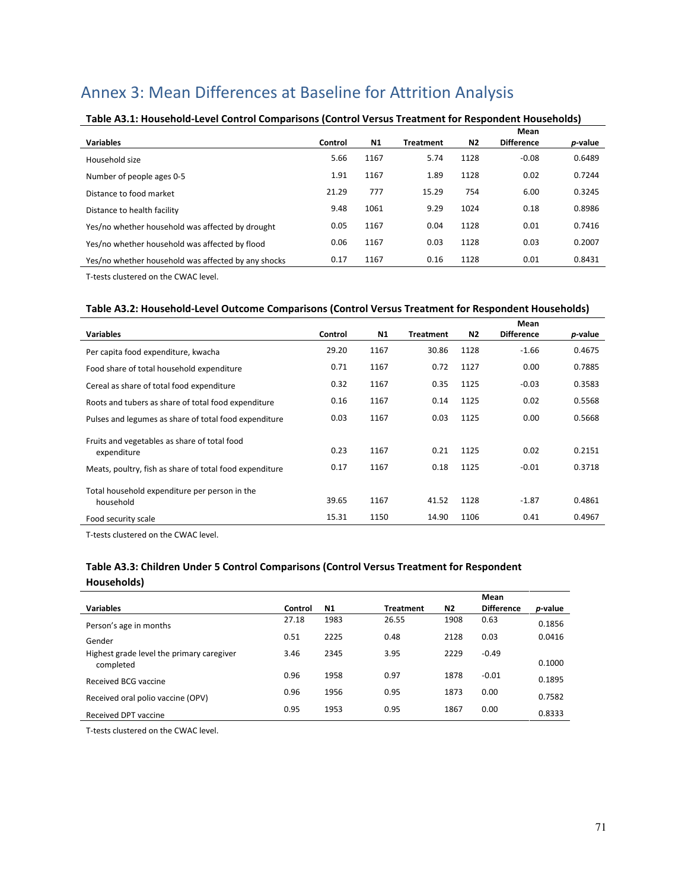# Annex 3: Mean Differences at Baseline for Attrition Analysis

**Table A3.1: Household-Level Control Comparisons (Control Versus Treatment for Respondent Households)**

| Variables | Control | N1 | Treatment | N2 | Mean Difference | *p*-value |
|---|---|---|---|---|---|---|
| Household size | 5.66 | 1167 | 5.74 | 1128 | -0.08 | 0.6489 |
| Number of people ages 0-5 | 1.91 | 1167 | 1.89 | 1128 | 0.02 | 0.7244 |
| Distance to food market | 21.29 | 777 | 15.29 | 754 | 6.00 | 0.3245 |
| Distance to health facility | 9.48 | 1061 | 9.29 | 1024 | 0.18 | 0.8986 |
| Yes/no whether household was affected by drought | 0.05 | 1167 | 0.04 | 1128 | 0.01 | 0.7416 |
| Yes/no whether household was affected by flood | 0.06 | 1167 | 0.03 | 1128 | 0.03 | 0.2007 |
| Yes/no whether household was affected by any shocks | 0.17 | 1167 | 0.16 | 1128 | 0.01 | 0.8431 |

T-tests clustered on the CWAC level.

**Table A3.2: Household-Level Outcome Comparisons (Control Versus Treatment for Respondent Households)**

| Variables | Control | N1 | Treatment | N2 | Mean Difference | *p*-value |
|---|---|---|---|---|---|---|
| Per capita food expenditure, kwacha | 29.20 | 1167 | 30.86 | 1128 | -1.66 | 0.4675 |
| Food share of total household expenditure | 0.71 | 1167 | 0.72 | 1127 | 0.00 | 0.7885 |
| Cereal as share of total food expenditure | 0.32 | 1167 | 0.35 | 1125 | -0.03 | 0.3583 |
| Roots and tubers as share of total food expenditure | 0.16 | 1167 | 0.14 | 1125 | 0.02 | 0.5568 |
| Pulses and legumes as share of total food expenditure | 0.03 | 1167 | 0.03 | 1125 | 0.00 | 0.5668 |
| Fruits and vegetables as share of total food expenditure | 0.23 | 1167 | 0.21 | 1125 | 0.02 | 0.2151 |
| Meats, poultry, fish as share of total food expenditure | 0.17 | 1167 | 0.18 | 1125 | -0.01 | 0.3718 |
| Total household expenditure per person in the household | 39.65 | 1167 | 41.52 | 1128 | -1.87 | 0.4861 |
| Food security scale | 15.31 | 1150 | 14.90 | 1106 | 0.41 | 0.4967 |

T-tests clustered on the CWAC level.

**Table A3.3: Children Under 5 Control Comparisons (Control Versus Treatment for Respondent Households)**

| Variables | Control | N1 | Treatment | N2 | Mean Difference | *p*-value |
|---|---|---|---|---|---|---|
| Person's age in months | 27.18 | 1983 | 26.55 | 1908 | 0.63 | 0.1856 |
| Gender | 0.51 | 2225 | 0.48 | 2128 | 0.03 | 0.0416 |
| Highest grade level the primary caregiver completed | 3.46 | 2345 | 3.95 | 2229 | -0.49 | 0.1000 |
| Received BCG vaccine | 0.96 | 1958 | 0.97 | 1878 | -0.01 | 0.1895 |
| Received oral polio vaccine (OPV) | 0.96 | 1956 | 0.95 | 1873 | 0.00 | 0.7582 |
| Received DPT vaccine | 0.95 | 1953 | 0.95 | 1867 | 0.00 | 0.8333 |

T-tests clustered on the CWAC level.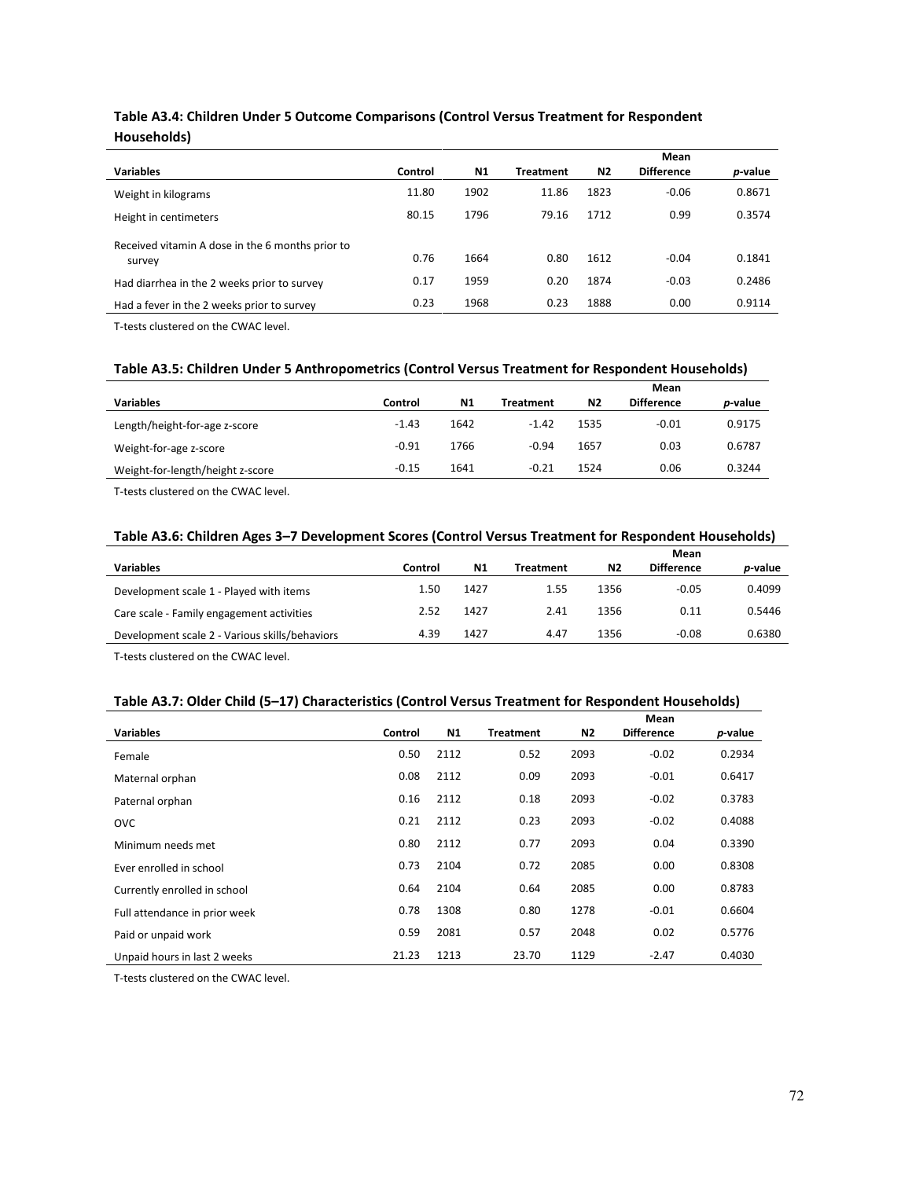**Table A3.4: Children Under 5 Outcome Comparisons (Control Versus Treatment for Respondent Households)**

| Variables | Control | N1 | Treatment | N2 | Mean Difference | *p*-value |
|---|---|---|---|---|---|---|
| Weight in kilograms | 11.80 | 1902 | 11.86 | 1823 | -0.06 | 0.8671 |
| Height in centimeters | 80.15 | 1796 | 79.16 | 1712 | 0.99 | 0.3574 |
| Received vitamin A dose in the 6 months prior to survey | 0.76 | 1664 | 0.80 | 1612 | -0.04 | 0.1841 |
| Had diarrhea in the 2 weeks prior to survey | 0.17 | 1959 | 0.20 | 1874 | -0.03 | 0.2486 |
| Had a fever in the 2 weeks prior to survey | 0.23 | 1968 | 0.23 | 1888 | 0.00 | 0.9114 |

T-tests clustered on the CWAC level.

**Table A3.5: Children Under 5 Anthropometrics (Control Versus Treatment for Respondent Households)**

| Variables | Control | N1 | Treatment | N2 | Mean Difference | *p*-value |
|---|---|---|---|---|---|---|
| Length/height-for-age z-score | -1.43 | 1642 | -1.42 | 1535 | -0.01 | 0.9175 |
| Weight-for-age z-score | -0.91 | 1766 | -0.94 | 1657 | 0.03 | 0.6787 |
| Weight-for-length/height z-score | -0.15 | 1641 | -0.21 | 1524 | 0.06 | 0.3244 |

T-tests clustered on the CWAC level.

**Table A3.6: Children Ages 3–7 Development Scores (Control Versus Treatment for Respondent Households)**

| Variables | Control | N1 | Treatment | N2 | Mean Difference | *p*-value |
|---|---|---|---|---|---|---|
| Development scale 1 - Played with items | 1.50 | 1427 | 1.55 | 1356 | -0.05 | 0.4099 |
| Care scale - Family engagement activities | 2.52 | 1427 | 2.41 | 1356 | 0.11 | 0.5446 |
| Development scale 2 - Various skills/behaviors | 4.39 | 1427 | 4.47 | 1356 | -0.08 | 0.6380 |

T-tests clustered on the CWAC level.

**Table A3.7: Older Child (5–17) Characteristics (Control Versus Treatment for Respondent Households)**

| Variables | Control | N1 | Treatment | N2 | Mean Difference | *p*-value |
|---|---|---|---|---|---|---|
| Female | 0.50 | 2112 | 0.52 | 2093 | -0.02 | 0.2934 |
| Maternal orphan | 0.08 | 2112 | 0.09 | 2093 | -0.01 | 0.6417 |
| Paternal orphan | 0.16 | 2112 | 0.18 | 2093 | -0.02 | 0.3783 |
| OVC | 0.21 | 2112 | 0.23 | 2093 | -0.02 | 0.4088 |
| Minimum needs met | 0.80 | 2112 | 0.77 | 2093 | 0.04 | 0.3390 |
| Ever enrolled in school | 0.73 | 2104 | 0.72 | 2085 | 0.00 | 0.8308 |
| Currently enrolled in school | 0.64 | 2104 | 0.64 | 2085 | 0.00 | 0.8783 |
| Full attendance in prior week | 0.78 | 1308 | 0.80 | 1278 | -0.01 | 0.6604 |
| Paid or unpaid work | 0.59 | 2081 | 0.57 | 2048 | 0.02 | 0.5776 |
| Unpaid hours in last 2 weeks | 21.23 | 1213 | 23.70 | 1129 | -2.47 | 0.4030 |

T-tests clustered on the CWAC level.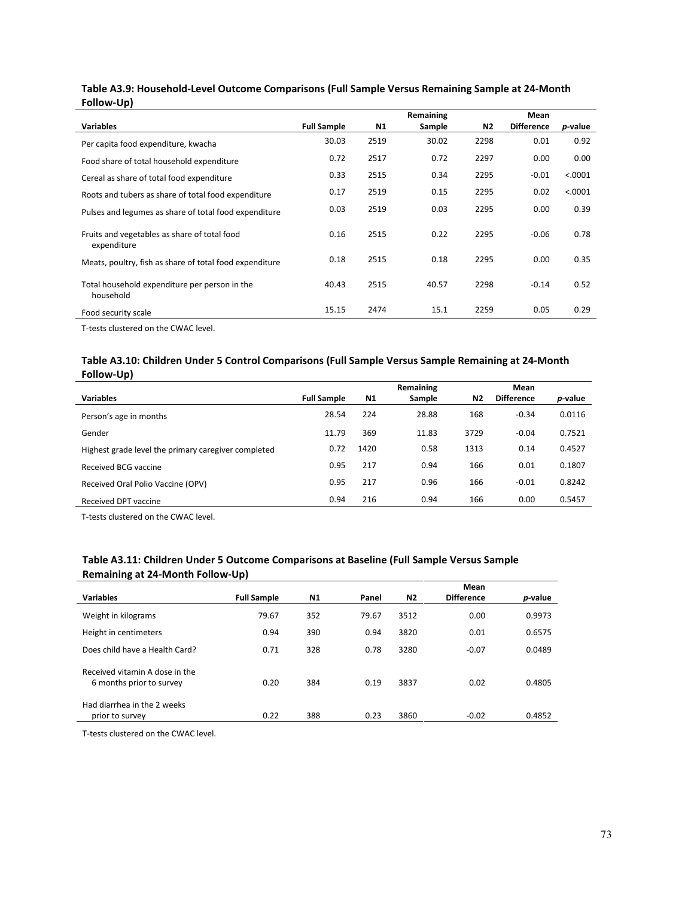**Table A3.9: Household-Level Outcome Comparisons (Full Sample Versus Remaining Sample at 24-Month Follow-Up)**

| Variables | Full Sample | N1 | Remaining Sample | N2 | Mean Difference | *p*-value |
|---|---|---|---|---|---|---|
| Per capita food expenditure, kwacha | 30.03 | 2519 | 30.02 | 2298 | 0.01 | 0.92 |
| Food share of total household expenditure | 0.72 | 2517 | 0.72 | 2297 | 0.00 | 0.00 |
| Cereal as share of total food expenditure | 0.33 | 2515 | 0.34 | 2295 | -0.01 | <.0001 |
| Roots and tubers as share of total food expenditure | 0.17 | 2519 | 0.15 | 2295 | 0.02 | <.0001 |
| Pulses and legumes as share of total food expenditure | 0.03 | 2519 | 0.03 | 2295 | 0.00 | 0.39 |
| Fruits and vegetables as share of total food expenditure | 0.16 | 2515 | 0.22 | 2295 | -0.06 | 0.78 |
| Meats, poultry, fish as share of total food expenditure | 0.18 | 2515 | 0.18 | 2295 | 0.00 | 0.35 |
| Total household expenditure per person in the household | 40.43 | 2515 | 40.57 | 2298 | -0.14 | 0.52 |
| Food security scale | 15.15 | 2474 | 15.1 | 2259 | 0.05 | 0.29 |

T-tests clustered on the CWAC level.

**Table A3.10: Children Under 5 Control Comparisons (Full Sample Versus Sample Remaining at 24-Month Follow-Up)**

| Variables | Full Sample | N1 | Remaining Sample | N2 | Mean Difference | *p*-value |
|---|---|---|---|---|---|---|
| Person's age in months | 28.54 | 224 | 28.88 | 168 | -0.34 | 0.0116 |
| Gender | 11.79 | 369 | 11.83 | 3729 | -0.04 | 0.7521 |
| Highest grade level the primary caregiver completed | 0.72 | 1420 | 0.58 | 1313 | 0.14 | 0.4527 |
| Received BCG vaccine | 0.95 | 217 | 0.94 | 166 | 0.01 | 0.1807 |
| Received Oral Polio Vaccine (OPV) | 0.95 | 217 | 0.96 | 166 | -0.01 | 0.8242 |
| Received DPT vaccine | 0.94 | 216 | 0.94 | 166 | 0.00 | 0.5457 |

T-tests clustered on the CWAC level.

**Table A3.11: Children Under 5 Outcome Comparisons at Baseline (Full Sample Versus Sample Remaining at 24-Month Follow-Up)**

| Variables | Full Sample | N1 | Panel | N2 | Mean Difference | *p*-value |
|---|---|---|---|---|---|---|
| Weight in kilograms | 79.67 | 352 | 79.67 | 3512 | 0.00 | 0.9973 |
| Height in centimeters | 0.94 | 390 | 0.94 | 3820 | 0.01 | 0.6575 |
| Does child have a Health Card? | 0.71 | 328 | 0.78 | 3280 | -0.07 | 0.0489 |
| Received vitamin A dose in the 6 months prior to survey | 0.20 | 384 | 0.19 | 3837 | 0.02 | 0.4805 |
| Had diarrhea in the 2 weeks prior to survey | 0.22 | 388 | 0.23 | 3860 | -0.02 | 0.4852 |

T-tests clustered on the CWAC level.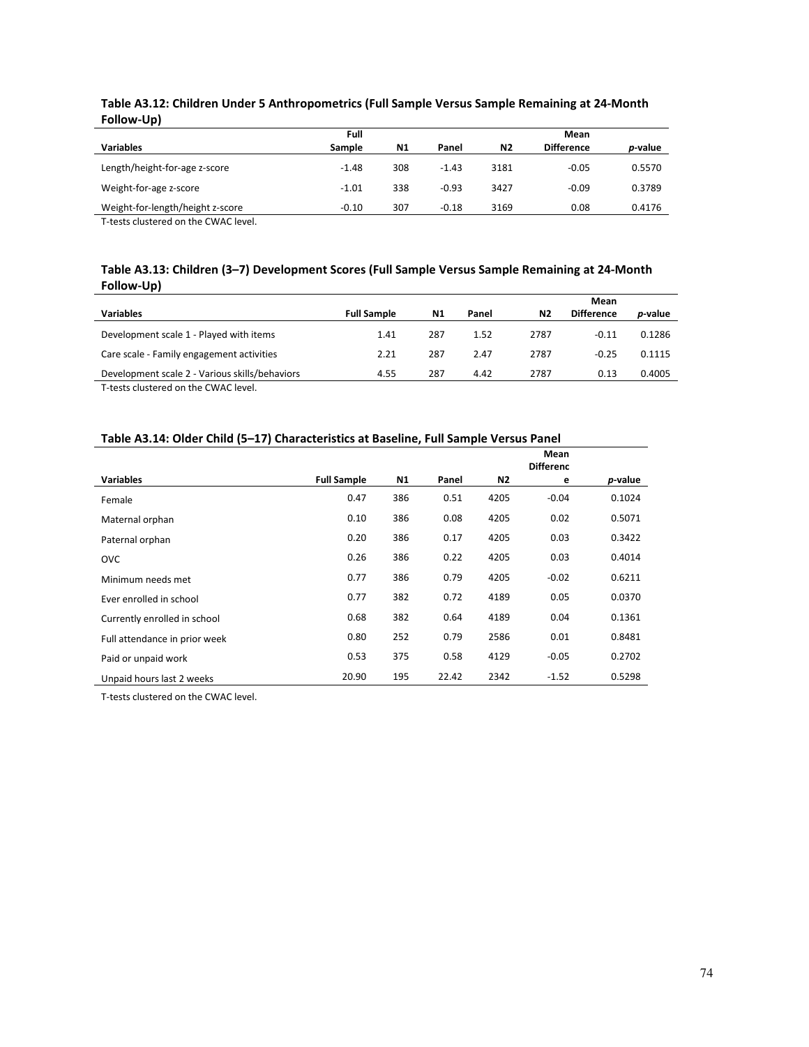**Table A3.12: Children Under 5 Anthropometrics (Full Sample Versus Sample Remaining at 24-Month Follow-Up)**

| Variables | Full Sample | N1 | Panel | N2 | Mean Difference | *p*-value |
|---|---|---|---|---|---|---|
| Length/height-for-age z-score | -1.48 | 308 | -1.43 | 3181 | -0.05 | 0.5570 |
| Weight-for-age z-score | -1.01 | 338 | -0.93 | 3427 | -0.09 | 0.3789 |
| Weight-for-length/height z-score | -0.10 | 307 | -0.18 | 3169 | 0.08 | 0.4176 |

T-tests clustered on the CWAC level.

**Table A3.13: Children (3–7) Development Scores (Full Sample Versus Sample Remaining at 24-Month Follow-Up)**

| Variables | Full Sample | N1 | Panel | N2 | Mean Difference | *p*-value |
|---|---|---|---|---|---|---|
| Development scale 1 - Played with items | 1.41 | 287 | 1.52 | 2787 | -0.11 | 0.1286 |
| Care scale - Family engagement activities | 2.21 | 287 | 2.47 | 2787 | -0.25 | 0.1115 |
| Development scale 2 - Various skills/behaviors | 4.55 | 287 | 4.42 | 2787 | 0.13 | 0.4005 |

T-tests clustered on the CWAC level.

**Table A3.14: Older Child (5–17) Characteristics at Baseline, Full Sample Versus Panel**

| Variables | Full Sample | N1 | Panel | N2 | Mean Difference | *p*-value |
|---|---|---|---|---|---|---|
| Female | 0.47 | 386 | 0.51 | 4205 | -0.04 | 0.1024 |
| Maternal orphan | 0.10 | 386 | 0.08 | 4205 | 0.02 | 0.5071 |
| Paternal orphan | 0.20 | 386 | 0.17 | 4205 | 0.03 | 0.3422 |
| OVC | 0.26 | 386 | 0.22 | 4205 | 0.03 | 0.4014 |
| Minimum needs met | 0.77 | 386 | 0.79 | 4205 | -0.02 | 0.6211 |
| Ever enrolled in school | 0.77 | 382 | 0.72 | 4189 | 0.05 | 0.0370 |
| Currently enrolled in school | 0.68 | 382 | 0.64 | 4189 | 0.04 | 0.1361 |
| Full attendance in prior week | 0.80 | 252 | 0.79 | 2586 | 0.01 | 0.8481 |
| Paid or unpaid work | 0.53 | 375 | 0.58 | 4129 | -0.05 | 0.2702 |
| Unpaid hours last 2 weeks | 20.90 | 195 | 22.42 | 2342 | -1.52 | 0.5298 |

T-tests clustered on the CWAC level.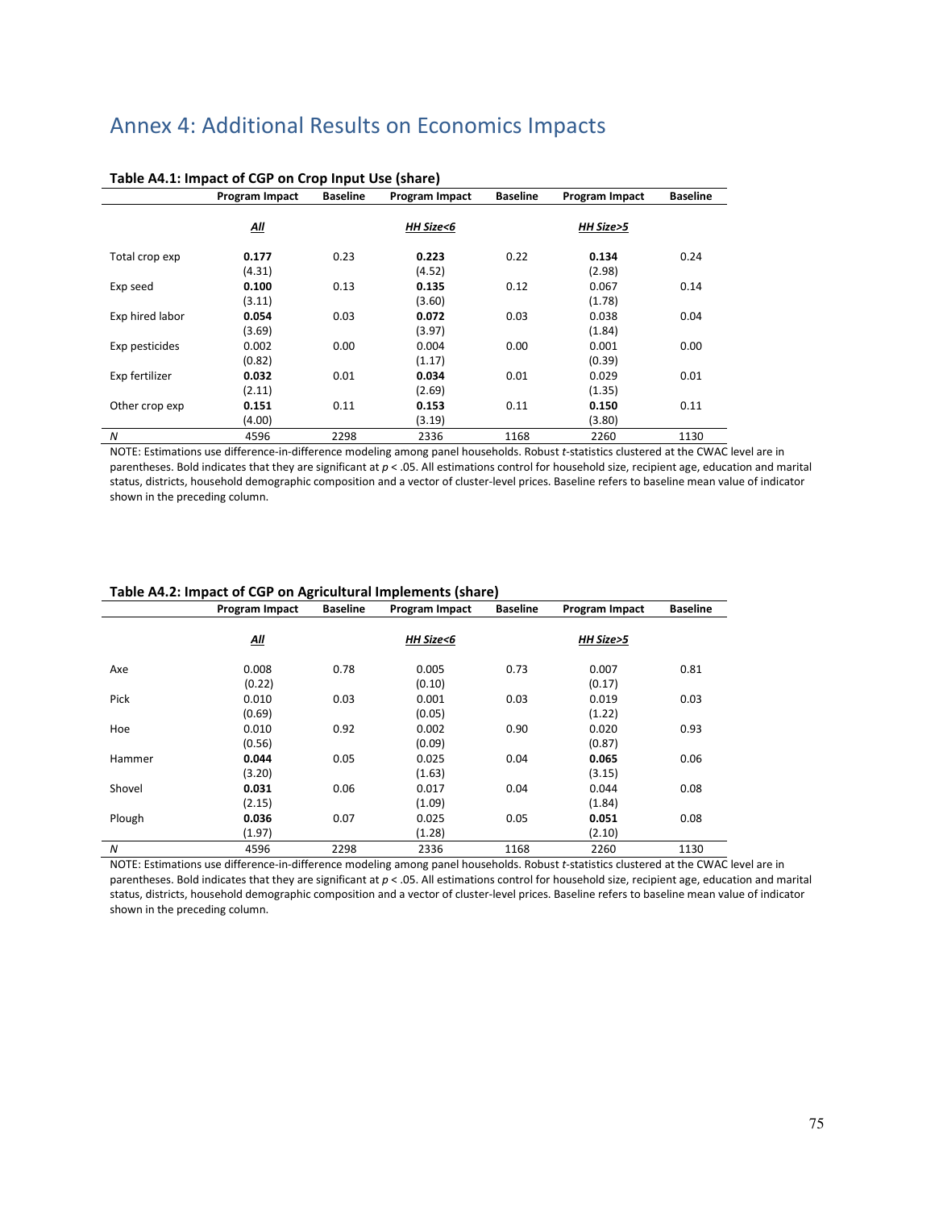# Annex 4: Additional Results on Economics Impacts

**Table A4.1: Impact of CGP on Crop Input Use (share)**

| | Program Impact | Baseline | Program Impact | Baseline | Program Impact | Baseline |
|---|---|---|---|---|---|---|
| | ***All*** | | ***HH Size<6*** | | ***HH Size>5*** | |
| Total crop exp | **0.177** | 0.23 | **0.223** | 0.22 | **0.134** | 0.24 |
| | (4.31) | | (4.52) | | (2.98) | |
| Exp seed | **0.100** | 0.13 | **0.135** | 0.12 | 0.067 | 0.14 |
| | (3.11) | | (3.60) | | (1.78) | |
| Exp hired labor | **0.054** | 0.03 | **0.072** | 0.03 | 0.038 | 0.04 |
| | (3.69) | | (3.97) | | (1.84) | |
| Exp pesticides | 0.002 | 0.00 | 0.004 | 0.00 | 0.001 | 0.00 |
| | (0.82) | | (1.17) | | (0.39) | |
| Exp fertilizer | **0.032** | 0.01 | **0.034** | 0.01 | 0.029 | 0.01 |
| | (2.11) | | (2.69) | | (1.35) | |
| Other crop exp | **0.151** | 0.11 | **0.153** | 0.11 | **0.150** | 0.11 |
| | (4.00) | | (3.19) | | (3.80) | |
| *N* | 4596 | 2298 | 2336 | 1168 | 2260 | 1130 |

NOTE: Estimations use difference-in-difference modeling among panel households. Robust *t*-statistics clustered at the CWAC level are in parentheses. Bold indicates that they are significant at $p < .05$. All estimations control for household size, recipient age, education and marital status, districts, household demographic composition and a vector of cluster-level prices. Baseline refers to baseline mean value of indicator shown in the preceding column.

**Table A4.2: Impact of CGP on Agricultural Implements (share)**

| | Program Impact | Baseline | Program Impact | Baseline | Program Impact | Baseline |
|---|---|---|---|---|---|---|
| | ***All*** | | ***HH Size<6*** | | ***HH Size>5*** | |
| Axe | 0.008 | 0.78 | 0.005 | 0.73 | 0.007 | 0.81 |
| | (0.22) | | (0.10) | | (0.17) | |
| Pick | 0.010 | 0.03 | 0.001 | 0.03 | 0.019 | 0.03 |
| | (0.69) | | (0.05) | | (1.22) | |
| Hoe | 0.010 | 0.92 | 0.002 | 0.90 | 0.020 | 0.93 |
| | (0.56) | | (0.09) | | (0.87) | |
| Hammer | **0.044** | 0.05 | 0.025 | 0.04 | **0.065** | 0.06 |
| | (3.20) | | (1.63) | | (3.15) | |
| Shovel | **0.031** | 0.06 | 0.017 | 0.04 | 0.044 | 0.08 |
| | (2.15) | | (1.09) | | (1.84) | |
| Plough | **0.036** | 0.07 | 0.025 | 0.05 | **0.051** | 0.08 |
| | (1.97) | | (1.28) | | (2.10) | |
| *N* | 4596 | 2298 | 2336 | 1168 | 2260 | 1130 |

NOTE: Estimations use difference-in-difference modeling among panel households. Robust *t*-statistics clustered at the CWAC level are in parentheses. Bold indicates that they are significant at $p < .05$. All estimations control for household size, recipient age, education and marital status, districts, household demographic composition and a vector of cluster-level prices. Baseline refers to baseline mean value of indicator shown in the preceding column.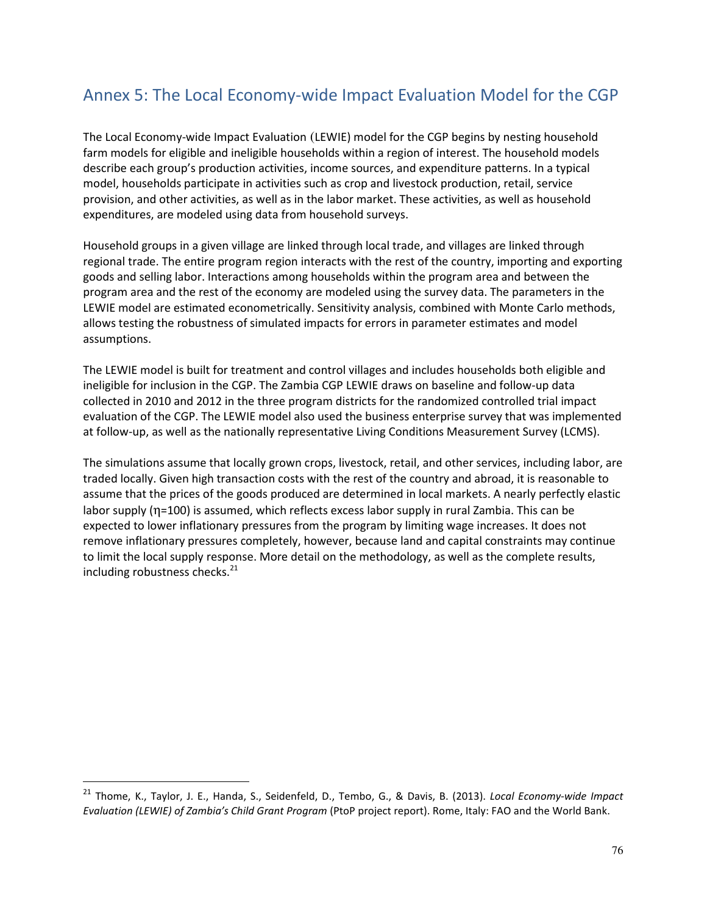## Annex 5: The Local Economy-wide Impact Evaluation Model for the CGP

The Local Economy-wide Impact Evaluation (LEWIE) model for the CGP begins by nesting household farm models for eligible and ineligible households within a region of interest. The household models describe each group's production activities, income sources, and expenditure patterns. In a typical model, households participate in activities such as crop and livestock production, retail, service provision, and other activities, as well as in the labor market. These activities, as well as household expenditures, are modeled using data from household surveys.

Household groups in a given village are linked through local trade, and villages are linked through regional trade. The entire program region interacts with the rest of the country, importing and exporting goods and selling labor. Interactions among households within the program area and between the program area and the rest of the economy are modeled using the survey data. The parameters in the LEWIE model are estimated econometrically. Sensitivity analysis, combined with Monte Carlo methods, allows testing the robustness of simulated impacts for errors in parameter estimates and model assumptions.

The LEWIE model is built for treatment and control villages and includes households both eligible and ineligible for inclusion in the CGP. The Zambia CGP LEWIE draws on baseline and follow-up data collected in 2010 and 2012 in the three program districts for the randomized controlled trial impact evaluation of the CGP. The LEWIE model also used the business enterprise survey that was implemented at follow-up, as well as the nationally representative Living Conditions Measurement Survey (LCMS).

The simulations assume that locally grown crops, livestock, retail, and other services, including labor, are traded locally. Given high transaction costs with the rest of the country and abroad, it is reasonable to assume that the prices of the goods produced are determined in local markets. A nearly perfectly elastic labor supply ($\eta$=100) is assumed, which reflects excess labor supply in rural Zambia. This can be expected to lower inflationary pressures from the program by limiting wage increases. It does not remove inflationary pressures completely, however, because land and capital constraints may continue to limit the local supply response. More detail on the methodology, as well as the complete results, including robustness checks.[21]

---

[21] Thome, K., Taylor, J. E., Handa, S., Seidenfeld, D., Tembo, G., & Davis, B. (2013). *Local Economy-wide Impact Evaluation (LEWIE) of Zambia's Child Grant Program* (PtoP project report). Rome, Italy: FAO and the World Bank.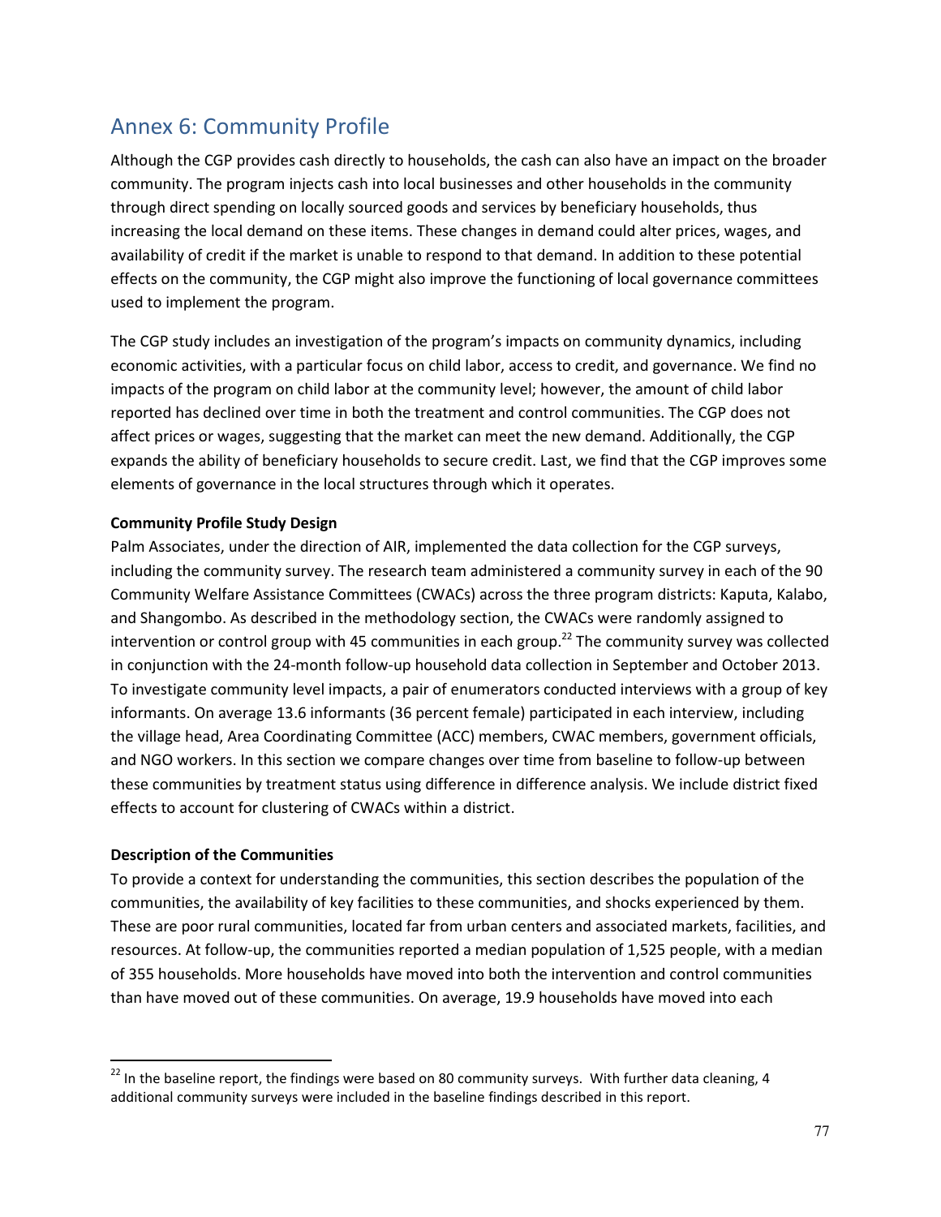## Annex 6: Community Profile

Although the CGP provides cash directly to households, the cash can also have an impact on the broader community. The program injects cash into local businesses and other households in the community through direct spending on locally sourced goods and services by beneficiary households, thus increasing the local demand on these items. These changes in demand could alter prices, wages, and availability of credit if the market is unable to respond to that demand. In addition to these potential effects on the community, the CGP might also improve the functioning of local governance committees used to implement the program.

The CGP study includes an investigation of the program's impacts on community dynamics, including economic activities, with a particular focus on child labor, access to credit, and governance. We find no impacts of the program on child labor at the community level; however, the amount of child labor reported has declined over time in both the treatment and control communities. The CGP does not affect prices or wages, suggesting that the market can meet the new demand. Additionally, the CGP expands the ability of beneficiary households to secure credit. Last, we find that the CGP improves some elements of governance in the local structures through which it operates.

**Community Profile Study Design**

Palm Associates, under the direction of AIR, implemented the data collection for the CGP surveys, including the community survey. The research team administered a community survey in each of the 90 Community Welfare Assistance Committees (CWACs) across the three program districts: Kaputa, Kalabo, and Shangombo. As described in the methodology section, the CWACs were randomly assigned to intervention or control group with 45 communities in each group.[22] The community survey was collected in conjunction with the 24-month follow-up household data collection in September and October 2013. To investigate community level impacts, a pair of enumerators conducted interviews with a group of key informants. On average 13.6 informants (36 percent female) participated in each interview, including the village head, Area Coordinating Committee (ACC) members, CWAC members, government officials, and NGO workers. In this section we compare changes over time from baseline to follow-up between these communities by treatment status using difference in difference analysis. We include district fixed effects to account for clustering of CWACs within a district.

**Description of the Communities**

To provide a context for understanding the communities, this section describes the population of the communities, the availability of key facilities to these communities, and shocks experienced by them. These are poor rural communities, located far from urban centers and associated markets, facilities, and resources. At follow-up, the communities reported a median population of 1,525 people, with a median of 355 households. More households have moved into both the intervention and control communities than have moved out of these communities. On average, 19.9 households have moved into each

[22] In the baseline report, the findings were based on 80 community surveys. With further data cleaning, 4 additional community surveys were included in the baseline findings described in this report.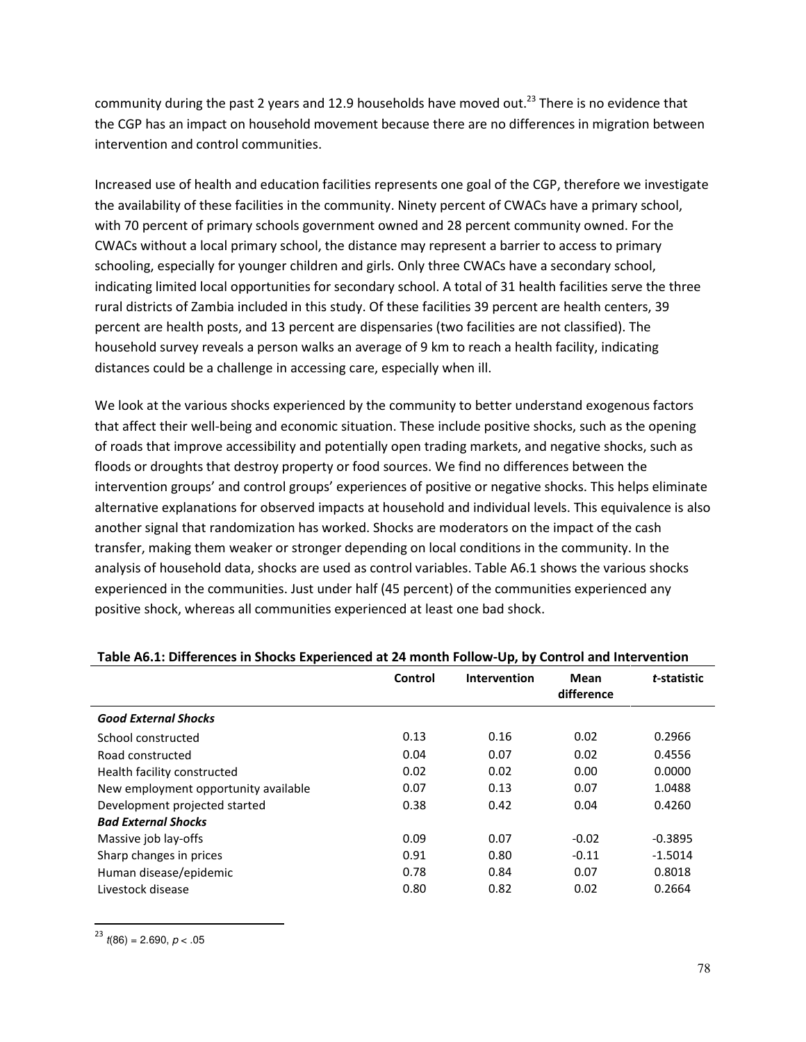community during the past 2 years and 12.9 households have moved out.[23] There is no evidence that the CGP has an impact on household movement because there are no differences in migration between intervention and control communities.

Increased use of health and education facilities represents one goal of the CGP, therefore we investigate the availability of these facilities in the community. Ninety percent of CWACs have a primary school, with 70 percent of primary schools government owned and 28 percent community owned. For the CWACs without a local primary school, the distance may represent a barrier to access to primary schooling, especially for younger children and girls. Only three CWACs have a secondary school, indicating limited local opportunities for secondary school. A total of 31 health facilities serve the three rural districts of Zambia included in this study. Of these facilities 39 percent are health centers, 39 percent are health posts, and 13 percent are dispensaries (two facilities are not classified). The household survey reveals a person walks an average of 9 km to reach a health facility, indicating distances could be a challenge in accessing care, especially when ill.

We look at the various shocks experienced by the community to better understand exogenous factors that affect their well-being and economic situation. These include positive shocks, such as the opening of roads that improve accessibility and potentially open trading markets, and negative shocks, such as floods or droughts that destroy property or food sources. We find no differences between the intervention groups' and control groups' experiences of positive or negative shocks. This helps eliminate alternative explanations for observed impacts at household and individual levels. This equivalence is also another signal that randomization has worked. Shocks are moderators on the impact of the cash transfer, making them weaker or stronger depending on local conditions in the community. In the analysis of household data, shocks are used as control variables. Table A6.1 shows the various shocks experienced in the communities. Just under half (45 percent) of the communities experienced any positive shock, whereas all communities experienced at least one bad shock.

**Table A6.1: Differences in Shocks Experienced at 24 month Follow-Up, by Control and Intervention**

| | Control | Intervention | Mean difference | *t*-statistic |
|---|---|---|---|---|
| ***Good External Shocks*** | | | | |
| School constructed | 0.13 | 0.16 | 0.02 | 0.2966 |
| Road constructed | 0.04 | 0.07 | 0.02 | 0.4556 |
| Health facility constructed | 0.02 | 0.02 | 0.00 | 0.0000 |
| New employment opportunity available | 0.07 | 0.13 | 0.07 | 1.0488 |
| Development projected started | 0.38 | 0.42 | 0.04 | 0.4260 |
| ***Bad External Shocks*** | | | | |
| Massive job lay-offs | 0.09 | 0.07 | -0.02 | -0.3895 |
| Sharp changes in prices | 0.91 | 0.80 | -0.11 | -1.5014 |
| Human disease/epidemic | 0.78 | 0.84 | 0.07 | 0.8018 |
| Livestock disease | 0.80 | 0.82 | 0.02 | 0.2664 |

[23] $t(86) = 2.690$, $p < .05$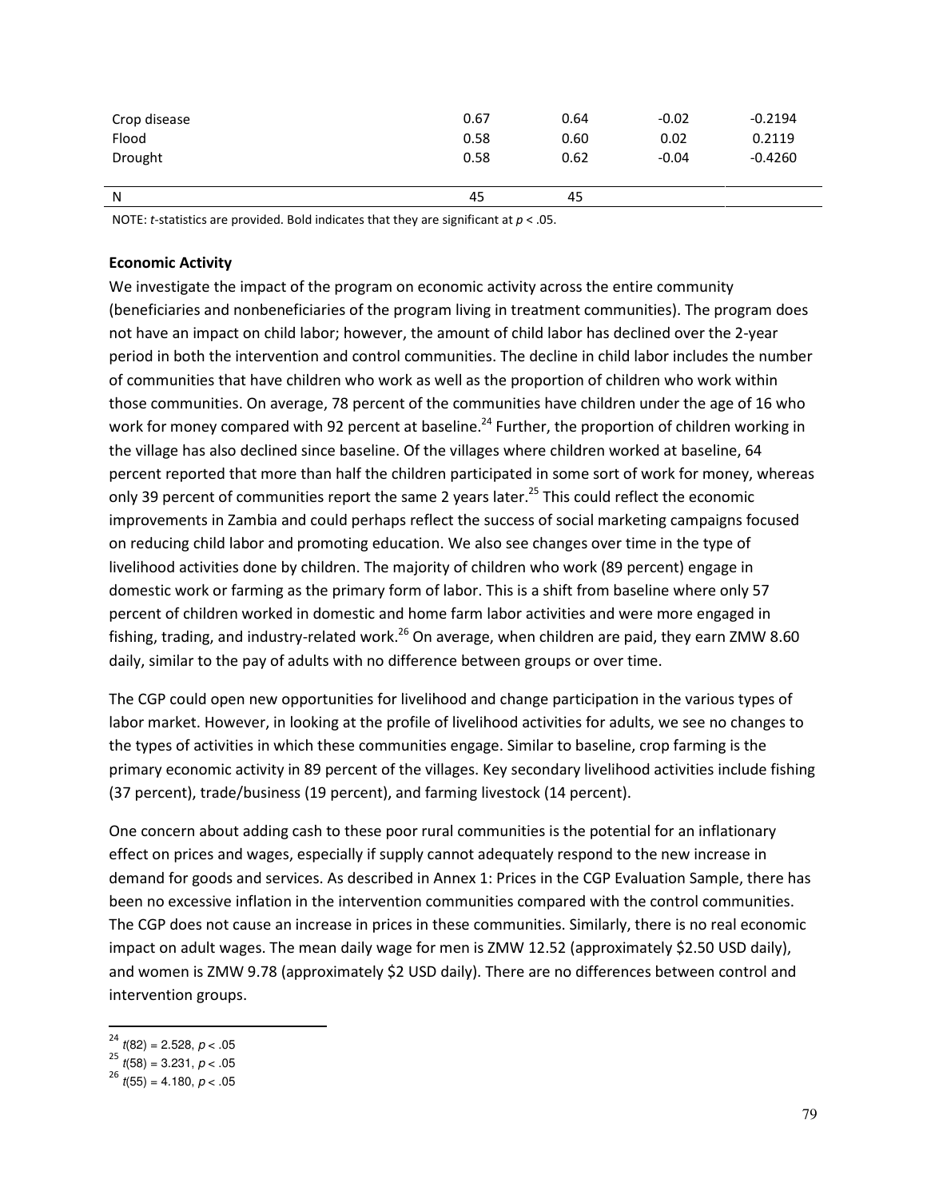| | | | | |
|---|---|---|---|---|
| Crop disease | 0.67 | 0.64 | -0.02 | -0.2194 |
| Flood | 0.58 | 0.60 | 0.02 | 0.2119 |
| Drought | 0.58 | 0.62 | -0.04 | -0.4260 |
| N | 45 | 45 | | |

NOTE: *t*-statistics are provided. Bold indicates that they are significant at $p < .05$.

**Economic Activity**

We investigate the impact of the program on economic activity across the entire community (beneficiaries and nonbeneficiaries of the program living in treatment communities). The program does not have an impact on child labor; however, the amount of child labor has declined over the 2-year period in both the intervention and control communities. The decline in child labor includes the number of communities that have children who work as well as the proportion of children who work within those communities. On average, 78 percent of the communities have children under the age of 16 who work for money compared with 92 percent at baseline.[24] Further, the proportion of children working in the village has also declined since baseline. Of the villages where children worked at baseline, 64 percent reported that more than half the children participated in some sort of work for money, whereas only 39 percent of communities report the same 2 years later.[25] This could reflect the economic improvements in Zambia and could perhaps reflect the success of social marketing campaigns focused on reducing child labor and promoting education. We also see changes over time in the type of livelihood activities done by children. The majority of children who work (89 percent) engage in domestic work or farming as the primary form of labor. This is a shift from baseline where only 57 percent of children worked in domestic and home farm labor activities and were more engaged in fishing, trading, and industry-related work.[26] On average, when children are paid, they earn ZMW 8.60 daily, similar to the pay of adults with no difference between groups or over time.

The CGP could open new opportunities for livelihood and change participation in the various types of labor market. However, in looking at the profile of livelihood activities for adults, we see no changes to the types of activities in which these communities engage. Similar to baseline, crop farming is the primary economic activity in 89 percent of the villages. Key secondary livelihood activities include fishing (37 percent), trade/business (19 percent), and farming livestock (14 percent).

One concern about adding cash to these poor rural communities is the potential for an inflationary effect on prices and wages, especially if supply cannot adequately respond to the new increase in demand for goods and services. As described in Annex 1: Prices in the CGP Evaluation Sample, there has been no excessive inflation in the intervention communities compared with the control communities. The CGP does not cause an increase in prices in these communities. Similarly, there is no real economic impact on adult wages. The mean daily wage for men is ZMW 12.52 (approximately $2.50 USD daily), and women is ZMW 9.78 (approximately $2 USD daily). There are no differences between control and intervention groups.

[24] $t(82) = 2.528$, $p < .05$

[25] $t(58) = 3.231$, $p < .05$

[26] $t(55) = 4.180$, $p < .05$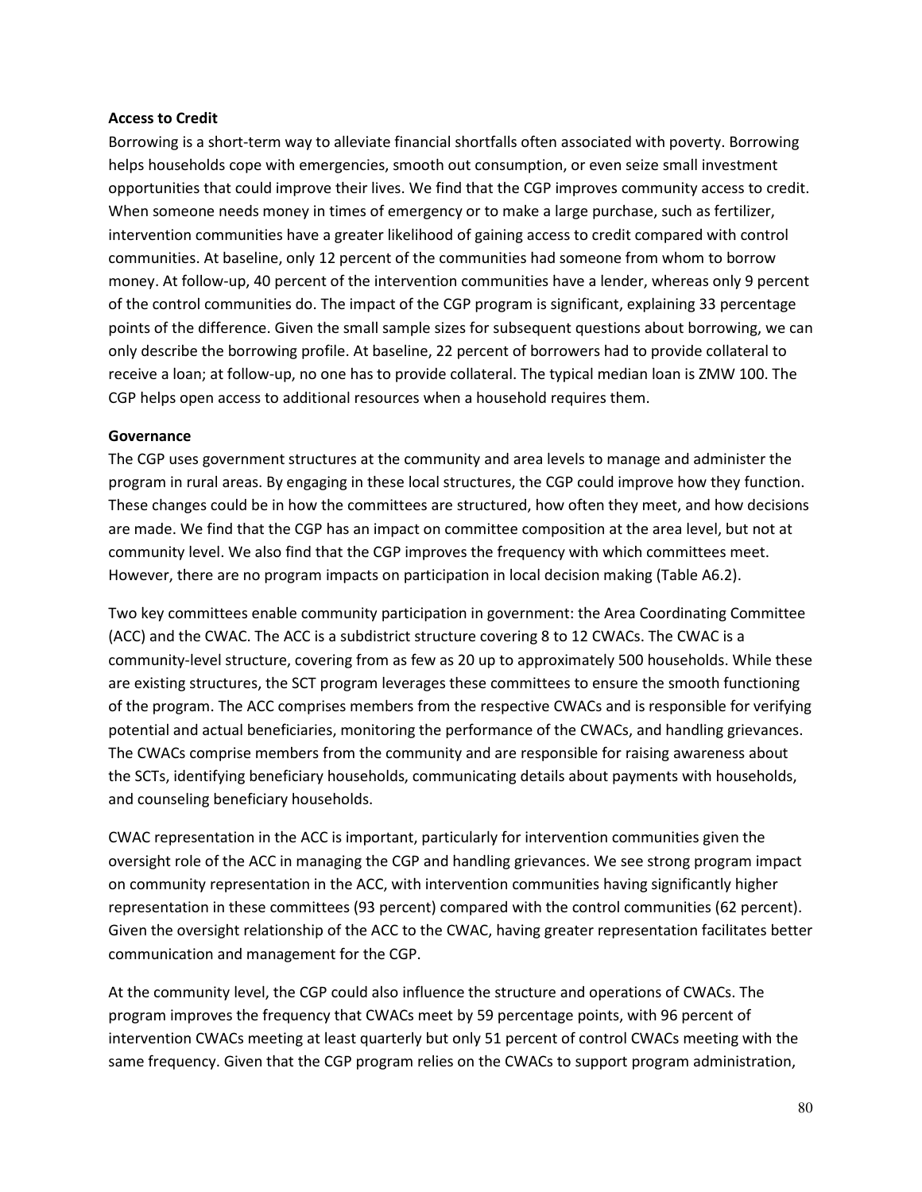**Access to Credit**

Borrowing is a short-term way to alleviate financial shortfalls often associated with poverty. Borrowing helps households cope with emergencies, smooth out consumption, or even seize small investment opportunities that could improve their lives. We find that the CGP improves community access to credit. When someone needs money in times of emergency or to make a large purchase, such as fertilizer, intervention communities have a greater likelihood of gaining access to credit compared with control communities. At baseline, only 12 percent of the communities had someone from whom to borrow money. At follow-up, 40 percent of the intervention communities have a lender, whereas only 9 percent of the control communities do. The impact of the CGP program is significant, explaining 33 percentage points of the difference. Given the small sample sizes for subsequent questions about borrowing, we can only describe the borrowing profile. At baseline, 22 percent of borrowers had to provide collateral to receive a loan; at follow-up, no one has to provide collateral. The typical median loan is ZMW 100. The CGP helps open access to additional resources when a household requires them.

**Governance**

The CGP uses government structures at the community and area levels to manage and administer the program in rural areas. By engaging in these local structures, the CGP could improve how they function. These changes could be in how the committees are structured, how often they meet, and how decisions are made. We find that the CGP has an impact on committee composition at the area level, but not at community level. We also find that the CGP improves the frequency with which committees meet. However, there are no program impacts on participation in local decision making (Table A6.2).

Two key committees enable community participation in government: the Area Coordinating Committee (ACC) and the CWAC. The ACC is a subdistrict structure covering 8 to 12 CWACs. The CWAC is a community-level structure, covering from as few as 20 up to approximately 500 households. While these are existing structures, the SCT program leverages these committees to ensure the smooth functioning of the program. The ACC comprises members from the respective CWACs and is responsible for verifying potential and actual beneficiaries, monitoring the performance of the CWACs, and handling grievances. The CWACs comprise members from the community and are responsible for raising awareness about the SCTs, identifying beneficiary households, communicating details about payments with households, and counseling beneficiary households.

CWAC representation in the ACC is important, particularly for intervention communities given the oversight role of the ACC in managing the CGP and handling grievances. We see strong program impact on community representation in the ACC, with intervention communities having significantly higher representation in these committees (93 percent) compared with the control communities (62 percent). Given the oversight relationship of the ACC to the CWAC, having greater representation facilitates better communication and management for the CGP.

At the community level, the CGP could also influence the structure and operations of CWACs. The program improves the frequency that CWACs meet by 59 percentage points, with 96 percent of intervention CWACs meeting at least quarterly but only 51 percent of control CWACs meeting with the same frequency. Given that the CGP program relies on the CWACs to support program administration,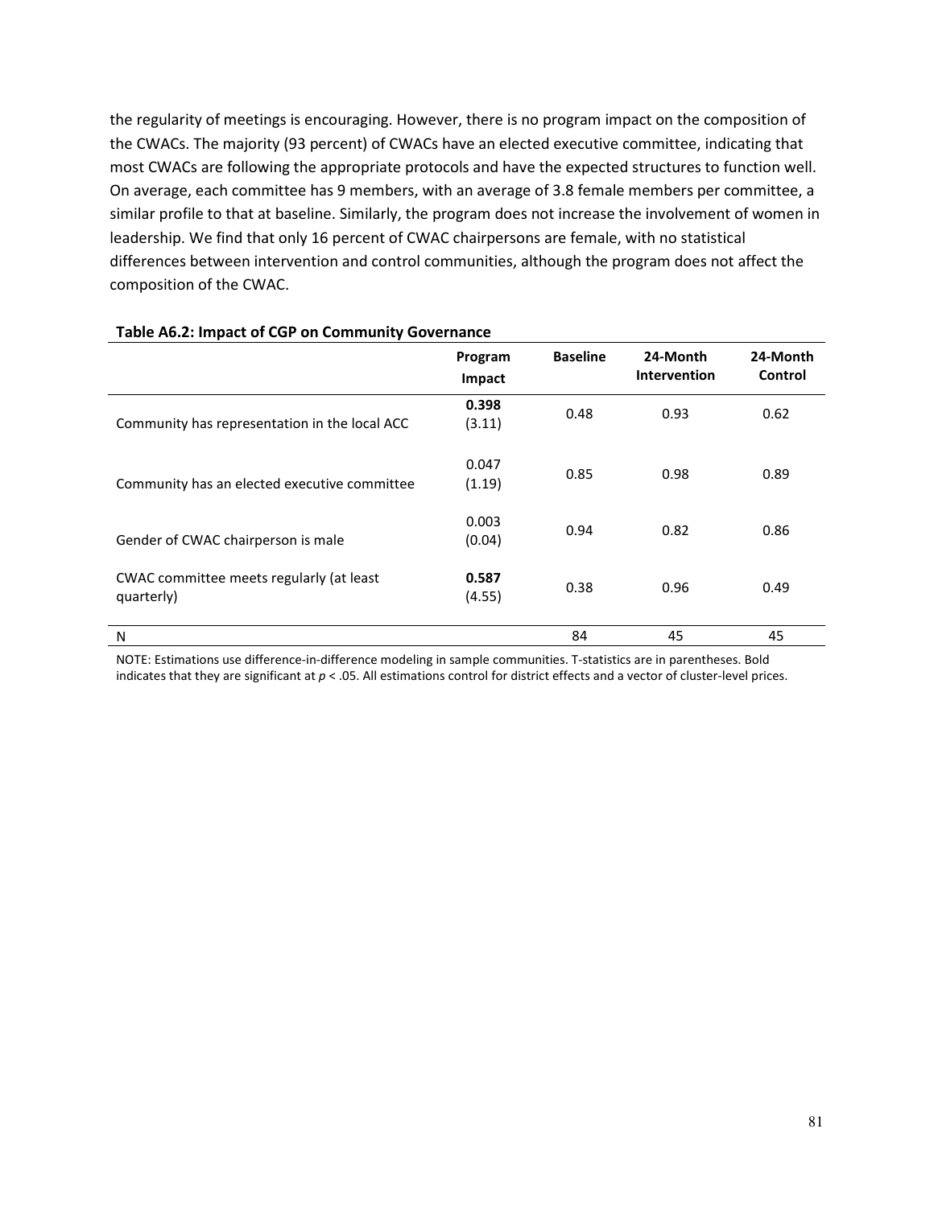the regularity of meetings is encouraging. However, there is no program impact on the composition of the CWACs. The majority (93 percent) of CWACs have an elected executive committee, indicating that most CWACs are following the appropriate protocols and have the expected structures to function well. On average, each committee has 9 members, with an average of 3.8 female members per committee, a similar profile to that at baseline. Similarly, the program does not increase the involvement of women in leadership. We find that only 16 percent of CWAC chairpersons are female, with no statistical differences between intervention and control communities, although the program does not affect the composition of the CWAC.

**Table A6.2: Impact of CGP on Community Governance**

| | Program Impact | Baseline | 24-Month Intervention | 24-Month Control |
|---|---|---|---|---|
| Community has representation in the local ACC | **0.398** (3.11) | 0.48 | 0.93 | 0.62 |
| Community has an elected executive committee | 0.047 (1.19) | 0.85 | 0.98 | 0.89 |
| Gender of CWAC chairperson is male | 0.003 (0.04) | 0.94 | 0.82 | 0.86 |
| CWAC committee meets regularly (at least quarterly) | **0.587** (4.55) | 0.38 | 0.96 | 0.49 |
| N | | 84 | 45 | 45 |

NOTE: Estimations use difference-in-difference modeling in sample communities. T-statistics are in parentheses. Bold indicates that they are significant at $p < .05$. All estimations control for district effects and a vector of cluster-level prices.